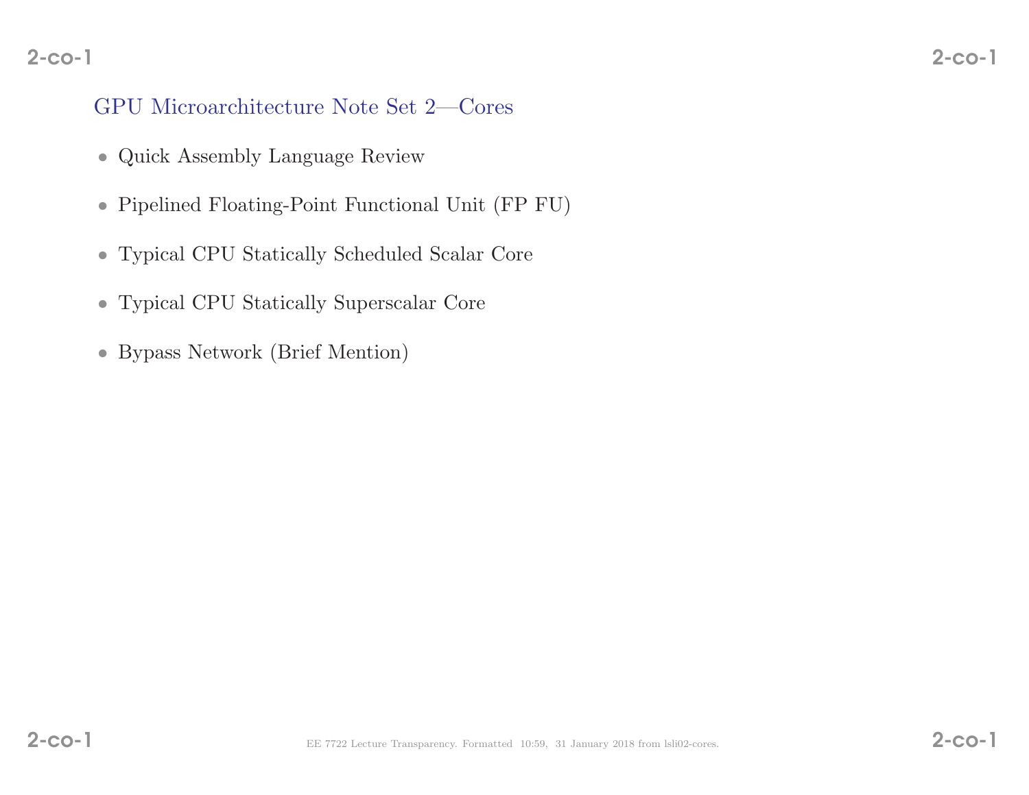# GPU Microarchitecture Note Set 2—Cores

- Quick Assembly Language Review
- Pipelined Floating-Point Functional Unit (FP FU)
- Typical CPU Statically Scheduled Scalar Core
- Typical CPU Statically Superscalar Core
- Bypass Network (Brief Mention)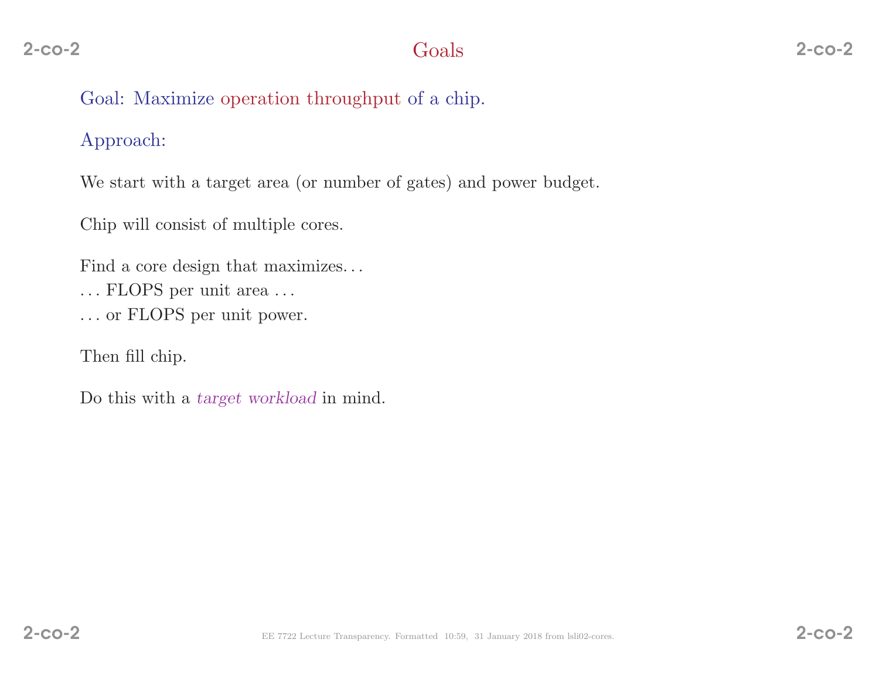# Goals

Goal: Maximize operation throughput of a chip.

Approach:

We start with a target area (or number of gates) and power budget.

Chip will consist of multiple cores.

Find a core design that maximizes. . .
. . . FLOPS per unit area . . .
. . . or FLOPS per unit power.

Then fill chip.

Do this with a *target workload* in mind.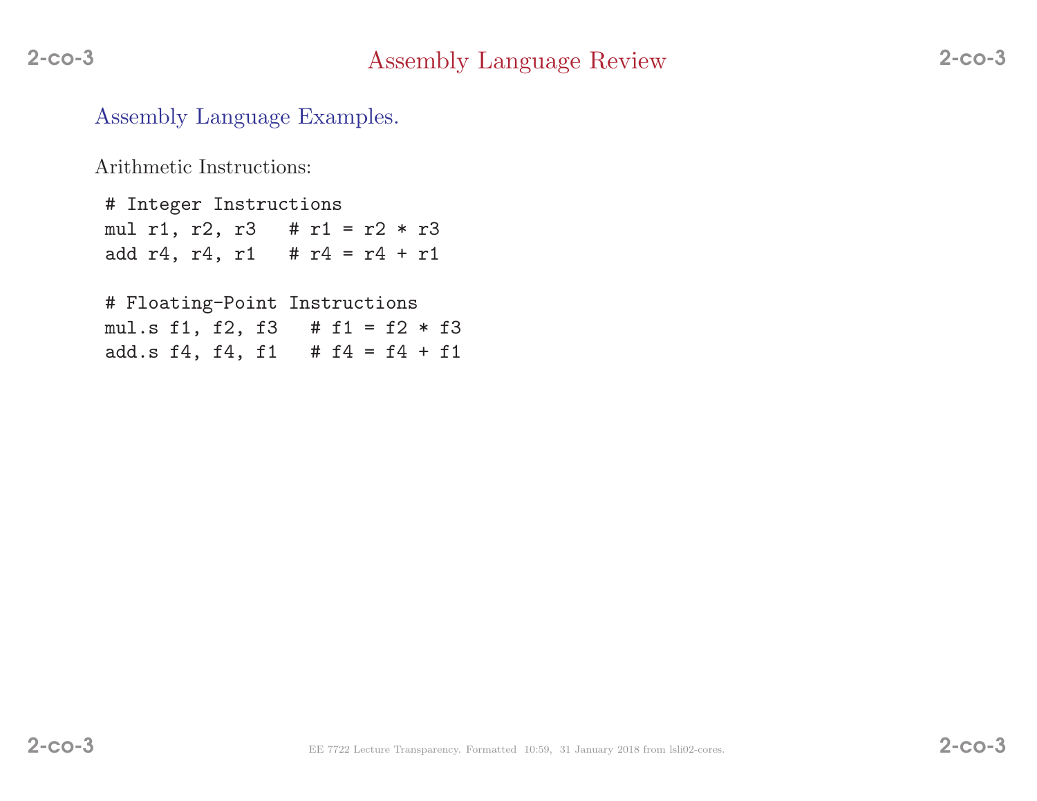# Assembly Language Review

## Assembly Language Examples.

Arithmetic Instructions:

```
# Integer Instructions
mul r1, r2, r3   # r1 = r2 * r3
add r4, r4, r1   # r4 = r4 + r1

# Floating-Point Instructions
mul.s f1, f2, f3   # f1 = f2 * f3
add.s f4, f4, f1   # f4 = f4 + f1
```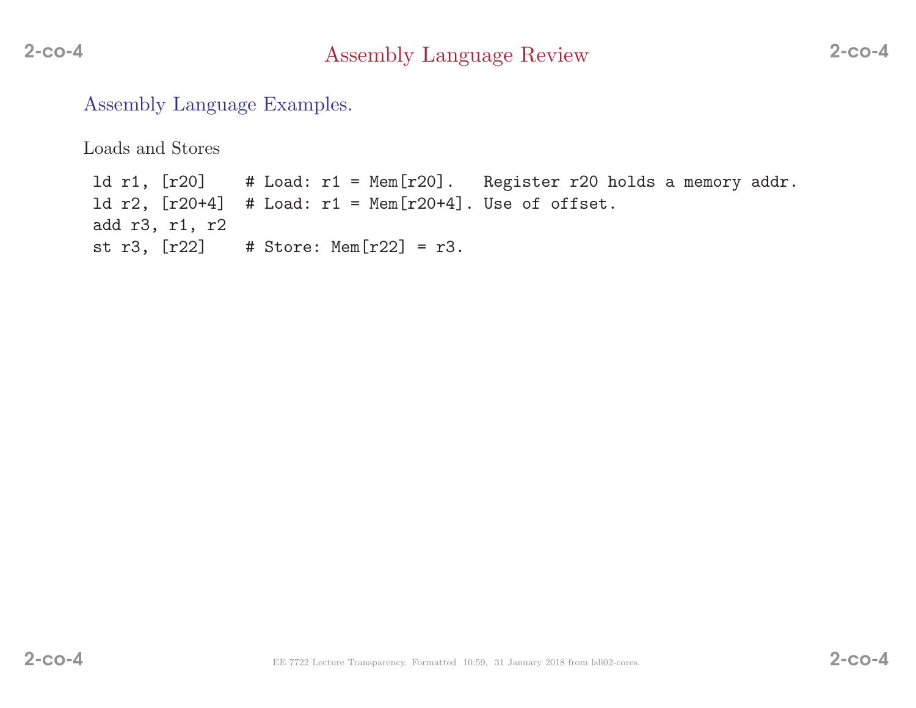# Assembly Language Review

## Assembly Language Examples.

Loads and Stores

```
ld r1, [r20]    # Load: r1 = Mem[r20].   Register r20 holds a memory addr.
ld r2, [r20+4]  # Load: r1 = Mem[r20+4]. Use of offset.
add r3, r1, r2
st r3, [r22]    # Store: Mem[r22] = r3.
```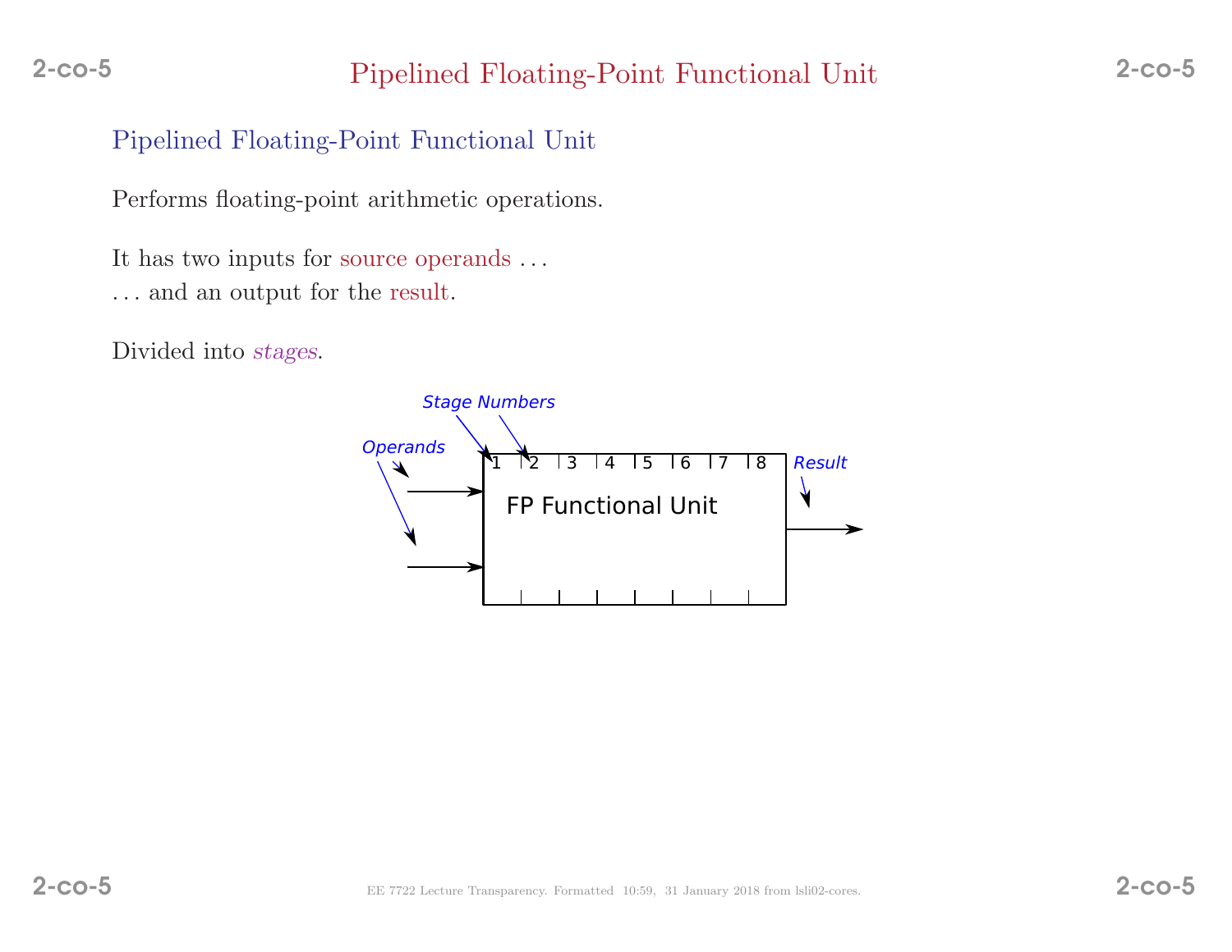# Pipelined Floating-Point Functional Unit

## Pipelined Floating-Point Functional Unit

Performs floating-point arithmetic operations.

It has two inputs for source operands . . .
. . . and an output for the result.

Divided into *stages*.

Stage Numbers

Operands

1 2 3 4 5 6 7 8

FP Functional Unit

Result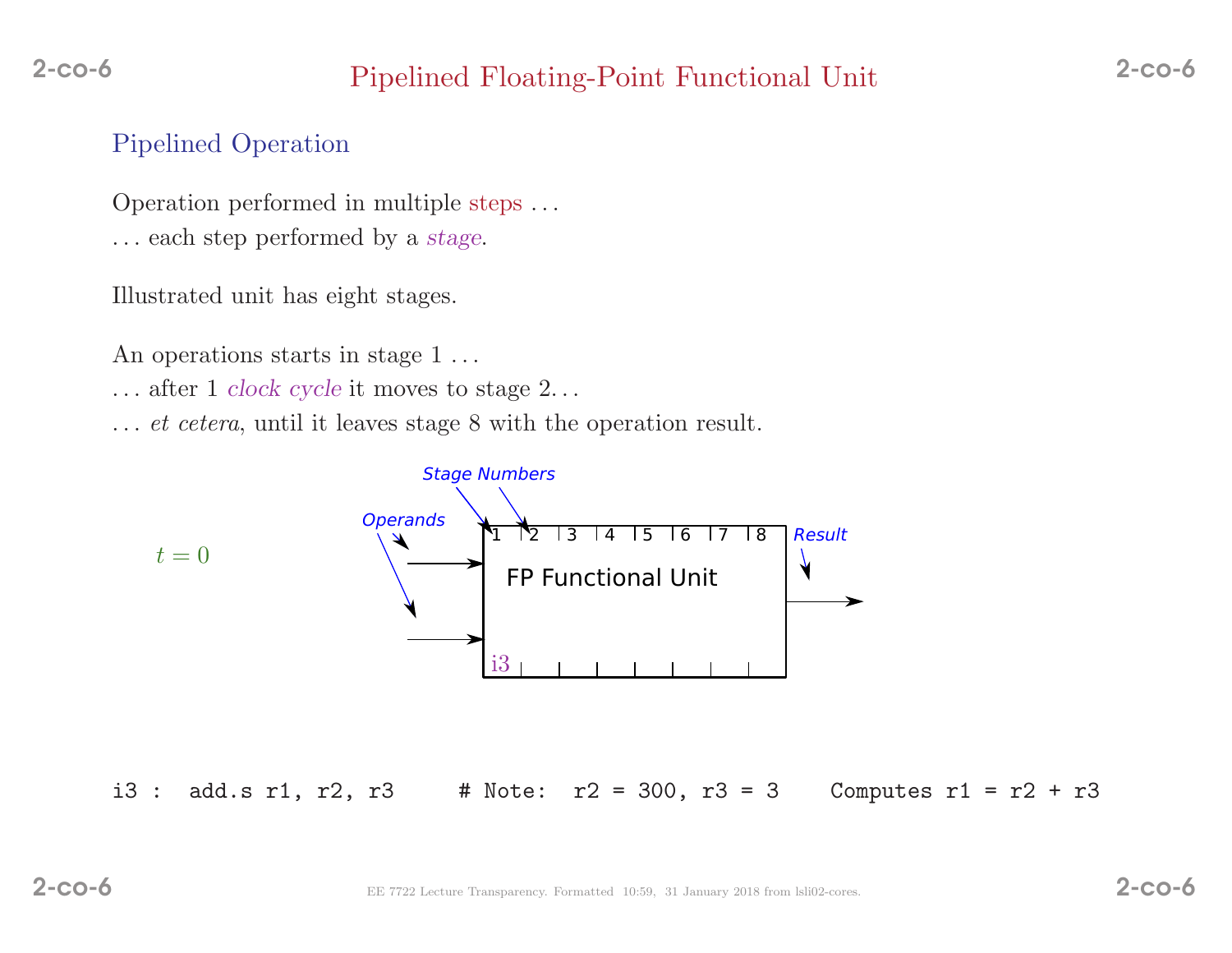# Pipelined Floating-Point Functional Unit

## Pipelined Operation

Operation performed in multiple steps . . .
. . . each step performed by a *stage*.

Illustrated unit has eight stages.

An operations starts in stage 1 . . .
. . . after 1 *clock cycle* it moves to stage 2. . .
. . . *et cetera*, until it leaves stage 8 with the operation result.

Stage Numbers

Operands

$t = 0$

1 2 3 4 5 6 7 8

FP Functional Unit

Result

i3

```
i3 :  add.s r1, r2, r3     # Note:  r2 = 300, r3 = 3    Computes r1 = r2 + r3
```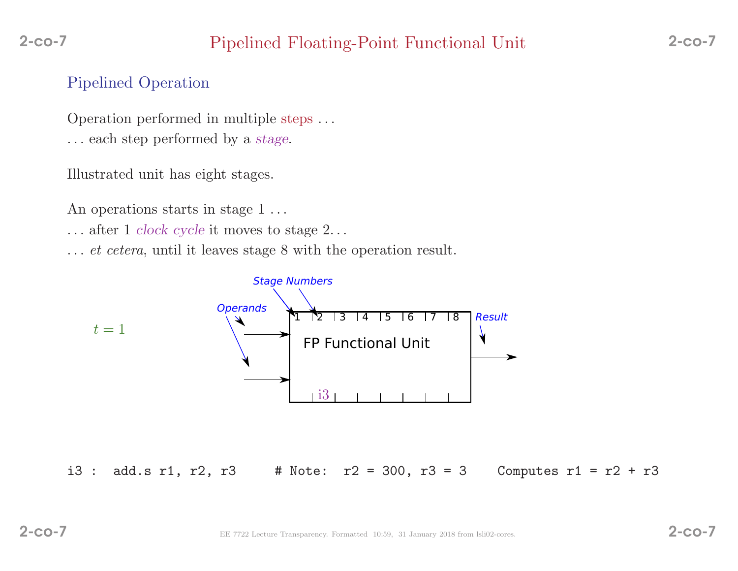# Pipelined Floating-Point Functional Unit

## Pipelined Operation

Operation performed in multiple steps ...
... each step performed by a *stage*.

Illustrated unit has eight stages.

An operations starts in stage 1 ...
... after 1 *clock cycle* it moves to stage 2...
... *et cetera*, until it leaves stage 8 with the operation result.

$t = 1$

Stage Numbers

Operands

| 1 | 2 | 3 | 4 | 5 | 6 | 7 | 8 |
|---|---|---|---|---|---|---|---|

FP Functional Unit

i3

Result

```
i3 :  add.s r1, r2, r3     # Note:  r2 = 300, r3 = 3    Computes r1 = r2 + r3
```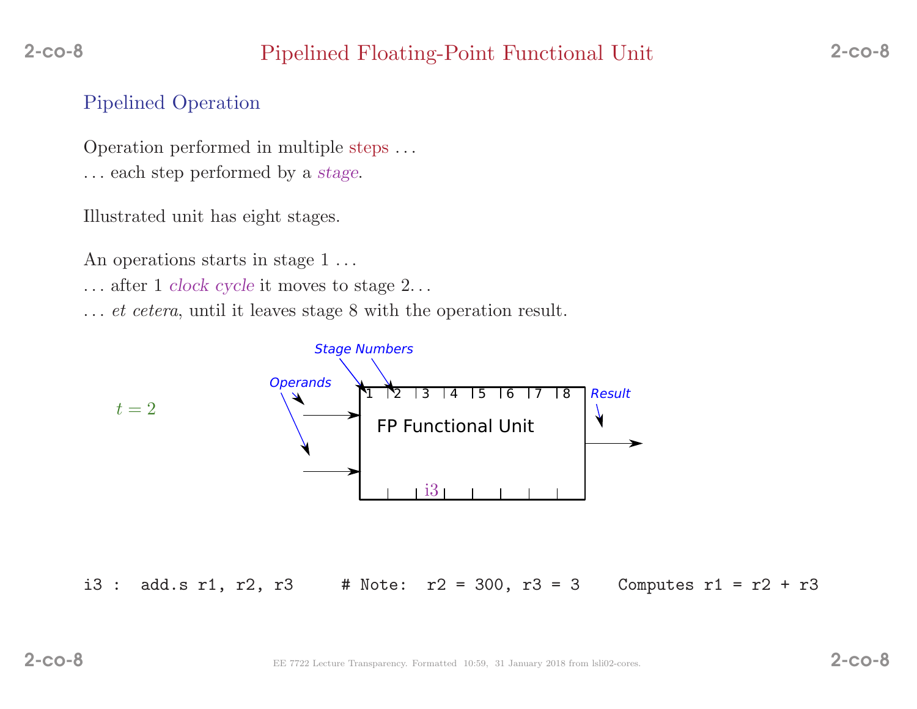# Pipelined Floating-Point Functional Unit

## Pipelined Operation

Operation performed in multiple steps . . .
. . . each step performed by a *stage*.

Illustrated unit has eight stages.

An operations starts in stage 1 . . .
. . . after 1 *clock cycle* it moves to stage 2. . .
. . . *et cetera*, until it leaves stage 8 with the operation result.

$t = 2$

Stage Numbers

Operands

Result

| 1 | 2 | 3 | 4 | 5 | 6 | 7 | 8 |
|---|---|---|---|---|---|---|---|
| | | i3 | | | | | |

FP Functional Unit

```
i3 :  add.s r1, r2, r3     # Note:  r2 = 300, r3 = 3    Computes r1 = r2 + r3
```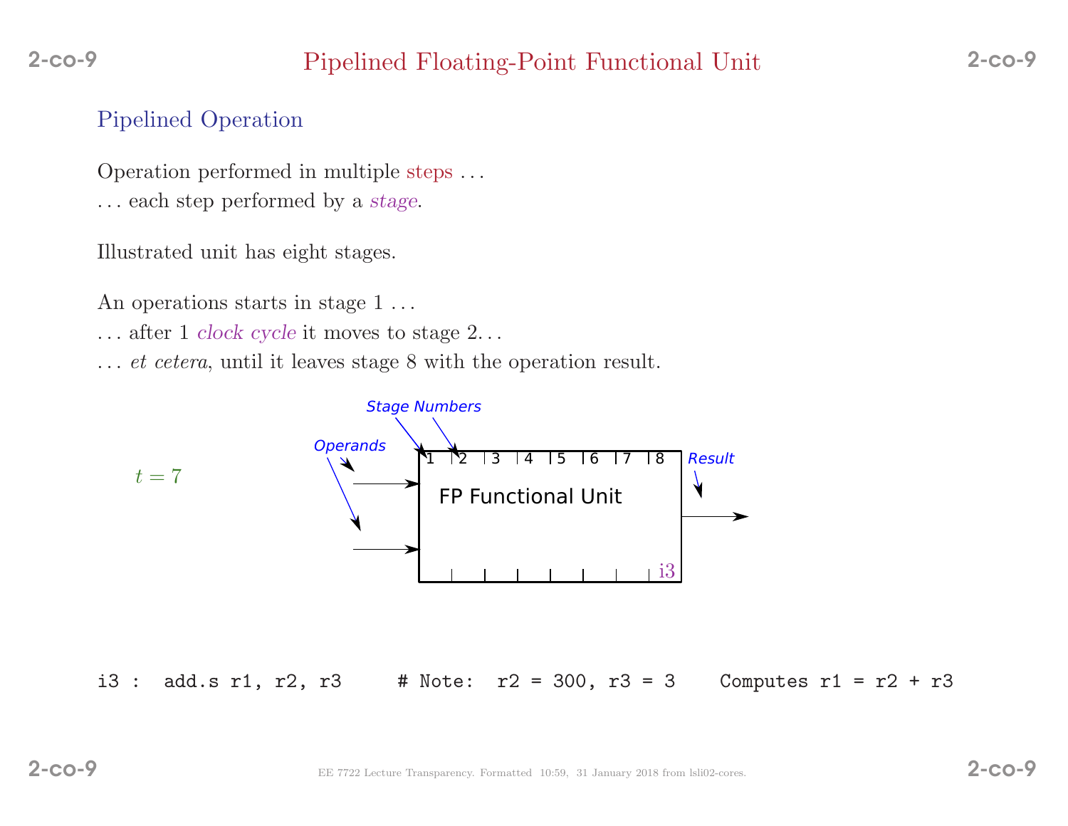# Pipelined Floating-Point Functional Unit

## Pipelined Operation

Operation performed in multiple steps . . .
. . . each step performed by a *stage*.

Illustrated unit has eight stages.

An operations starts in stage 1 . . .
. . . after 1 *clock cycle* it moves to stage 2. . .
. . . *et cetera*, until it leaves stage 8 with the operation result.

$t = 7$

Stage Numbers

Operands

1 2 3 4 5 6 7 8

FP Functional Unit

Result

i3

```
i3 :  add.s r1, r2, r3     # Note:  r2 = 300, r3 = 3    Computes r1 = r2 + r3
```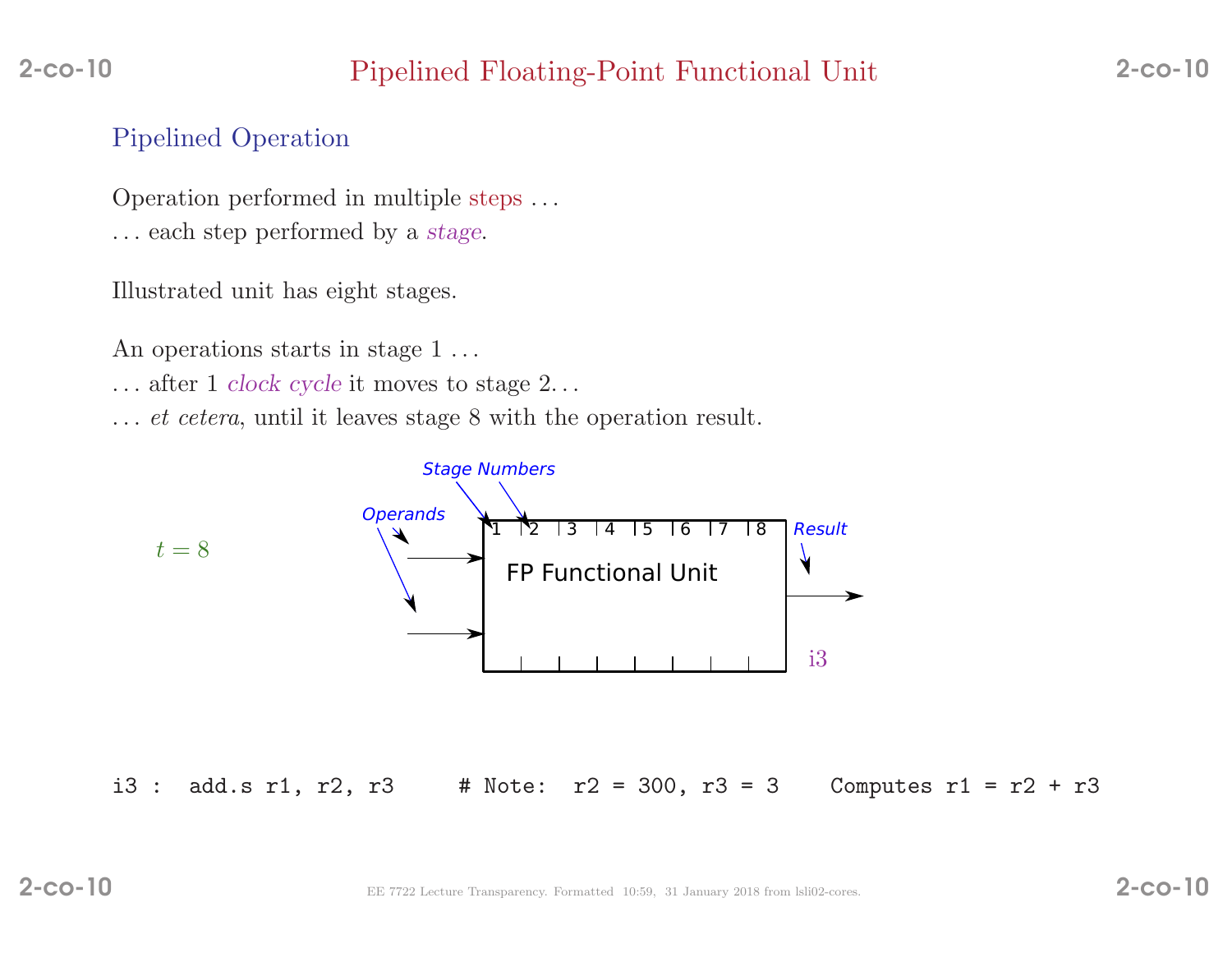# Pipelined Floating-Point Functional Unit

## Pipelined Operation

Operation performed in multiple steps ...

... each step performed by a *stage*.

Illustrated unit has eight stages.

An operations starts in stage 1 ...

... after 1 *clock cycle* it moves to stage 2...

... *et cetera*, until it leaves stage 8 with the operation result.

$t = 8$

Stage Numbers

Operands

1 2 3 4 5 6 7 8

FP Functional Unit

Result

i3

```
i3 :  add.s r1, r2, r3     # Note:  r2 = 300, r3 = 3    Computes r1 = r2 + r3
```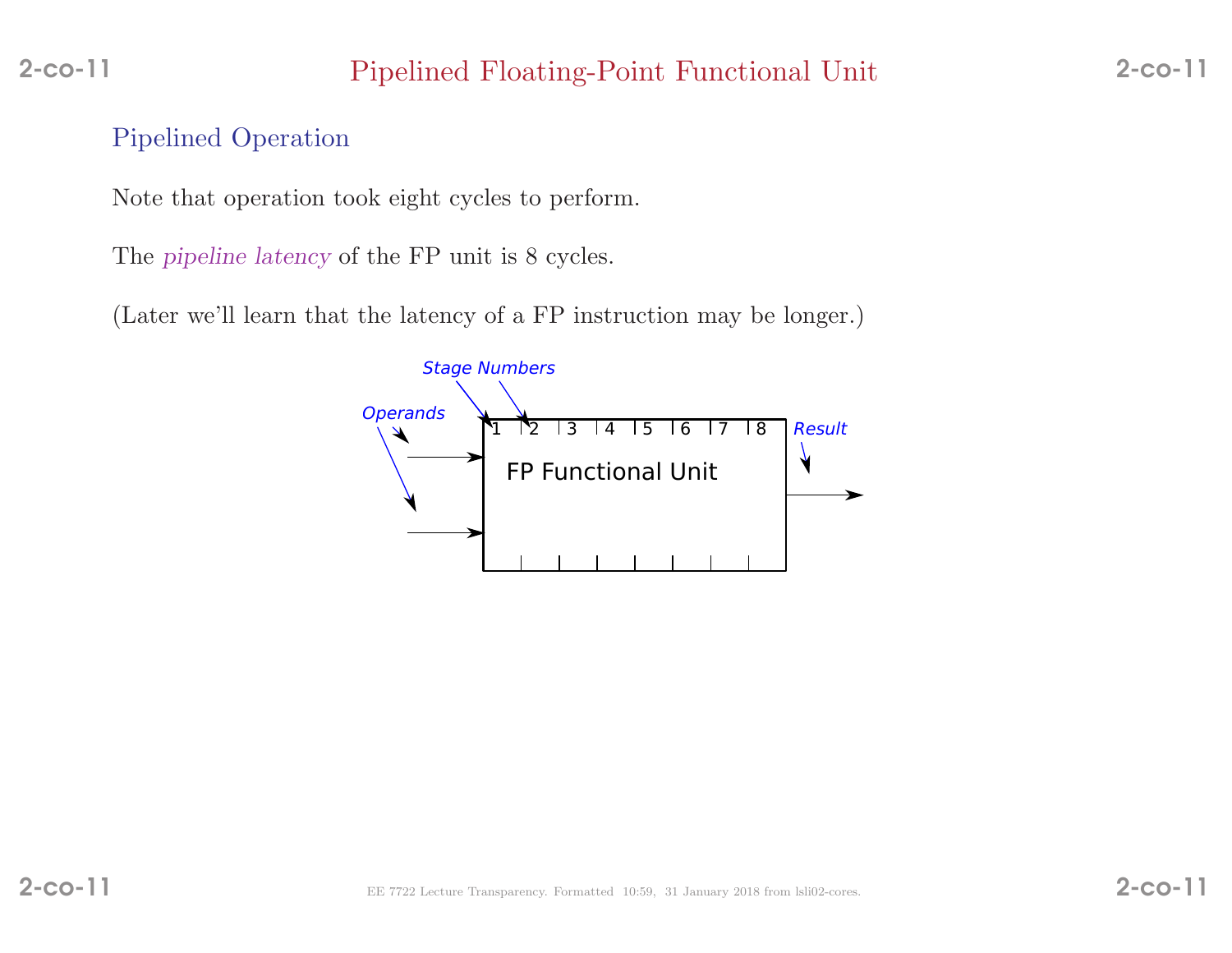# Pipelined Floating-Point Functional Unit

## Pipelined Operation

Note that operation took eight cycles to perform.

The *pipeline latency* of the FP unit is 8 cycles.

(Later we'll learn that the latency of a FP instruction may be longer.)

Stage Numbers

Operands

1 2 3 4 5 6 7 8

FP Functional Unit

Result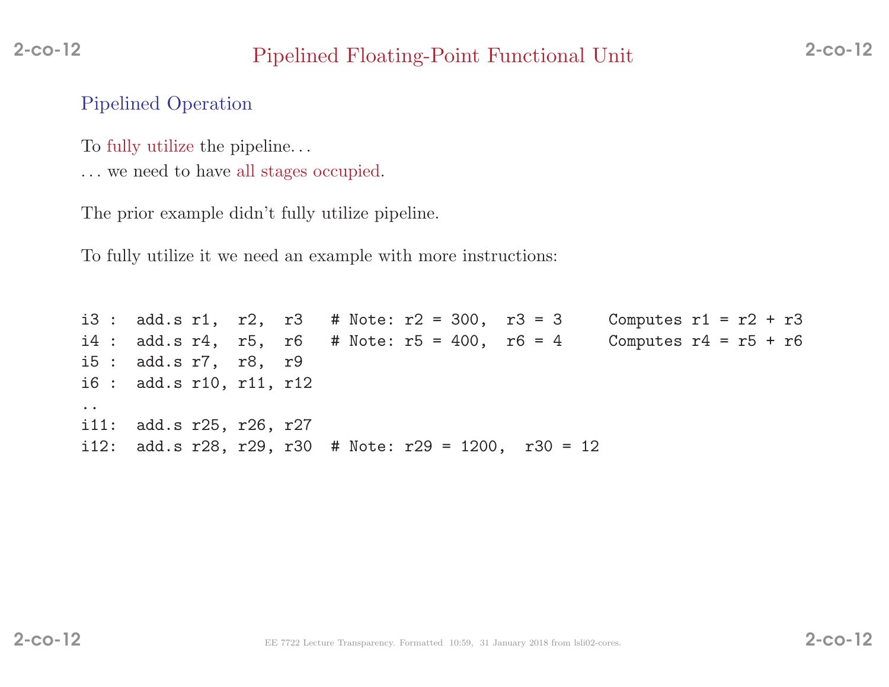# Pipelined Floating-Point Functional Unit

## Pipelined Operation

To fully utilize the pipeline. . .

. . . we need to have all stages occupied.

The prior example didn't fully utilize pipeline.

To fully utilize it we need an example with more instructions:

```
i3 :  add.s r1,  r2,  r3   # Note: r2 = 300,  r3 = 3     Computes r1 = r2 + r3
i4 :  add.s r4,  r5,  r6   # Note: r5 = 400,  r6 = 4     Computes r4 = r5 + r6
i5 :  add.s r7,  r8,  r9
i6 :  add.s r10, r11, r12
..
i11:  add.s r25, r26, r27
i12:  add.s r28, r29, r30  # Note: r29 = 1200,  r30 = 12
```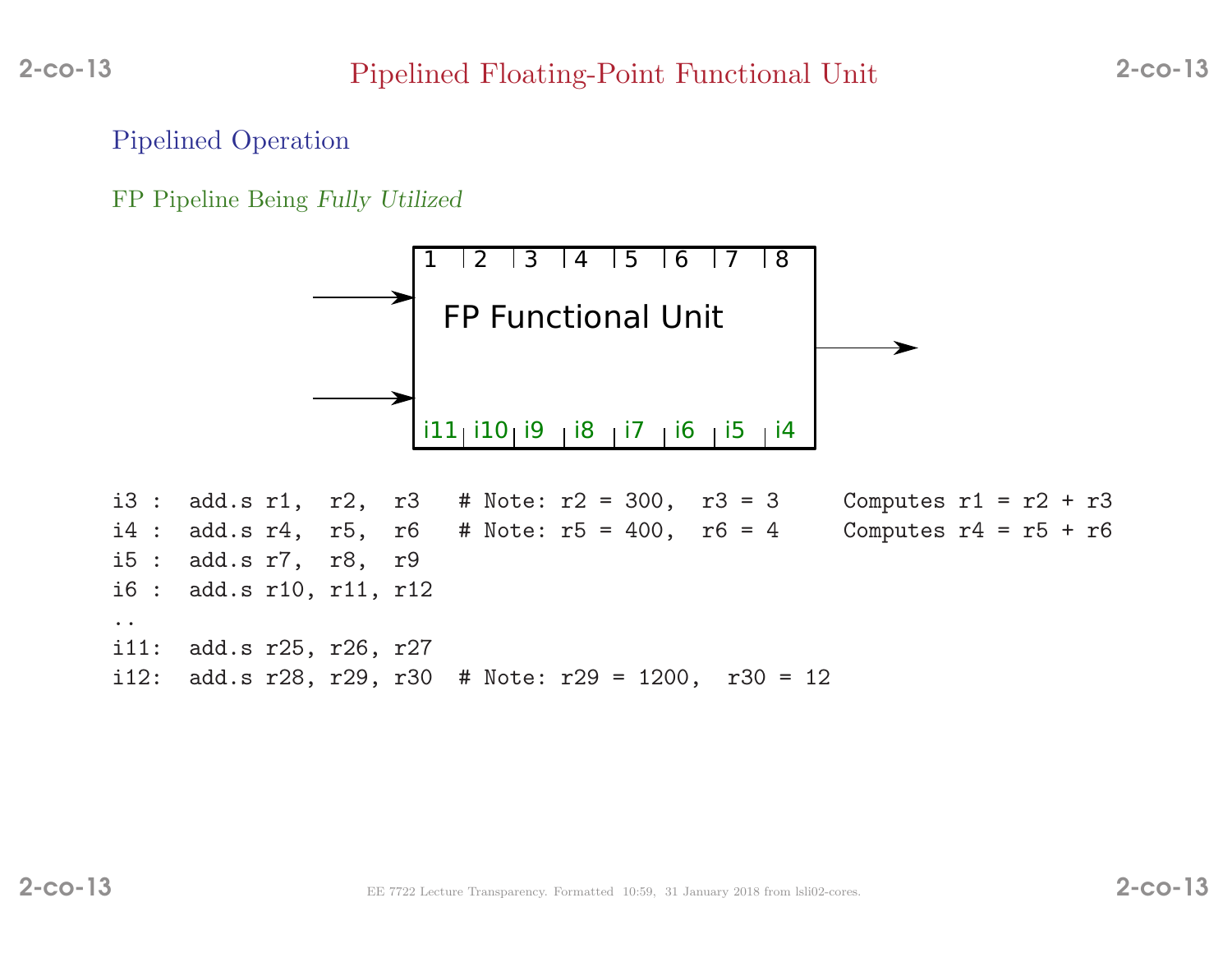# Pipelined Floating-Point Functional Unit

## Pipelined Operation

### FP Pipeline Being *Fully Utilized*

| 1 | 2 | 3 | 4 | 5 | 6 | 7 | 8 |
|---|---|---|---|---|---|---|---|
| i11 | i10 | i9 | i8 | i7 | i6 | i5 | i4 |

FP Functional Unit

```
i3 :  add.s r1,  r2,  r3   # Note: r2 = 300,  r3 = 3     Computes r1 = r2 + r3
i4 :  add.s r4,  r5,  r6   # Note: r5 = 400,  r6 = 4     Computes r4 = r5 + r6
i5 :  add.s r7,  r8,  r9
i6 :  add.s r10, r11, r12
..
i11:  add.s r25, r26, r27
i12:  add.s r28, r29, r30  # Note: r29 = 1200,  r30 = 12
```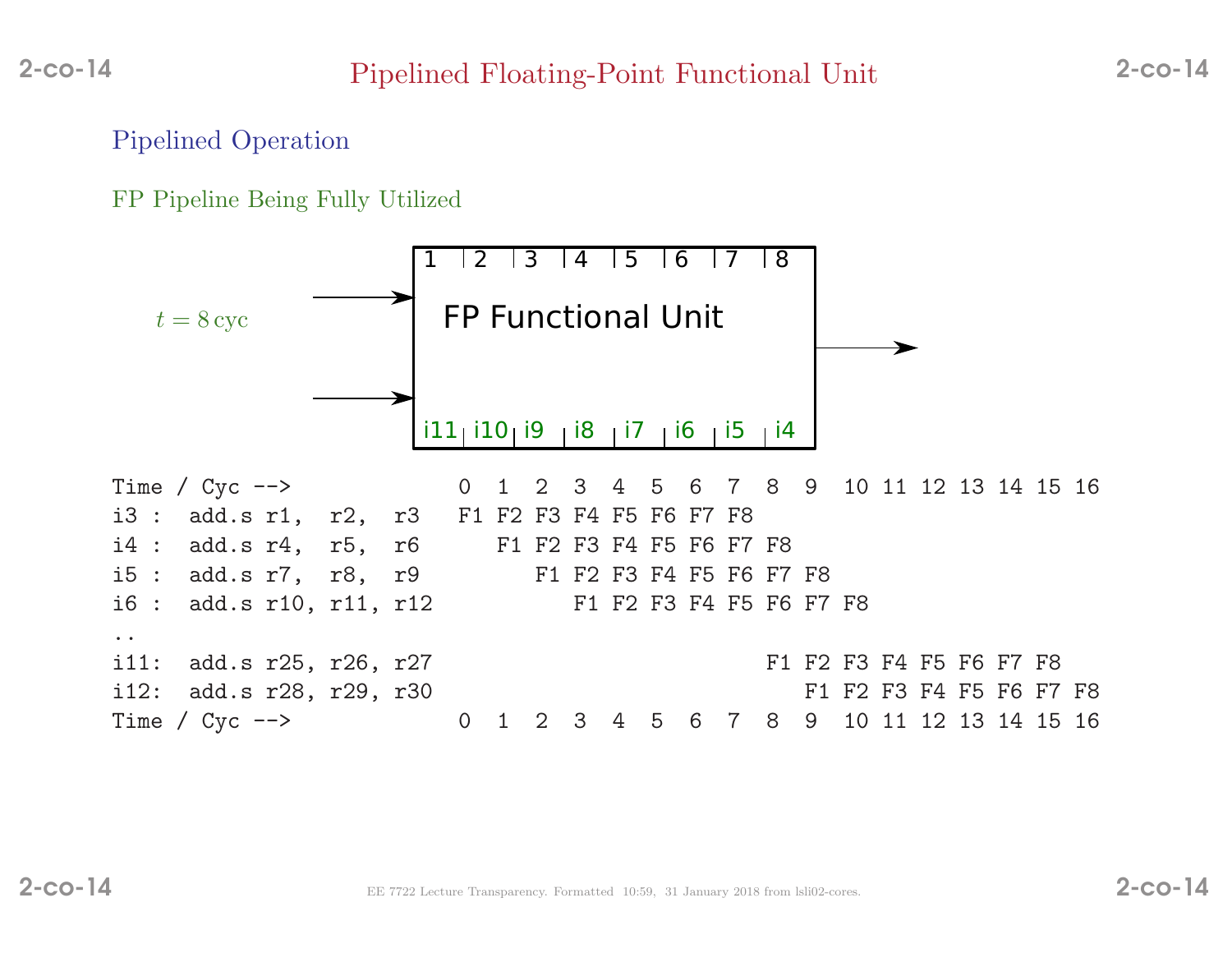# Pipelined Floating-Point Functional Unit

## Pipelined Operation

### FP Pipeline Being Fully Utilized

$t = 8\,\text{cyc}$

FP Functional Unit

| 1 | 2 | 3 | 4 | 5 | 6 | 7 | 8 |
|---|---|---|---|---|---|---|---|
| i11 | i10 | i9 | i8 | i7 | i6 | i5 | i4 |

```
Time / Cyc -->              0  1  2  3  4  5  6  7  8  9  10 11 12 13 14 15 16
i3 :  add.s r1,  r2,  r3   F1 F2 F3 F4 F5 F6 F7 F8
i4 :  add.s r4,  r5,  r6      F1 F2 F3 F4 F5 F6 F7 F8
i5 :  add.s r7,  r8,  r9         F1 F2 F3 F4 F5 F6 F7 F8
i6 :  add.s r10, r11, r12           F1 F2 F3 F4 F5 F6 F7 F8
..
i11:  add.s r25, r26, r27                          F1 F2 F3 F4 F5 F6 F7 F8
i12:  add.s r28, r29, r30                             F1 F2 F3 F4 F5 F6 F7 F8
Time / Cyc -->              0  1  2  3  4  5  6  7  8  9  10 11 12 13 14 15 16
```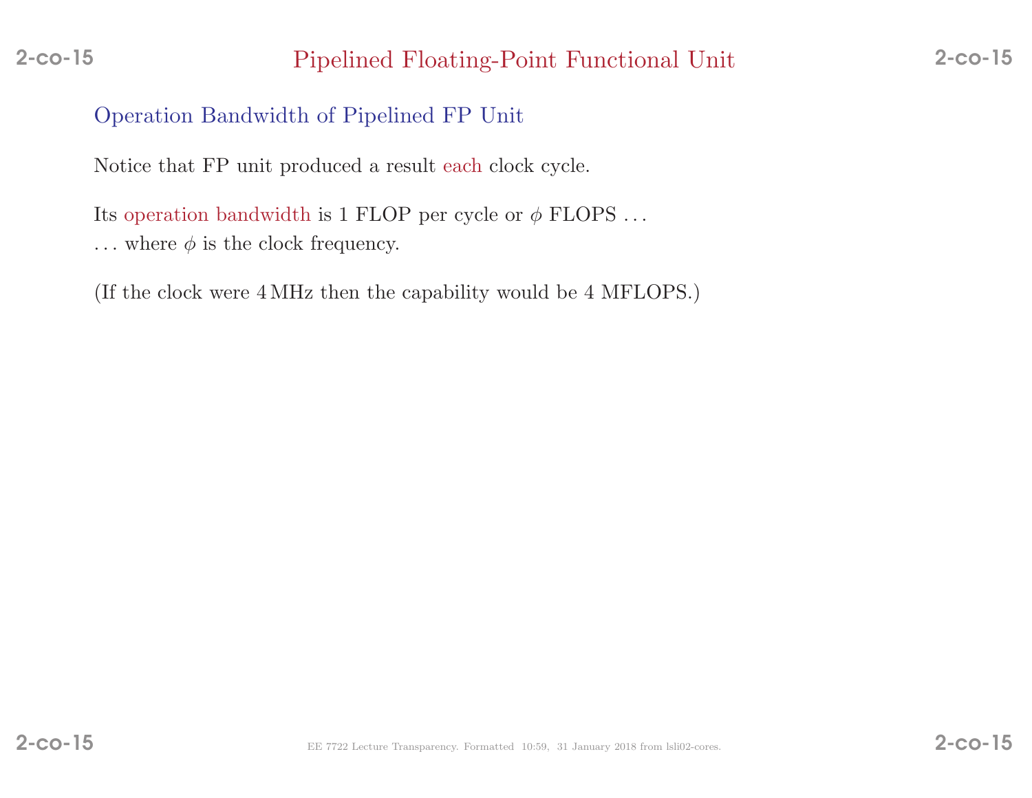# Pipelined Floating-Point Functional Unit

## Operation Bandwidth of Pipelined FP Unit

Notice that FP unit produced a result each clock cycle.

Its operation bandwidth is 1 FLOP per cycle or $\phi$ FLOPS ...
... where $\phi$ is the clock frequency.

(If the clock were 4 MHz then the capability would be 4 MFLOPS.)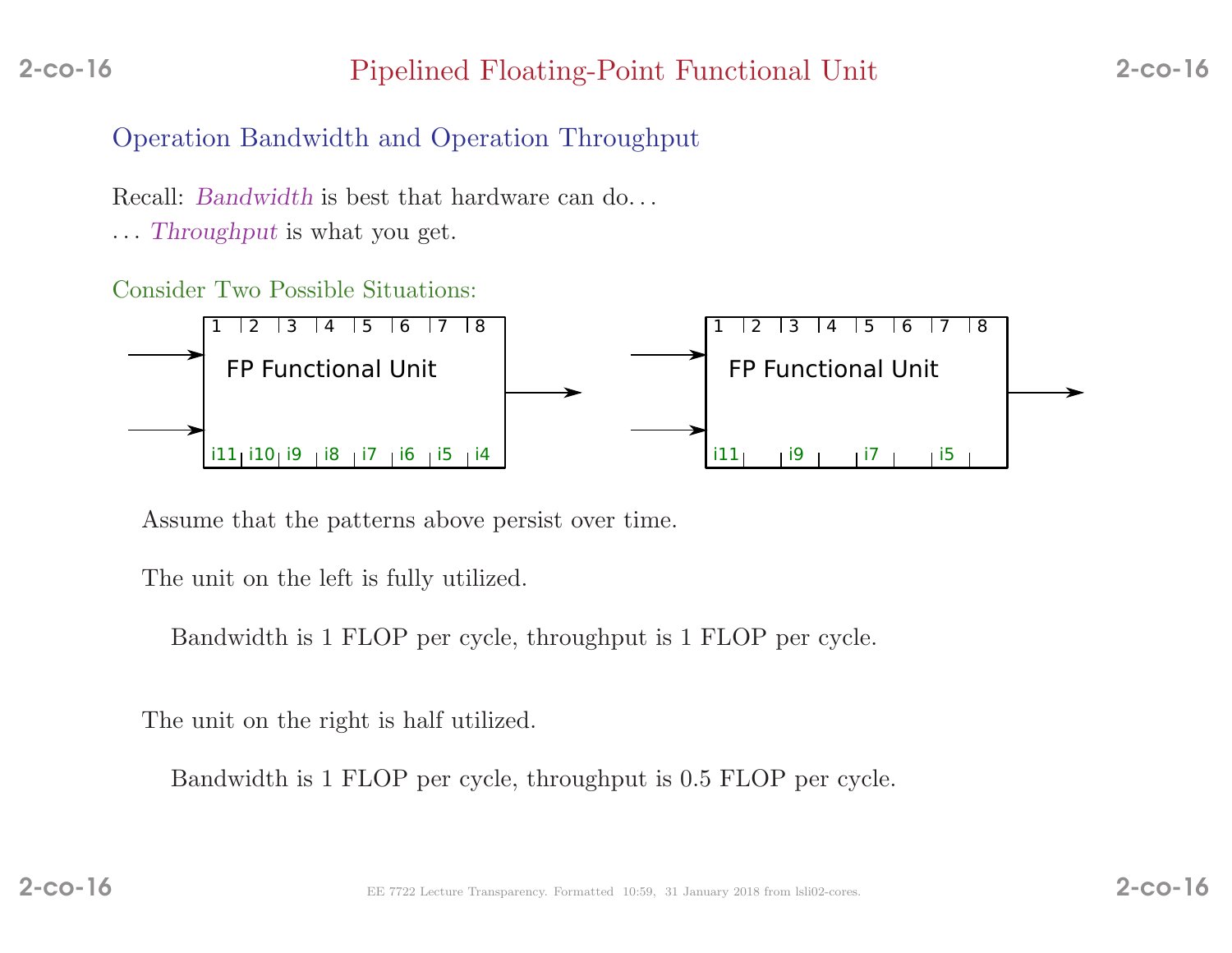# Pipelined Floating-Point Functional Unit

## Operation Bandwidth and Operation Throughput

Recall: *Bandwidth* is best that hardware can do. . .

. . . *Throughput* is what you get.

### Consider Two Possible Situations:

Assume that the patterns above persist over time.

The unit on the left is fully utilized.

Bandwidth is 1 FLOP per cycle, throughput is 1 FLOP per cycle.

The unit on the right is half utilized.

Bandwidth is 1 FLOP per cycle, throughput is 0.5 FLOP per cycle.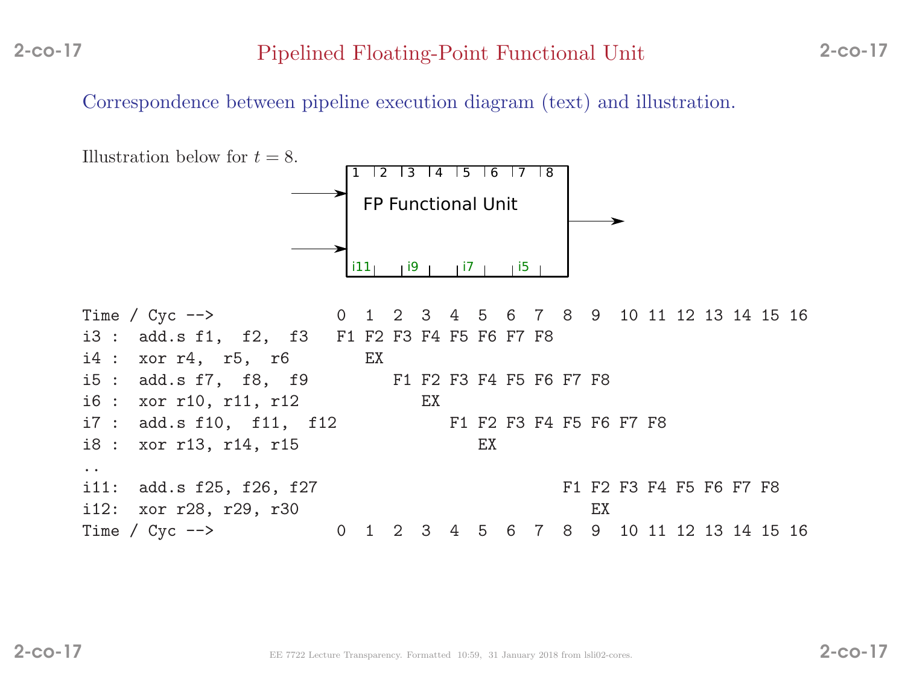# Pipelined Floating-Point Functional Unit

Correspondence between pipeline execution diagram (text) and illustration.

Illustration below for $t = 8$.

```
Time / Cyc -->            0  1  2  3  4  5  6  7  8  9  10 11 12 13 14 15 16
i3 :  add.s f1,  f2,  f3   F1 F2 F3 F4 F5 F6 F7 F8
i4 :  xor r4,  r5,  r6        EX
i5 :  add.s f7,  f8,  f9         F1 F2 F3 F4 F5 F6 F7 F8
i6 :  xor r10, r11, r12             EX
i7 :  add.s f10,  f11,  f12            F1 F2 F3 F4 F5 F6 F7 F8
i8 :  xor r13, r14, r15                   EX
..
i11:  add.s f25, f26, f27                             F1 F2 F3 F4 F5 F6 F7 F8
i12:  xor r28, r29, r30                                  EX
Time / Cyc -->            0  1  2  3  4  5  6  7  8  9  10 11 12 13 14 15 16
```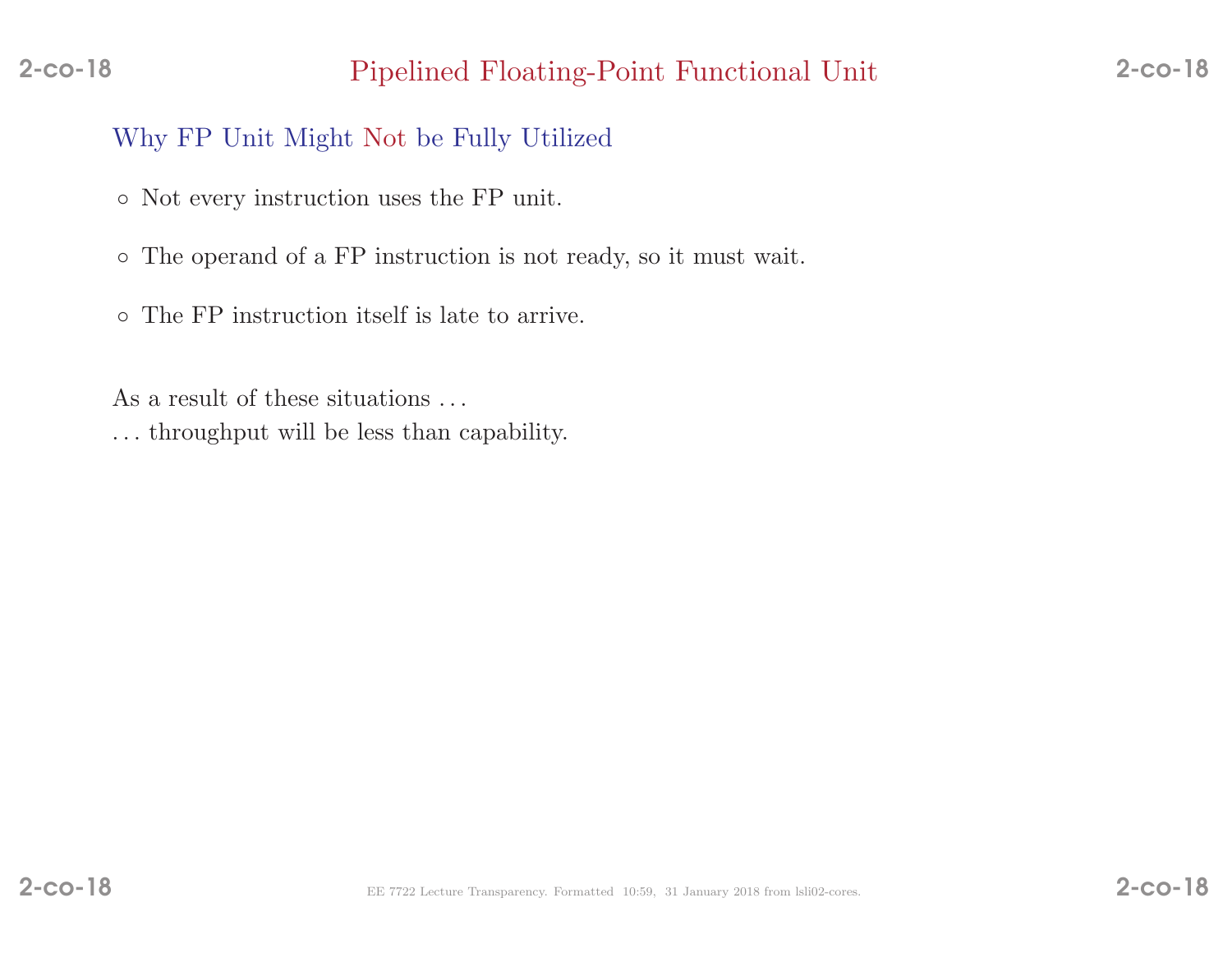# Pipelined Floating-Point Functional Unit

## Why FP Unit Might Not be Fully Utilized

- Not every instruction uses the FP unit.
- The operand of a FP instruction is not ready, so it must wait.
- The FP instruction itself is late to arrive.

As a result of these situations . . .
. . . throughput will be less than capability.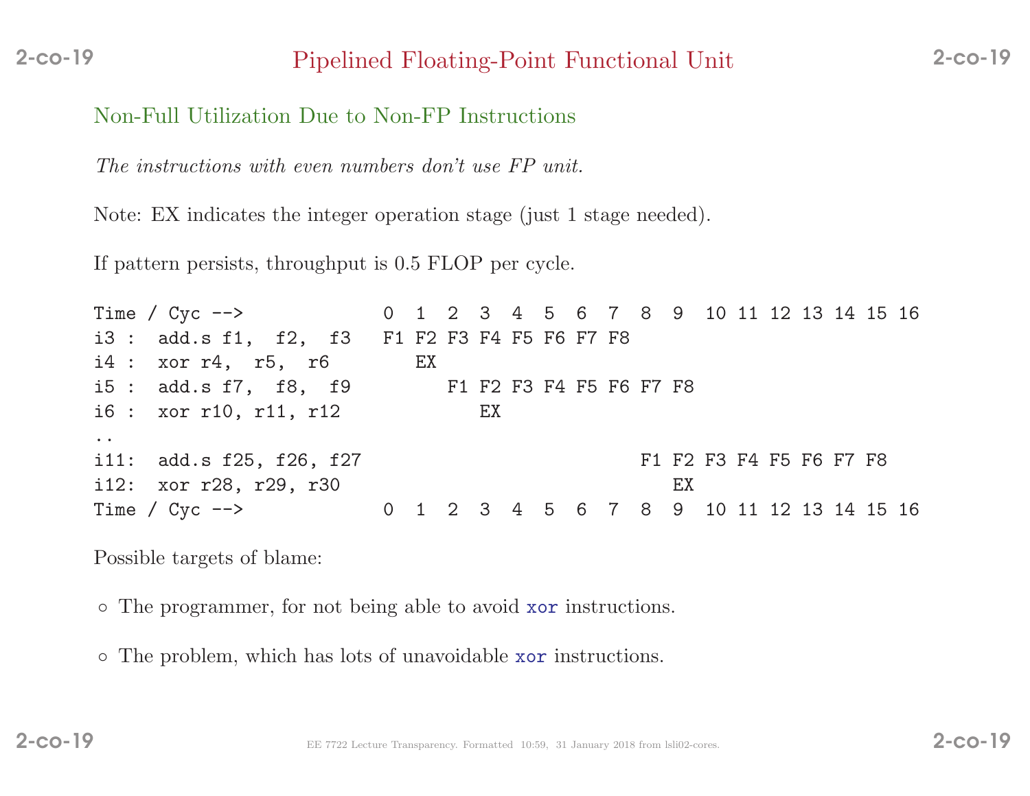# Pipelined Floating-Point Functional Unit

## Non-Full Utilization Due to Non-FP Instructions

*The instructions with even numbers don't use FP unit.*

Note: EX indicates the integer operation stage (just 1 stage needed).

If pattern persists, throughput is 0.5 FLOP per cycle.

```
Time / Cyc -->            0  1  2  3  4  5  6  7  8  9  10 11 12 13 14 15 16
i3 :  add.s f1,  f2,  f3   F1 F2 F3 F4 F5 F6 F7 F8
i4 :  xor r4,  r5,  r6        EX
i5 :  add.s f7,  f8,  f9         F1 F2 F3 F4 F5 F6 F7 F8
i6 :  xor r10, r11, r12             EX
..
i11:  add.s f25, f26, f27                            F1 F2 F3 F4 F5 F6 F7 F8
i12:  xor r28, r29, r30                                 EX
Time / Cyc -->            0  1  2  3  4  5  6  7  8  9  10 11 12 13 14 15 16
```

Possible targets of blame:

- The programmer, for not being able to avoid `xor` instructions.
- The problem, which has lots of unavoidable `xor` instructions.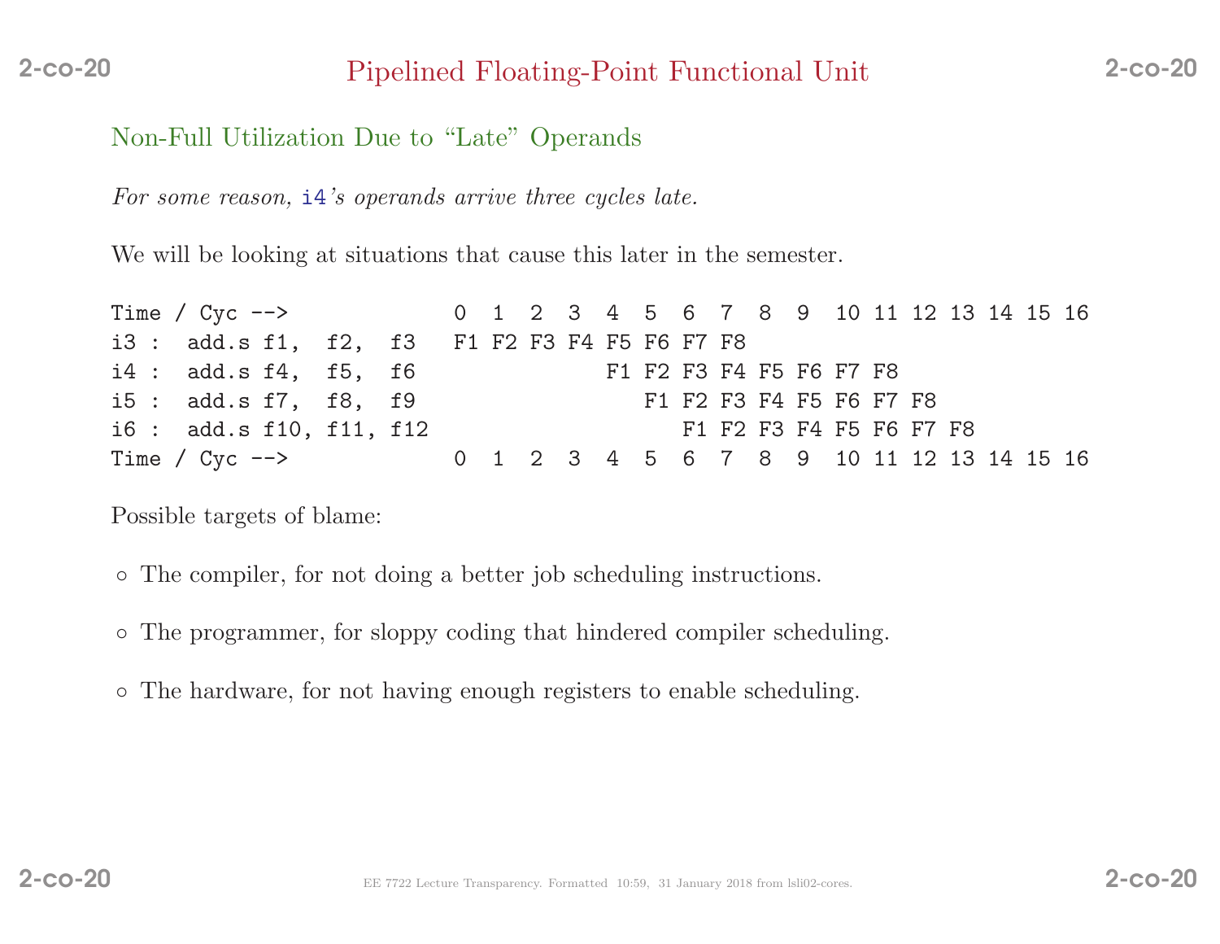# Pipelined Floating-Point Functional Unit

## Non-Full Utilization Due to "Late" Operands

*For some reason,* `i4`*'s operands arrive three cycles late.*

We will be looking at situations that cause this later in the semester.

```
Time / Cyc -->            0  1  2  3  4  5  6  7  8  9  10 11 12 13 14 15 16
i3 :  add.s f1,  f2,  f3  F1 F2 F3 F4 F5 F6 F7 F8
i4 :  add.s f4,  f5,  f6              F1 F2 F3 F4 F5 F6 F7 F8
i5 :  add.s f7,  f8,  f9                 F1 F2 F3 F4 F5 F6 F7 F8
i6 :  add.s f10, f11, f12                   F1 F2 F3 F4 F5 F6 F7 F8
Time / Cyc -->            0  1  2  3  4  5  6  7  8  9  10 11 12 13 14 15 16
```

Possible targets of blame:

- The compiler, for not doing a better job scheduling instructions.
- The programmer, for sloppy coding that hindered compiler scheduling.
- The hardware, for not having enough registers to enable scheduling.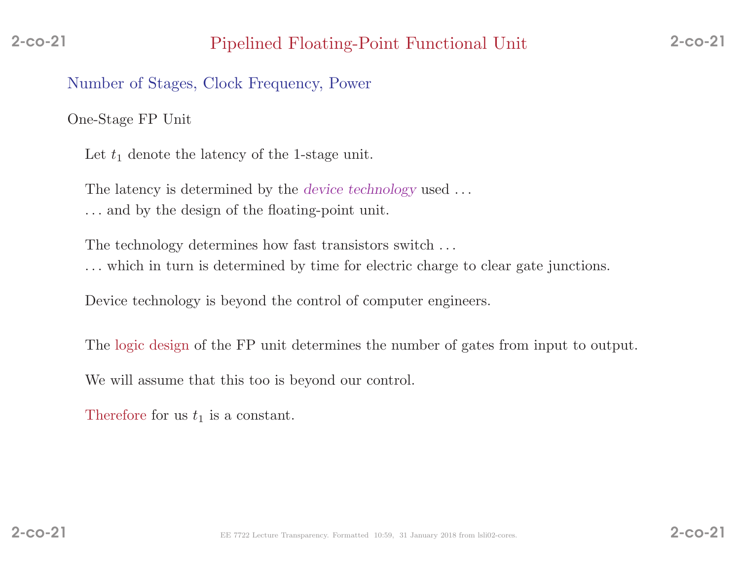# Pipelined Floating-Point Functional Unit

## Number of Stages, Clock Frequency, Power

### One-Stage FP Unit

Let $t_1$ denote the latency of the 1-stage unit.

The latency is determined by the *device technology* used ...
... and by the design of the floating-point unit.

The technology determines how fast transistors switch ...
... which in turn is determined by time for electric charge to clear gate junctions.

Device technology is beyond the control of computer engineers.

The logic design of the FP unit determines the number of gates from input to output.

We will assume that this too is beyond our control.

Therefore for us $t_1$ is a constant.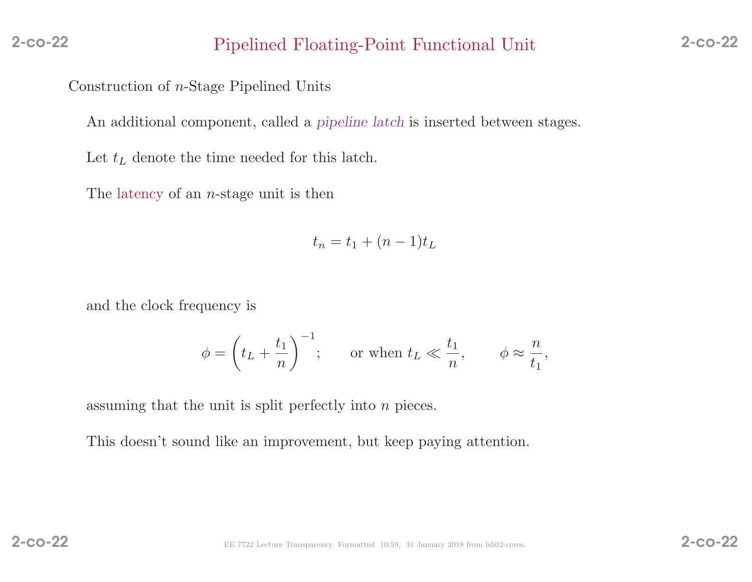# Pipelined Floating-Point Functional Unit

Construction of $n$-Stage Pipelined Units

An additional component, called a *pipeline latch* is inserted between stages.

Let $t_L$ denote the time needed for this latch.

The latency of an $n$-stage unit is then

$$t_n = t_1 + (n-1)t_L$$

and the clock frequency is

$$\phi = \left(t_L + \frac{t_1}{n}\right)^{-1}; \qquad \text{or when } t_L \ll \frac{t_1}{n}, \qquad \phi \approx \frac{n}{t_1},$$

assuming that the unit is split perfectly into $n$ pieces.

This doesn't sound like an improvement, but keep paying attention.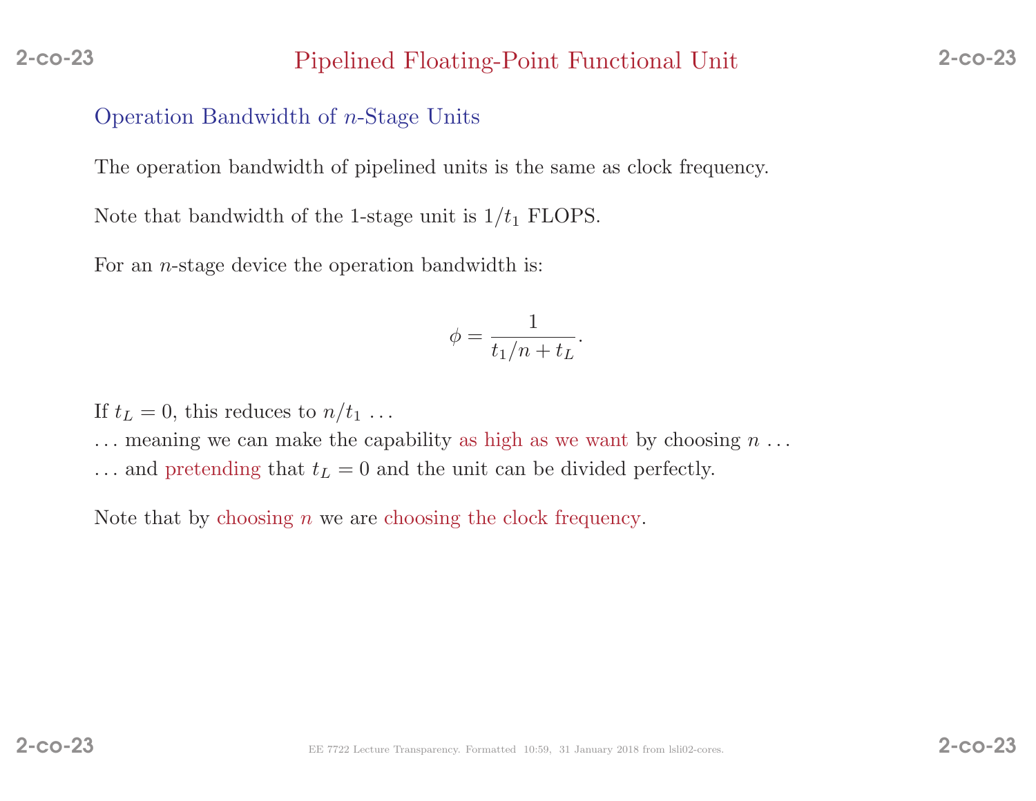# Pipelined Floating-Point Functional Unit

## Operation Bandwidth of $n$-Stage Units

The operation bandwidth of pipelined units is the same as clock frequency.

Note that bandwidth of the 1-stage unit is $1/t_1$ FLOPS.

For an $n$-stage device the operation bandwidth is:

$$\phi = \frac{1}{t_1/n + t_L}.$$

If $t_L = 0$, this reduces to $n/t_1$ ...
... meaning we can make the capability as high as we want by choosing $n$ ...
... and pretending that $t_L = 0$ and the unit can be divided perfectly.

Note that by choosing $n$ we are choosing the clock frequency.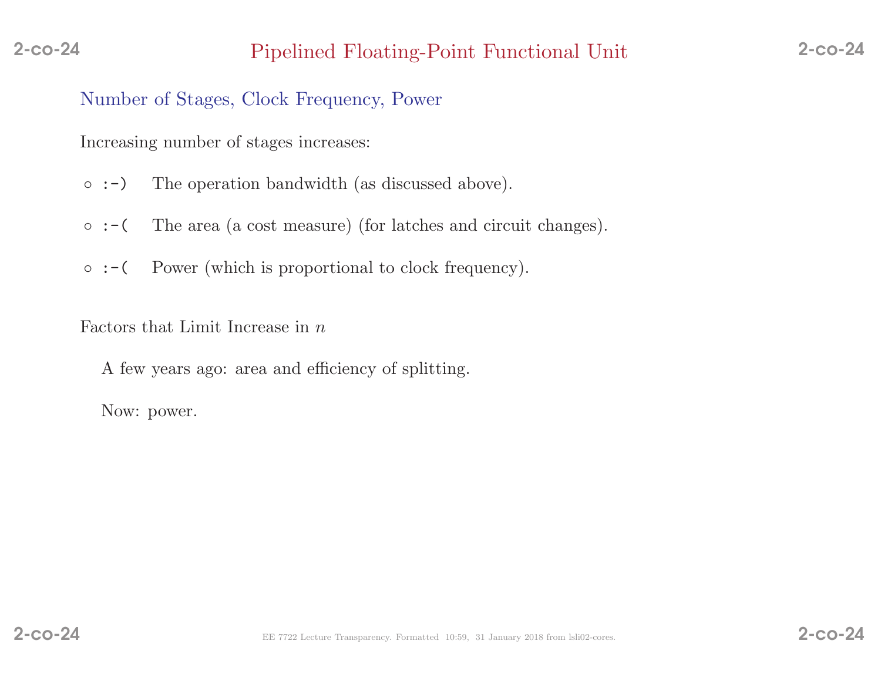# Pipelined Floating-Point Functional Unit

## Number of Stages, Clock Frequency, Power

Increasing number of stages increases:

- `:-)` The operation bandwidth (as discussed above).
- `:-(` The area (a cost measure) (for latches and circuit changes).
- `:-(` Power (which is proportional to clock frequency).

Factors that Limit Increase in $n$

A few years ago: area and efficiency of splitting.

Now: power.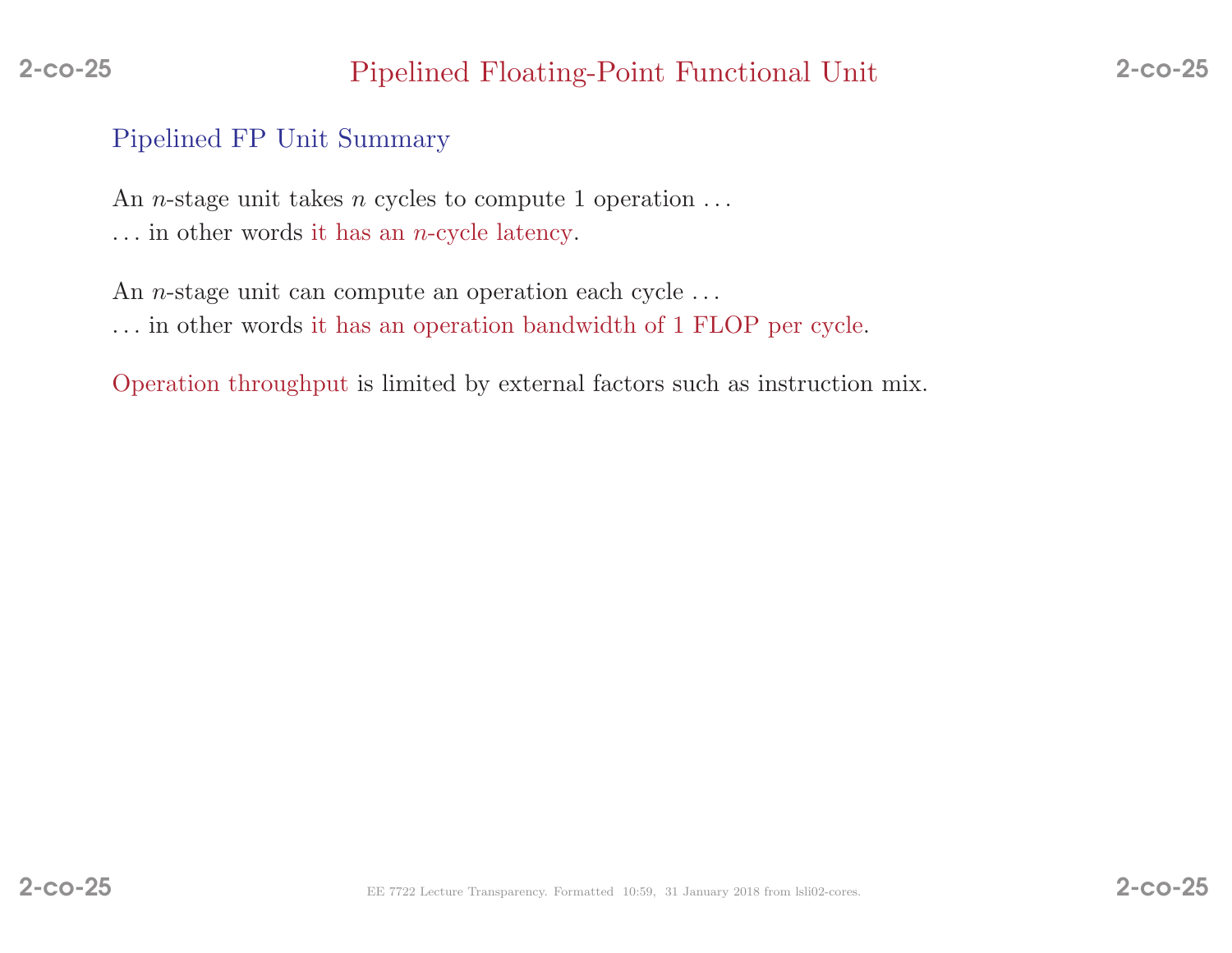# Pipelined Floating-Point Functional Unit

## Pipelined FP Unit Summary

An $n$-stage unit takes $n$ cycles to compute 1 operation . . .
. . . in other words it has an $n$-cycle latency.

An $n$-stage unit can compute an operation each cycle . . .
. . . in other words it has an operation bandwidth of 1 FLOP per cycle.

Operation throughput is limited by external factors such as instruction mix.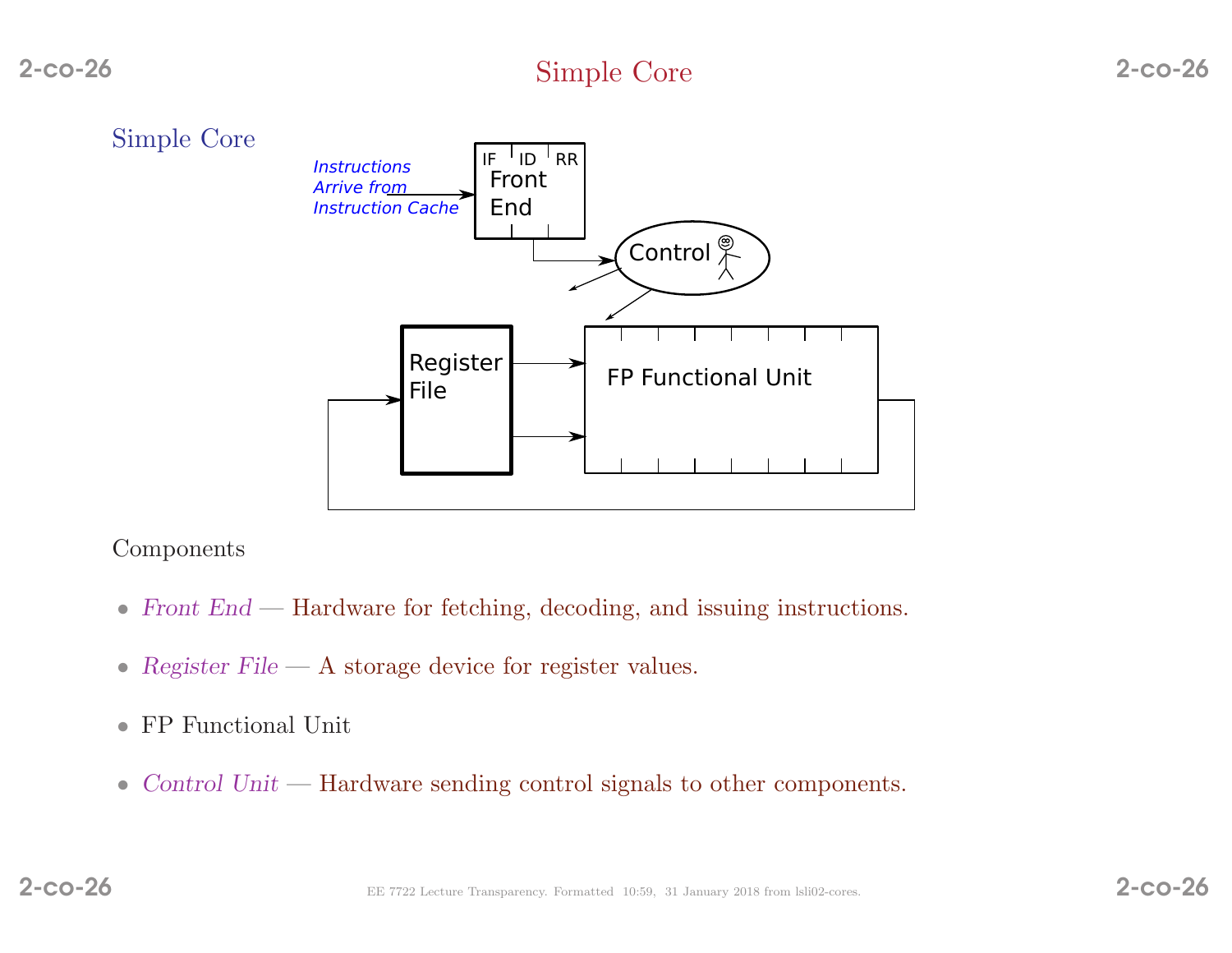# Simple Core

## Simple Core

Instructions Arrive from Instruction Cache

IF ID RR

Front End

Control

Register File

FP Functional Unit

Components

- *Front End* — Hardware for fetching, decoding, and issuing instructions.
- *Register File* — A storage device for register values.
- FP Functional Unit
- *Control Unit* — Hardware sending control signals to other components.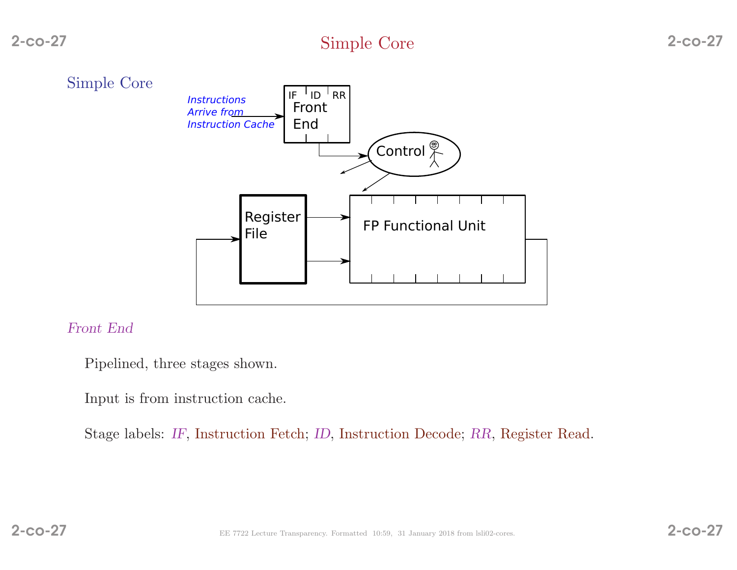# Simple Core

## Simple Core

*Front End*

Pipelined, three stages shown.

Input is from instruction cache.

Stage labels: *IF*, Instruction Fetch; *ID*, Instruction Decode; *RR*, Register Read.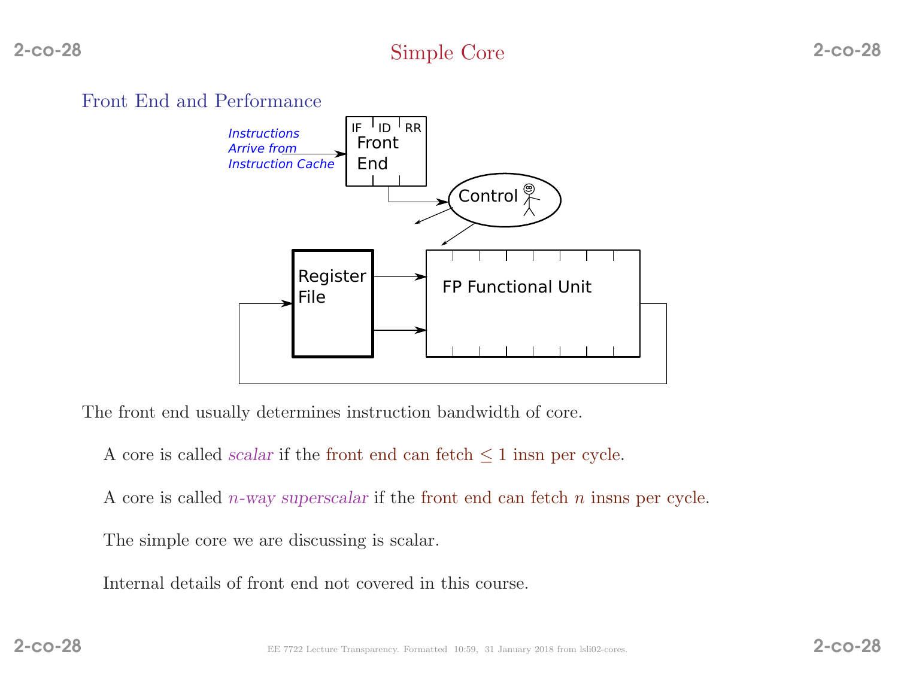# Simple Core

## Front End and Performance

The front end usually determines instruction bandwidth of core.

A core is called *scalar* if the front end can fetch $\leq 1$ insn per cycle.

A core is called *n-way superscalar* if the front end can fetch $n$ insns per cycle.

The simple core we are discussing is scalar.

Internal details of front end not covered in this course.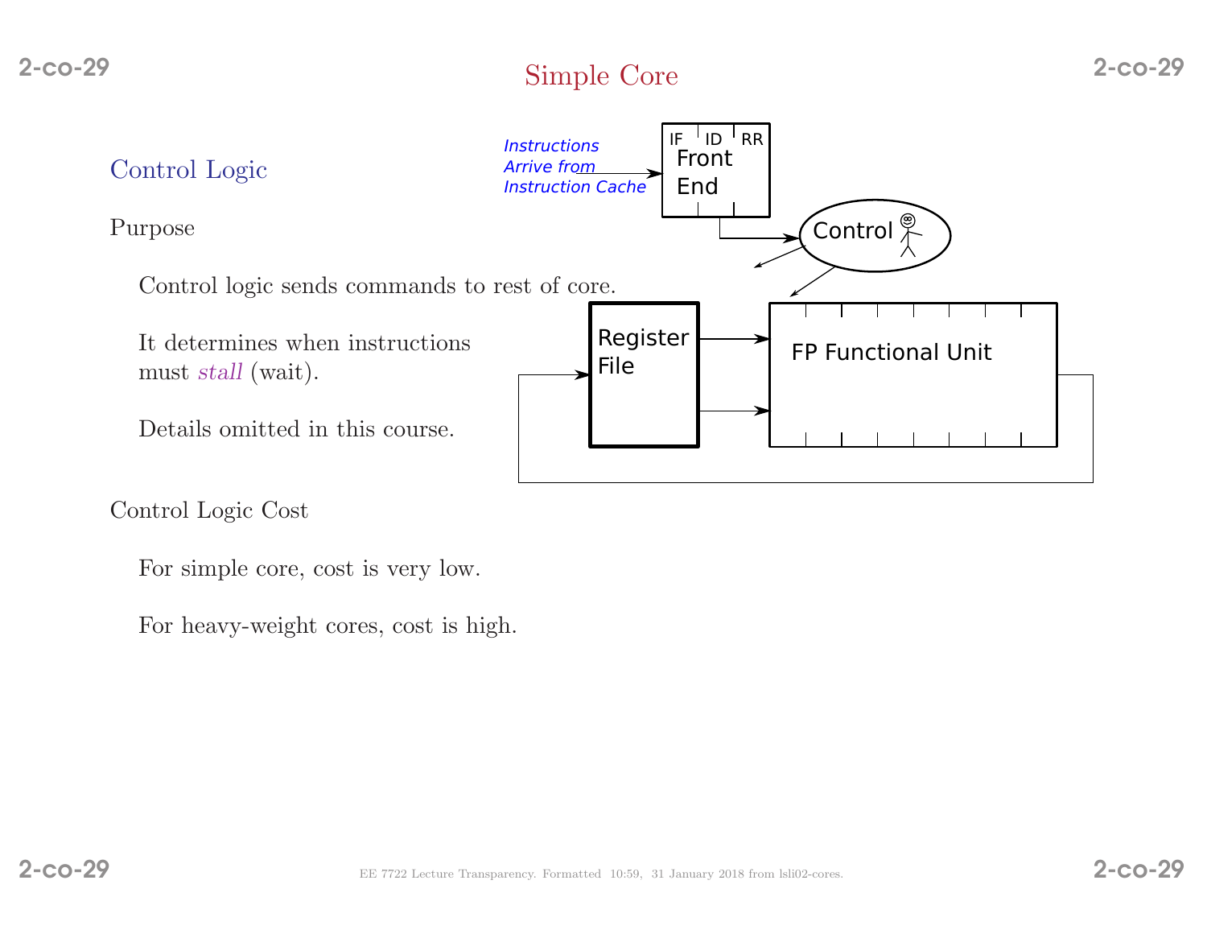# Simple Core

## Control Logic

Purpose

Control logic sends commands to rest of core.

It determines when instructions must *stall* (wait).

Details omitted in this course.

Control Logic Cost

For simple core, cost is very low.

For heavy-weight cores, cost is high.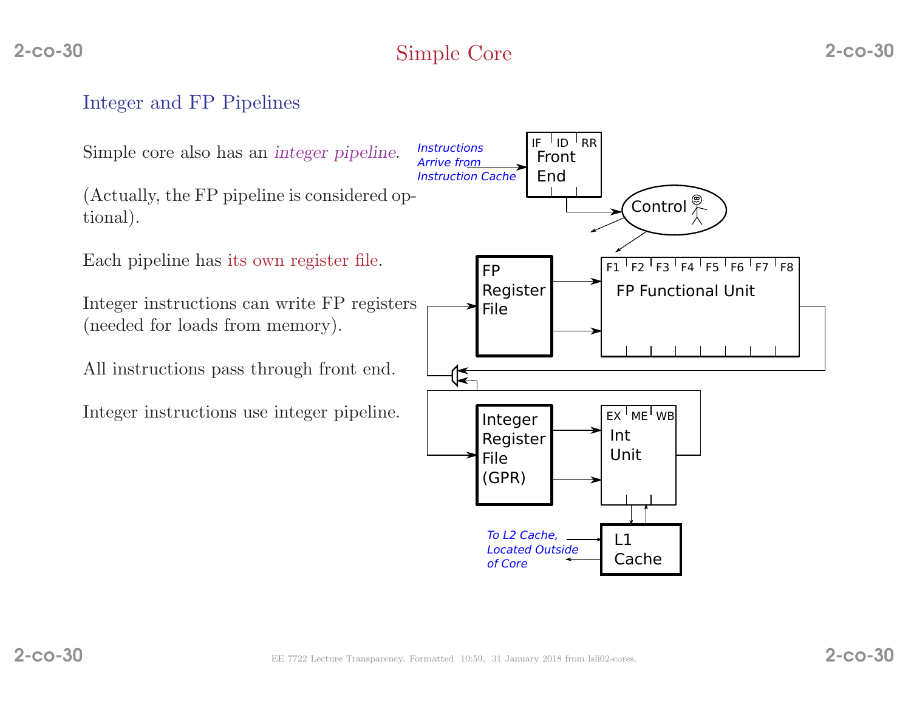# Simple Core

## Integer and FP Pipelines

Simple core also has an *integer pipeline*.

(Actually, the FP pipeline is considered optional).

Each pipeline has its own register file.

Integer instructions can write FP registers (needed for loads from memory).

All instructions pass through front end.

Integer instructions use integer pipeline.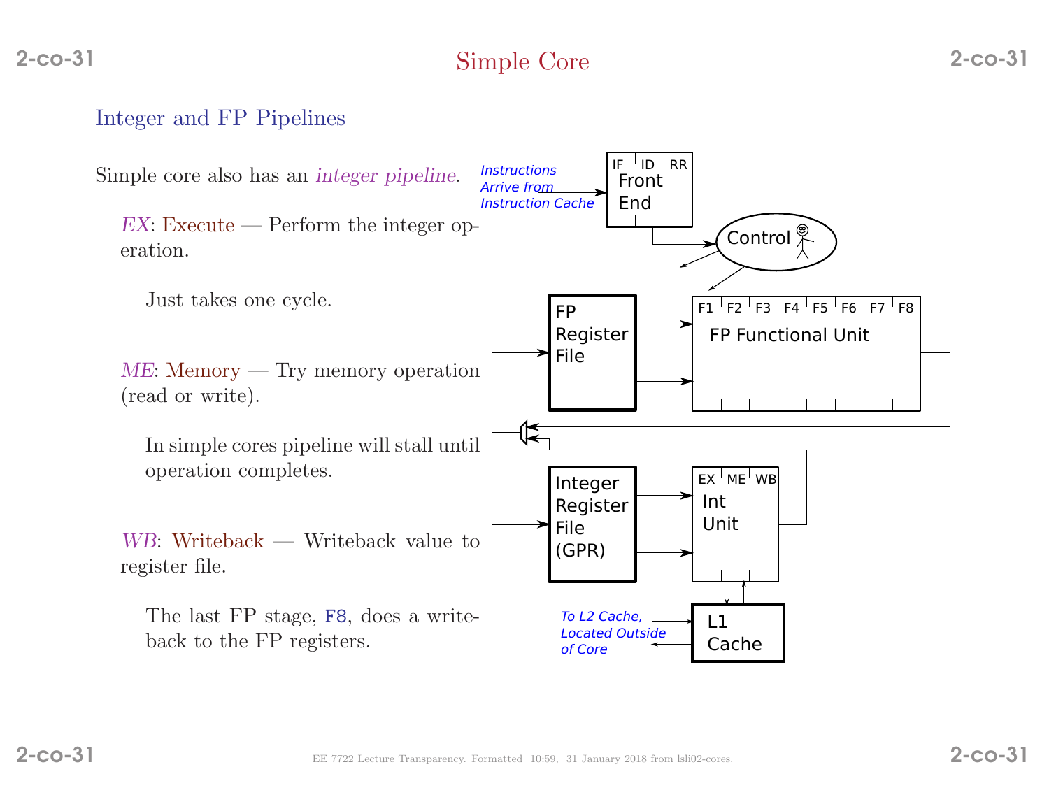# Simple Core

## Integer and FP Pipelines

Simple core also has an *integer pipeline*.

*EX*: Execute — Perform the integer operation.

Just takes one cycle.

*ME*: Memory — Try memory operation (read or write).

In simple cores pipeline will stall until operation completes.

*WB*: Writeback — Writeback value to register file.

The last FP stage, `F8`, does a writeback to the FP registers.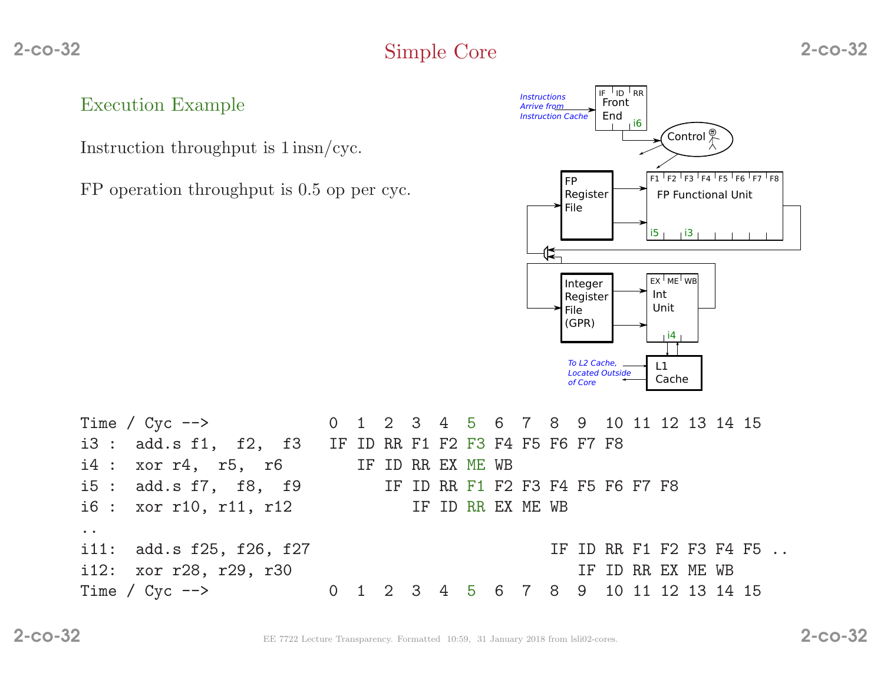# Simple Core

## Execution Example

Instruction throughput is 1 insn/cyc.

FP operation throughput is 0.5 op per cyc.

```
Time / Cyc -->            0  1  2  3  4  5  6  7  8  9  10 11 12 13 14 15
i3 :  add.s f1,  f2,  f3  IF ID RR F1 F2 F3 F4 F5 F6 F7 F8
i4 :  xor r4,  r5,  r6       IF ID RR EX ME WB
i5 :  add.s f7,  f8,  f9        IF ID RR F1 F2 F3 F4 F5 F6 F7 F8
i6 :  xor r10, r11, r12            IF ID RR EX ME WB
..
i11:  add.s f25, f26, f27                            IF ID RR F1 F2 F3 F4 F5 ..
i12:  xor r28, r29, r30                                 IF ID RR EX ME WB
Time / Cyc -->            0  1  2  3  4  5  6  7  8  9  10 11 12 13 14 15
```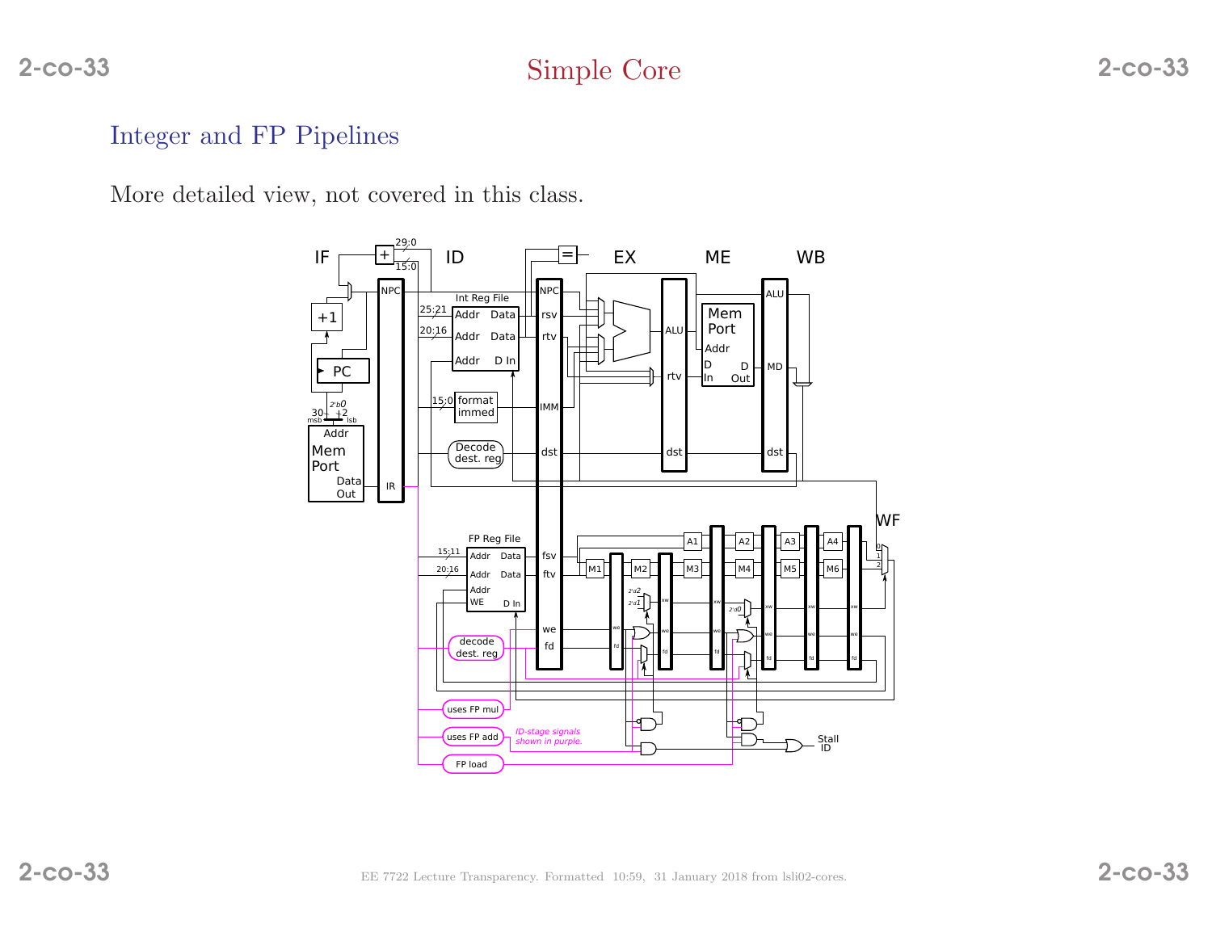# Simple Core

## Integer and FP Pipelines

More detailed view, not covered in this class.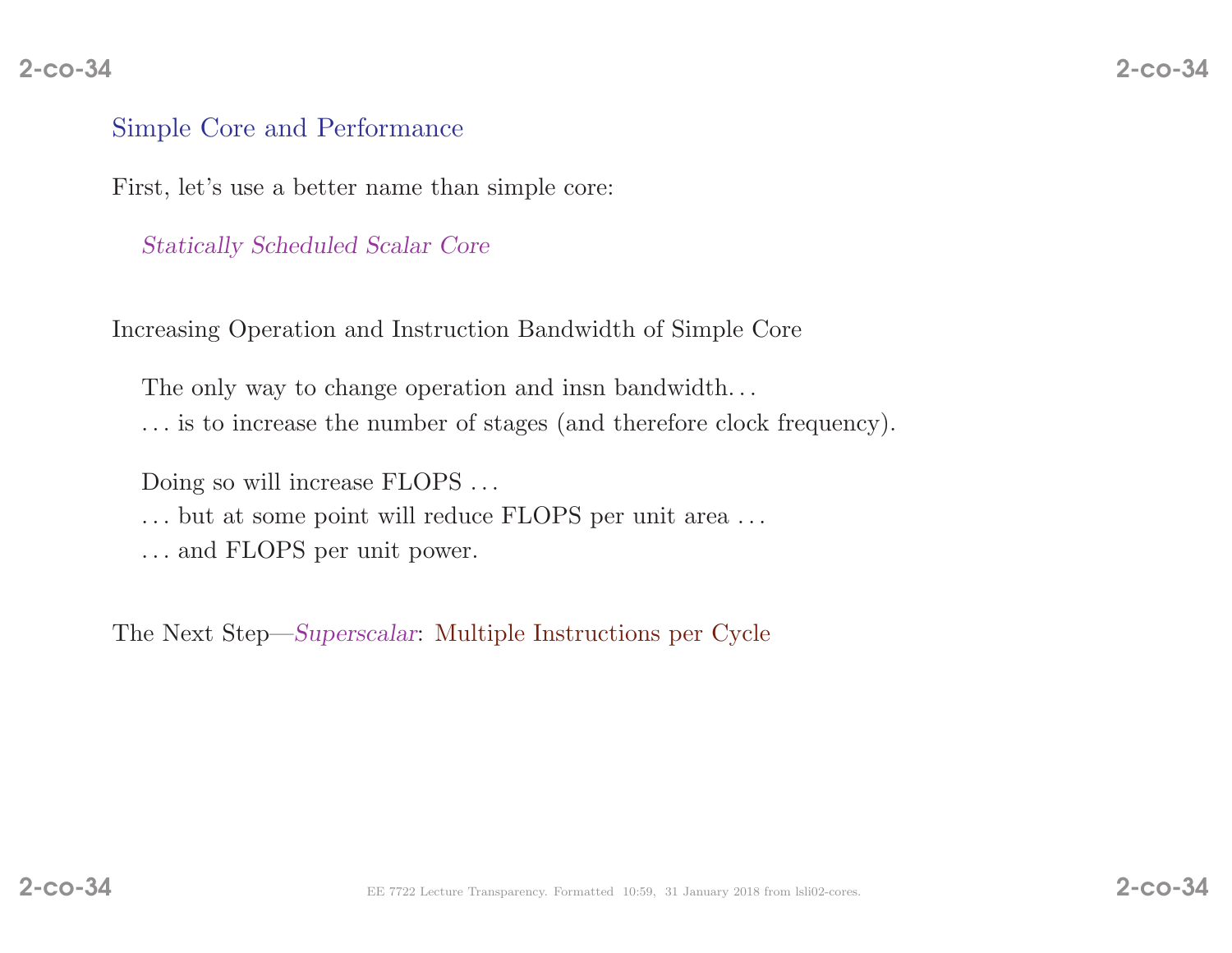## Simple Core and Performance

First, let's use a better name than simple core:

*Statically Scheduled Scalar Core*

Increasing Operation and Instruction Bandwidth of Simple Core

The only way to change operation and insn bandwidth. . .
. . . is to increase the number of stages (and therefore clock frequency).

Doing so will increase FLOPS . . .
. . . but at some point will reduce FLOPS per unit area . . .
. . . and FLOPS per unit power.

The Next Step—*Superscalar*: Multiple Instructions per Cycle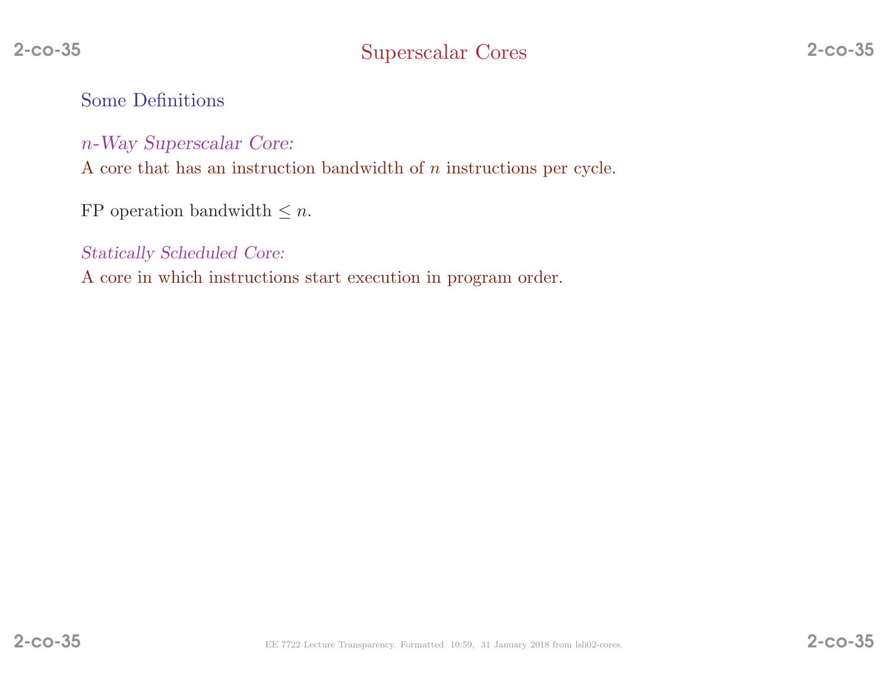# Superscalar Cores

## Some Definitions

*$n$-Way Superscalar Core:*
A core that has an instruction bandwidth of $n$ instructions per cycle.

FP operation bandwidth $\leq n$.

*Statically Scheduled Core:*
A core in which instructions start execution in program order.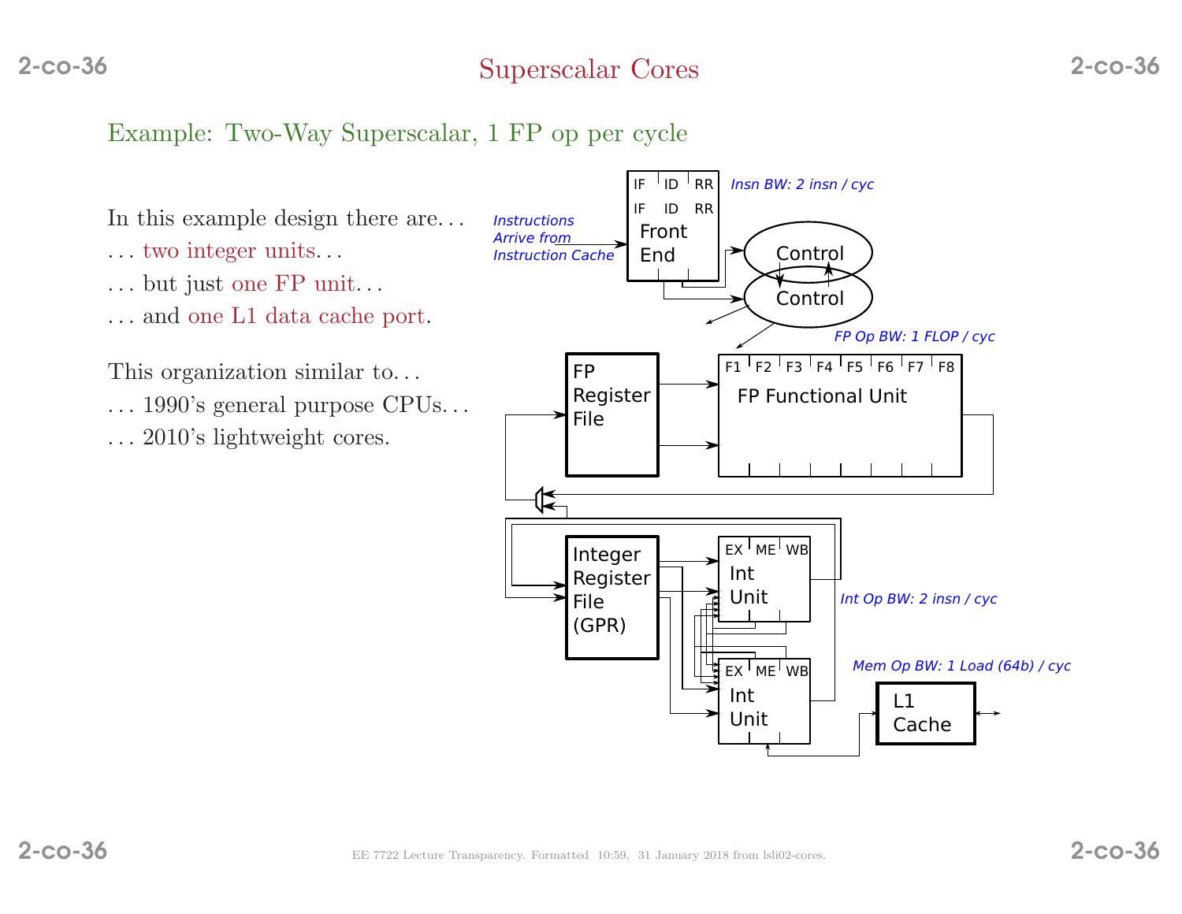# Superscalar Cores

## Example: Two-Way Superscalar, 1 FP op per cycle

In this example design there are. . .

. . . two integer units. . .

. . . but just one FP unit. . .

. . . and one L1 data cache port.

This organization similar to. . .

. . . 1990's general purpose CPUs. . .

. . . 2010's lightweight cores.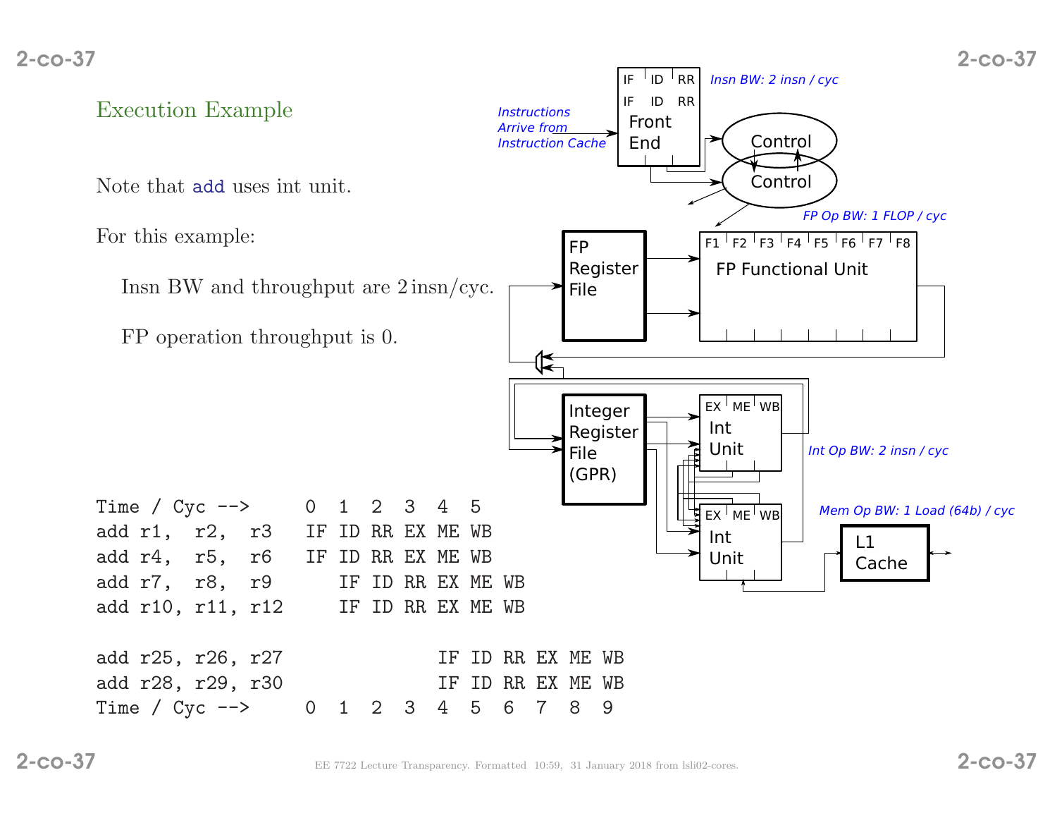## Execution Example

Note that `add` uses int unit.

For this example:

Insn BW and throughput are 2 insn/cyc.

FP operation throughput is 0.

```
Time / Cyc -->      0  1  2  3  4  5
add r1,  r2,  r3    IF ID RR EX ME WB
add r4,  r5,  r6    IF ID RR EX ME WB
add r7,  r8,  r9       IF ID RR EX ME WB
add r10, r11, r12      IF ID RR EX ME WB

add r25, r26, r27               IF ID RR EX ME WB
add r28, r29, r30               IF ID RR EX ME WB
Time / Cyc -->      0  1  2  3  4  5  6  7  8  9
```

Instructions Arrive from Instruction Cache

Insn BW: 2 insn / cyc

FP Op BW: 1 FLOP / cyc

Int Op BW: 2 insn / cyc

Mem Op BW: 1 Load (64b) / cyc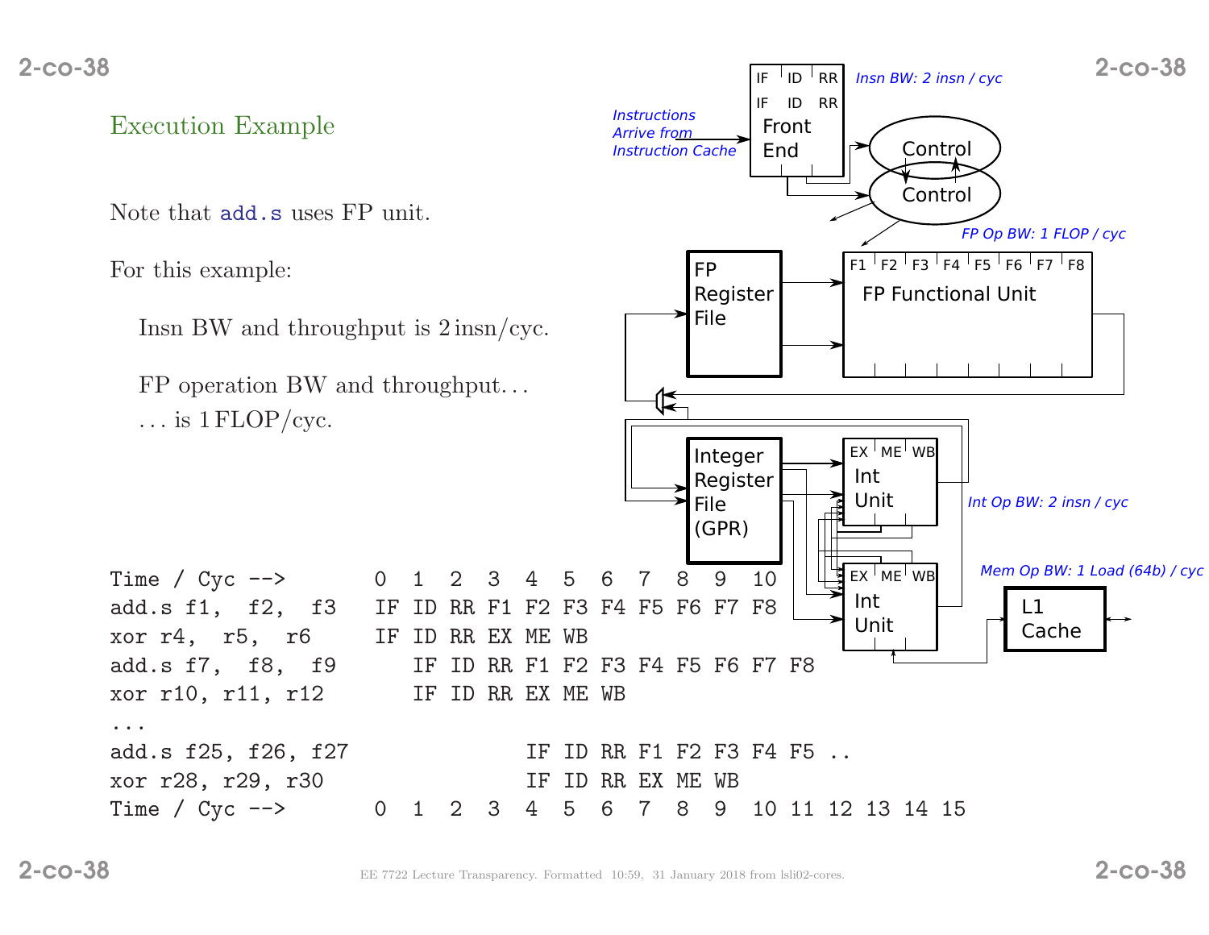## Execution Example

Note that `add.s` uses FP unit.

For this example:

Insn BW and throughput is 2 insn/cyc.

FP operation BW and throughput...
... is 1 FLOP/cyc.

```
Time / Cyc -->       0  1  2  3  4  5  6  7  8  9  10
add.s f1,  f2,  f3   IF ID RR F1 F2 F3 F4 F5 F6 F7 F8
xor r4,  r5,  r6     IF ID RR EX ME WB
add.s f7,  f8,  f9      IF ID RR F1 F2 F3 F4 F5 F6 F7 F8
xor r10, r11, r12       IF ID RR EX ME WB
...
add.s f25, f26, f27              IF ID RR F1 F2 F3 F4 F5 ..
xor r28, r29, r30                IF ID RR EX ME WB
Time / Cyc -->       0  1  2  3  4  5  6  7  8  9  10 11 12 13 14 15
```

Front End (IF ID RR / IF ID RR) — Insn BW: 2 insn / cyc. Instructions Arrive from Instruction Cache. Control, Control.

FP Register File; FP Functional Unit (F1 F2 F3 F4 F5 F6 F7 F8) — FP Op BW: 1 FLOP / cyc

Integer Register File (GPR); Int Unit (EX ME WB), Int Unit (EX ME WB) — Int Op BW: 2 insn / cyc

L1 Cache — Mem Op BW: 1 Load (64b) / cyc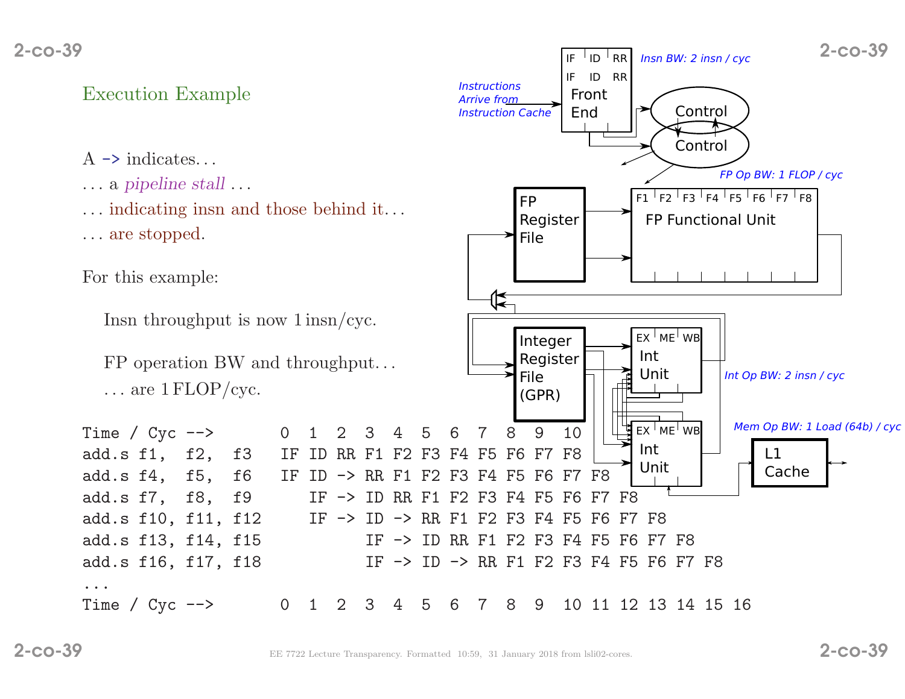## Execution Example

A -> indicates. . .

. . . a *pipeline stall* . . .

. . . indicating insn and those behind it. . .

. . . are stopped.

For this example:

Insn throughput is now 1 insn/cyc.

FP operation BW and throughput. . .

. . . are 1 FLOP/cyc.

```
Time / Cyc -->       0  1  2  3  4  5  6  7  8  9  10
add.s f1,  f2,  f3   IF ID RR F1 F2 F3 F4 F5 F6 F7 F8
add.s f4,  f5,  f6   IF ID -> RR F1 F2 F3 F4 F5 F6 F7 F8
add.s f7,  f8,  f9      IF -> ID RR F1 F2 F3 F4 F5 F6 F7 F8
add.s f10, f11, f12     IF -> ID -> RR F1 F2 F3 F4 F5 F6 F7 F8
add.s f13, f14, f15           IF -> ID RR F1 F2 F3 F4 F5 F6 F7 F8
add.s f16, f17, f18           IF -> ID -> RR F1 F2 F3 F4 F5 F6 F7 F8
...
Time / Cyc -->       0  1  2  3  4  5  6  7  8  9  10 11 12 13 14 15 16
```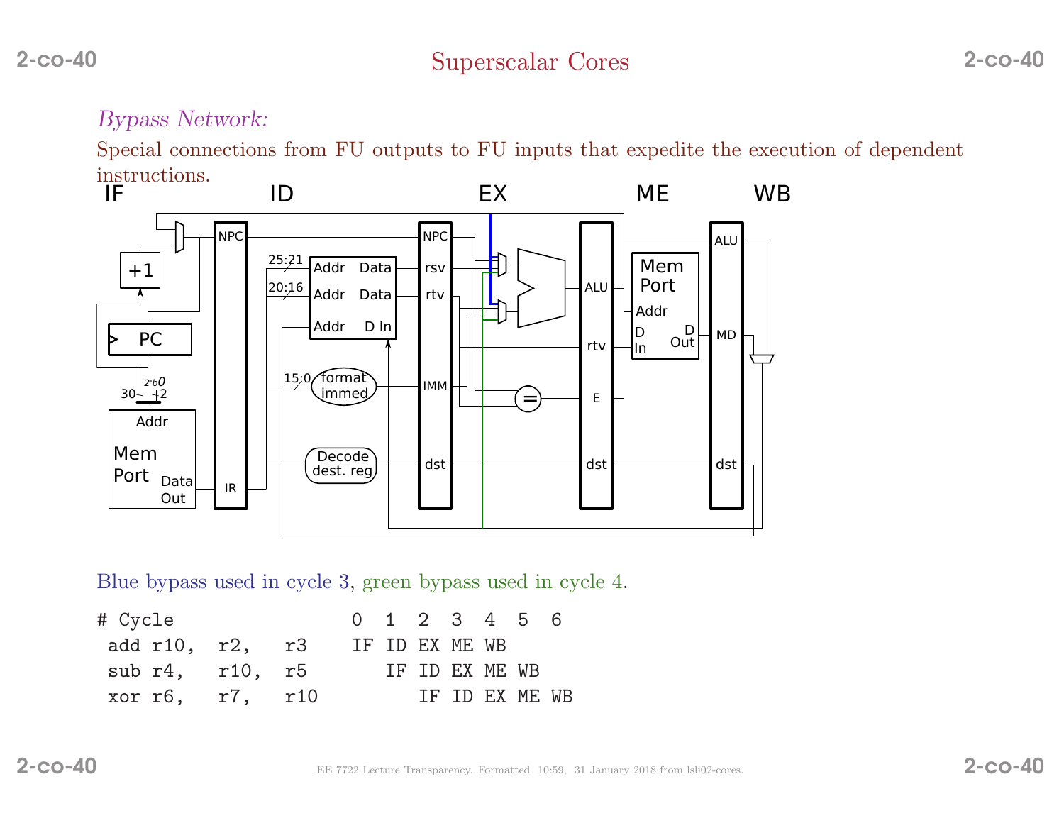## Superscalar Cores

*Bypass Network:*

Special connections from FU outputs to FU inputs that expedite the execution of dependent instructions.

Blue bypass used in cycle 3, green bypass used in cycle 4.

```
# Cycle                0  1  2  3  4  5  6
 add r10,  r2,   r3    IF ID EX ME WB
 sub r4,   r10,  r5       IF ID EX ME WB
 xor r6,   r7,   r10         IF ID EX ME WB
```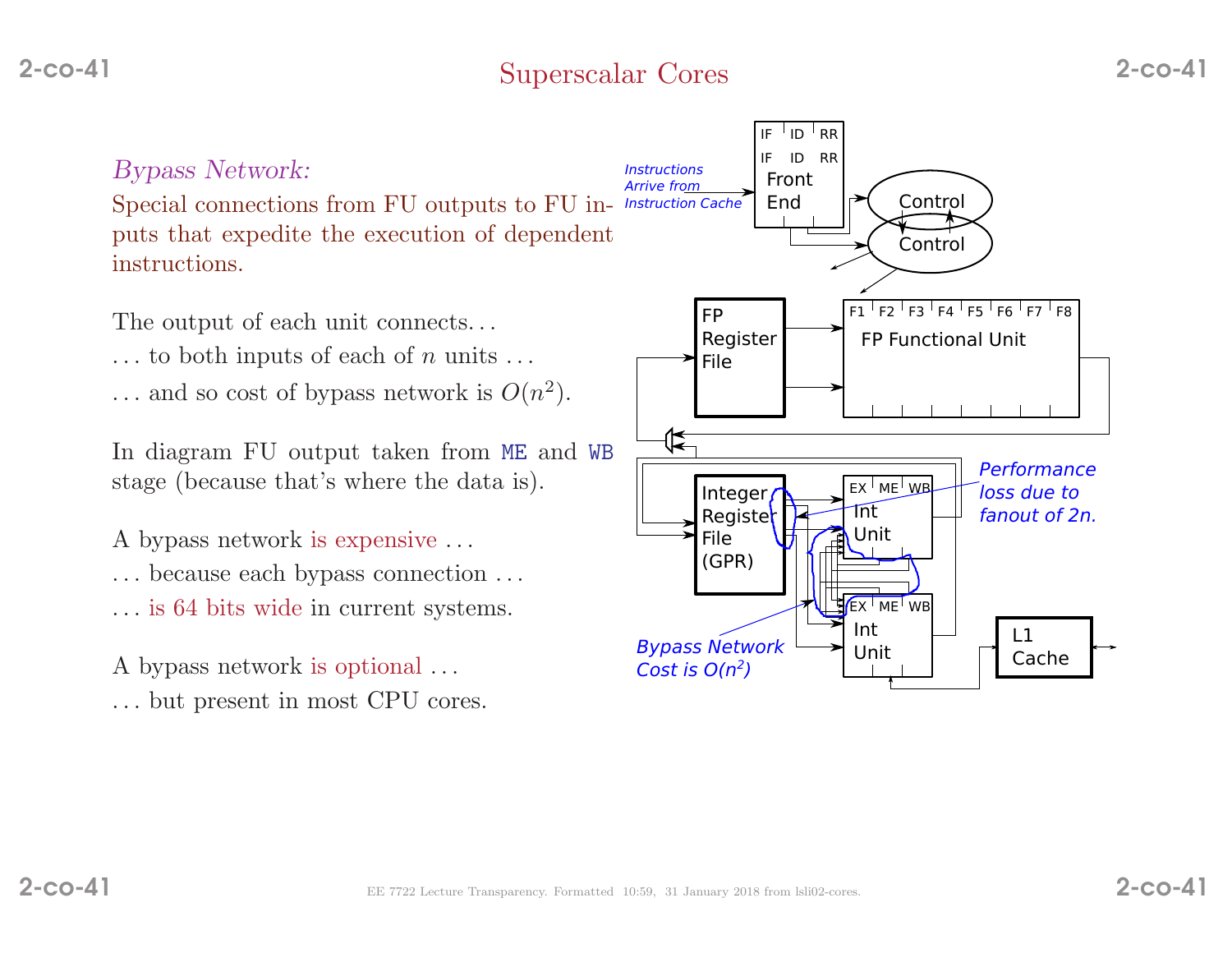# Superscalar Cores

*Bypass Network:*

Special connections from FU outputs to FU inputs that expedite the execution of dependent instructions.

The output of each unit connects…

… to both inputs of each of $n$ units …

… and so cost of bypass network is $O(n^2)$.

In diagram FU output taken from `ME` and `WB` stage (because that's where the data is).

A bypass network is expensive …

… because each bypass connection …

… is 64 bits wide in current systems.

A bypass network is optional …

… but present in most CPU cores.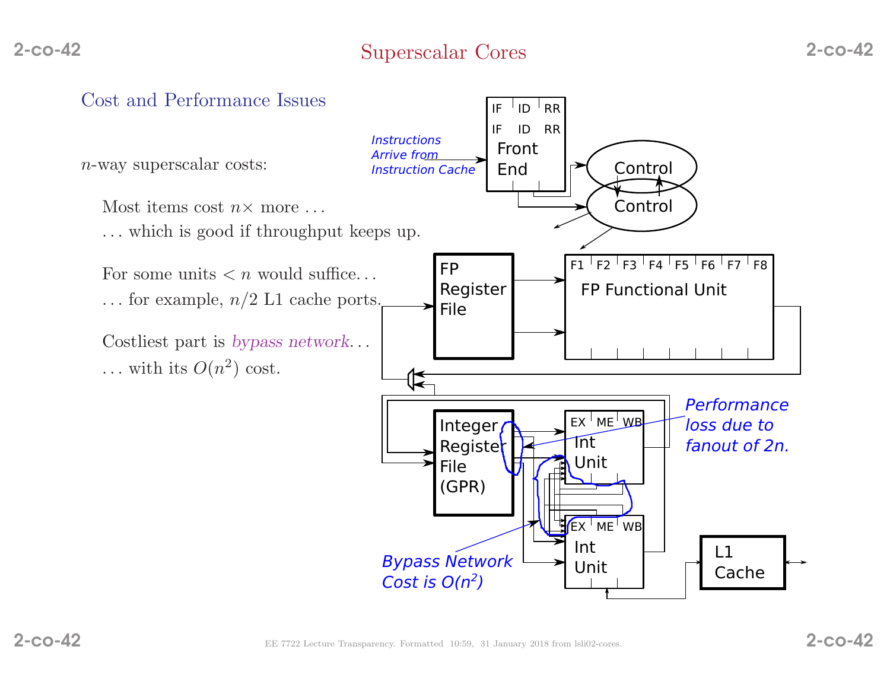# Superscalar Cores

## Cost and Performance Issues

$n$-way superscalar costs:

Most items cost $n\times$ more ...

... which is good if throughput keeps up.

For some units $< n$ would suffice...

... for example, $n/2$ L1 cache ports.

Costliest part is *bypass network*...

... with its $O(n^2)$ cost.

IF ID RR
IF ID RR
Front End

*Instructions Arrive from Instruction Cache*

Control

Control

FP Register File

F1 F2 F3 F4 F5 F6 F7 F8
FP Functional Unit

Integer Register File (GPR)

EX ME WB
Int Unit

EX ME WB
Int Unit

L1 Cache

*Performance loss due to fanout of 2n.*

*Bypass Network Cost is $O(n^2)$*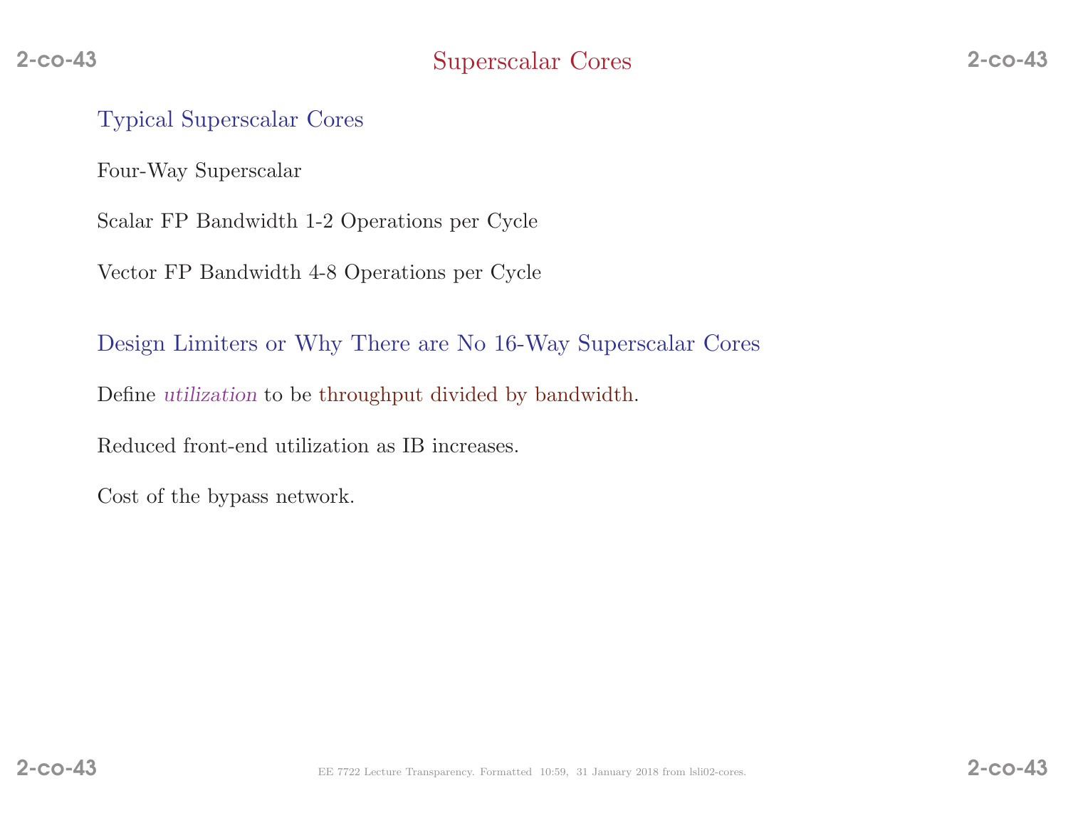# Superscalar Cores

## Typical Superscalar Cores

Four-Way Superscalar

Scalar FP Bandwidth 1-2 Operations per Cycle

Vector FP Bandwidth 4-8 Operations per Cycle

## Design Limiters or Why There are No 16-Way Superscalar Cores

Define *utilization* to be throughput divided by bandwidth.

Reduced front-end utilization as IB increases.

Cost of the bypass network.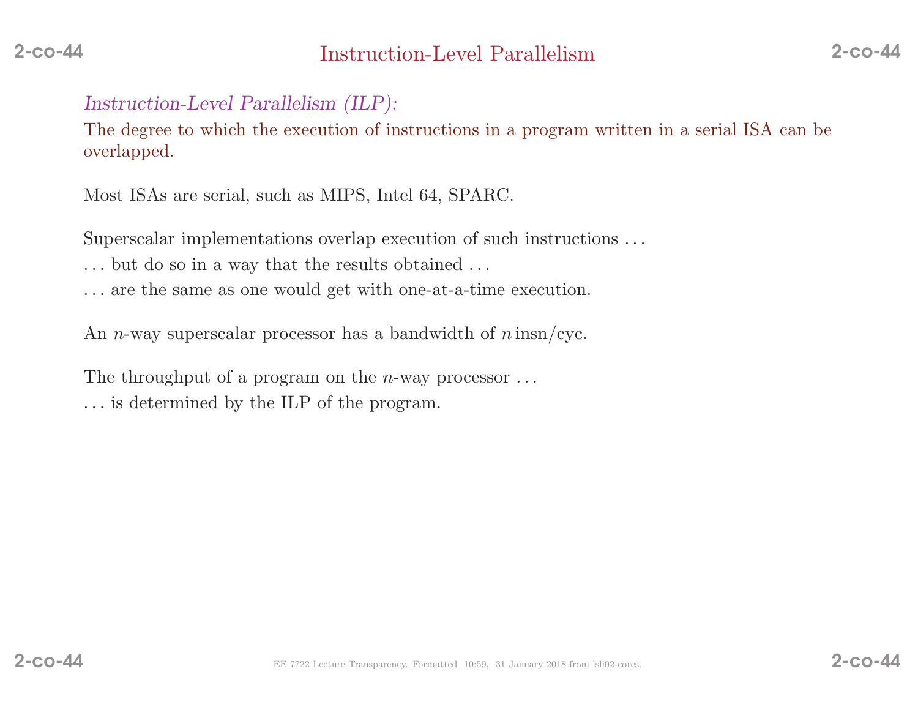# Instruction-Level Parallelism

*Instruction-Level Parallelism (ILP):*

The degree to which the execution of instructions in a program written in a serial ISA can be overlapped.

Most ISAs are serial, such as MIPS, Intel 64, SPARC.

Superscalar implementations overlap execution of such instructions . . .

. . . but do so in a way that the results obtained . . .

. . . are the same as one would get with one-at-a-time execution.

An $n$-way superscalar processor has a bandwidth of $n$ insn/cyc.

The throughput of a program on the $n$-way processor . . .

. . . is determined by the ILP of the program.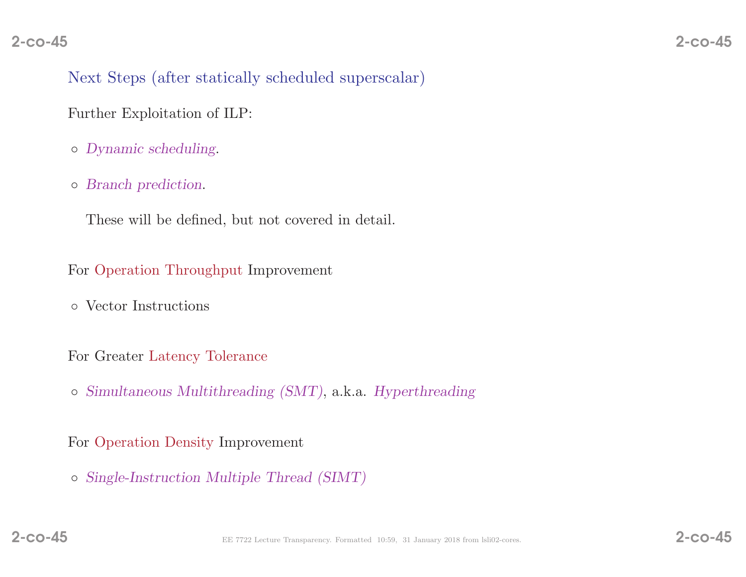## Next Steps (after statically scheduled superscalar)

Further Exploitation of ILP:

- *Dynamic scheduling*.
- *Branch prediction*.

  These will be defined, but not covered in detail.

For Operation Throughput Improvement

- Vector Instructions

For Greater Latency Tolerance

- *Simultaneous Multithreading (SMT)*, a.k.a. *Hyperthreading*

For Operation Density Improvement

- *Single-Instruction Multiple Thread (SIMT)*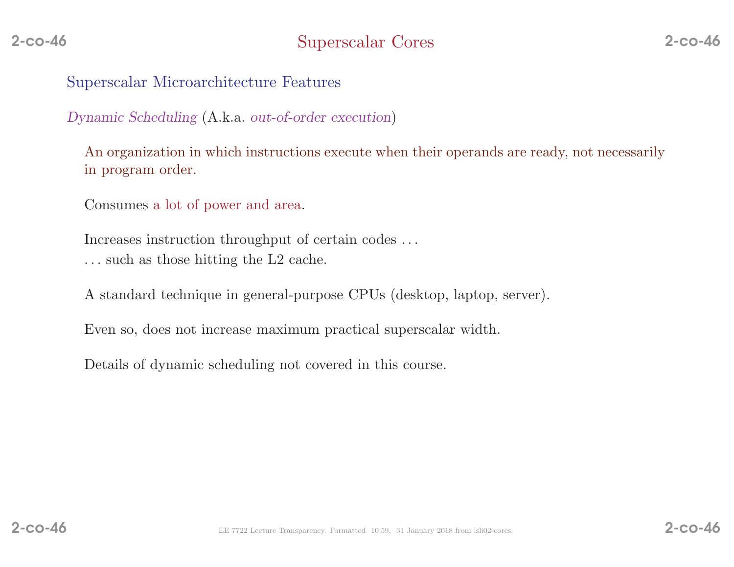# Superscalar Cores

## Superscalar Microarchitecture Features

*Dynamic Scheduling* (A.k.a. *out-of-order execution*)

An organization in which instructions execute when their operands are ready, not necessarily in program order.

Consumes a lot of power and area.

Increases instruction throughput of certain codes . . .
. . . such as those hitting the L2 cache.

A standard technique in general-purpose CPUs (desktop, laptop, server).

Even so, does not increase maximum practical superscalar width.

Details of dynamic scheduling not covered in this course.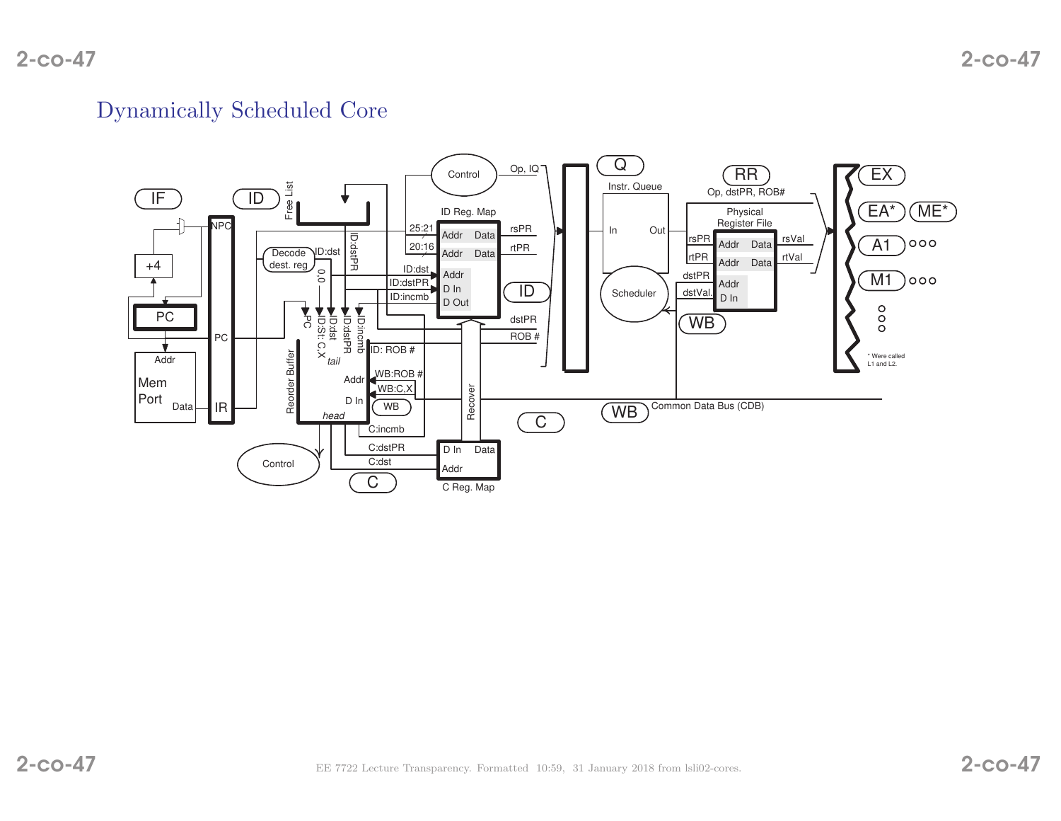# Dynamically Scheduled Core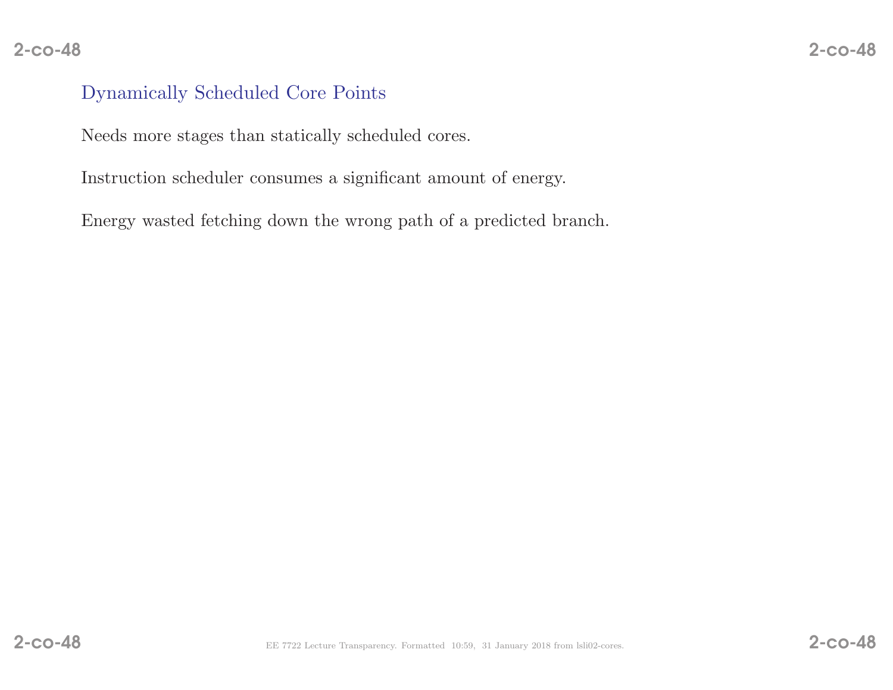## Dynamically Scheduled Core Points

Needs more stages than statically scheduled cores.

Instruction scheduler consumes a significant amount of energy.

Energy wasted fetching down the wrong path of a predicted branch.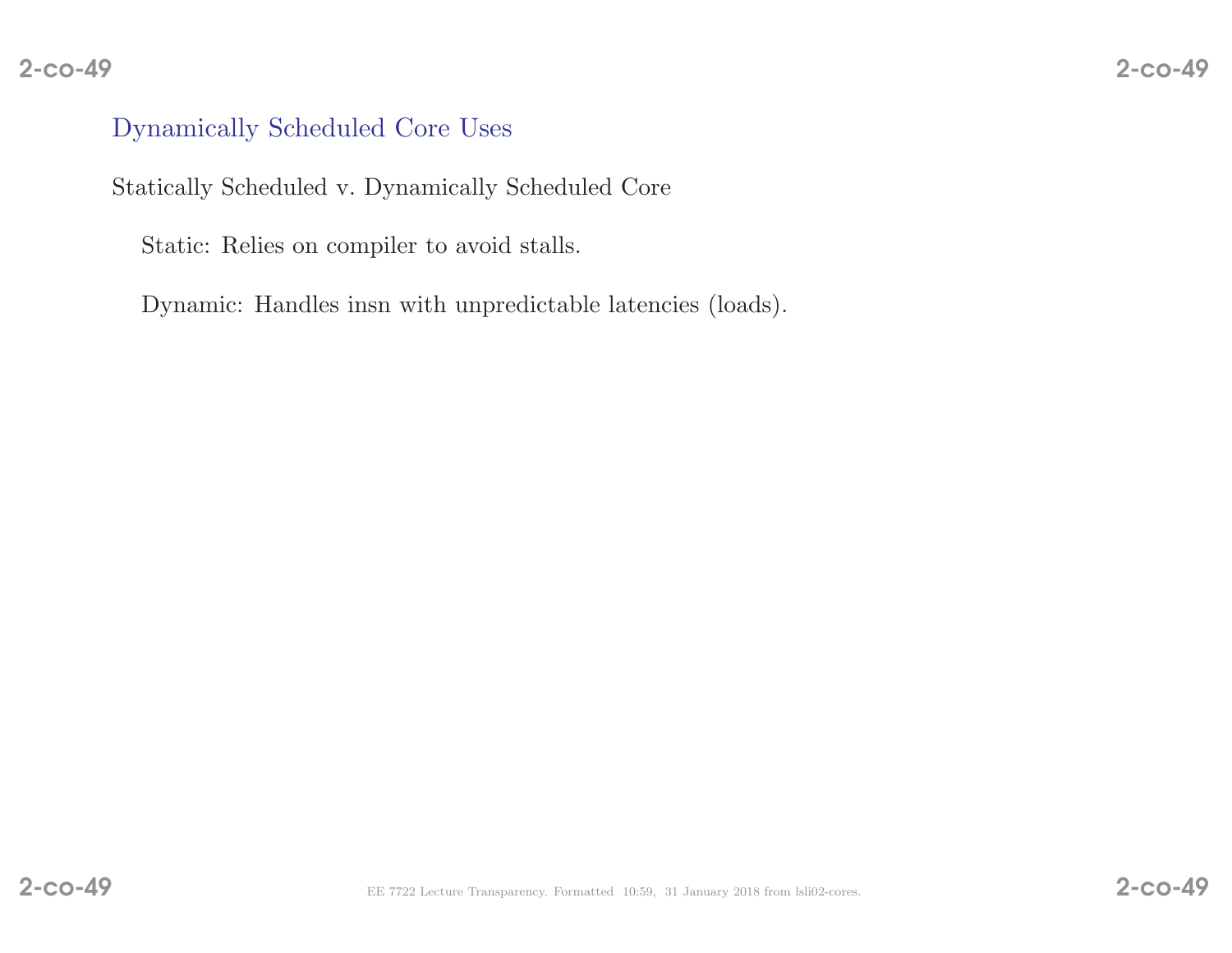## Dynamically Scheduled Core Uses

Statically Scheduled v. Dynamically Scheduled Core

Static: Relies on compiler to avoid stalls.

Dynamic: Handles insn with unpredictable latencies (loads).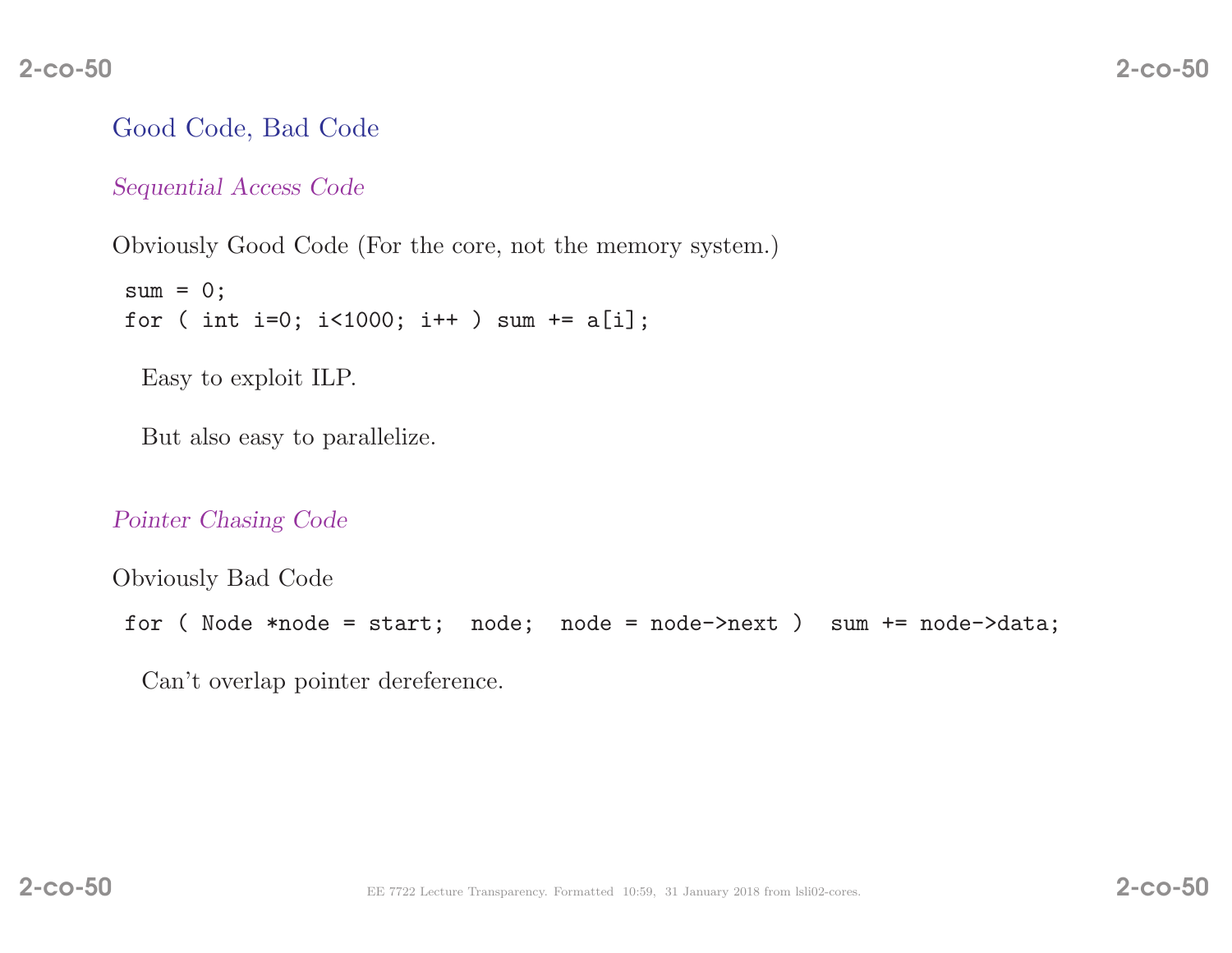## Good Code, Bad Code

### *Sequential Access Code*

Obviously Good Code (For the core, not the memory system.)

```
sum = 0;
for ( int i=0; i<1000; i++ ) sum += a[i];
```

Easy to exploit ILP.

But also easy to parallelize.

### *Pointer Chasing Code*

Obviously Bad Code

```
for ( Node *node = start;  node;  node = node->next )  sum += node->data;
```

Can't overlap pointer dereference.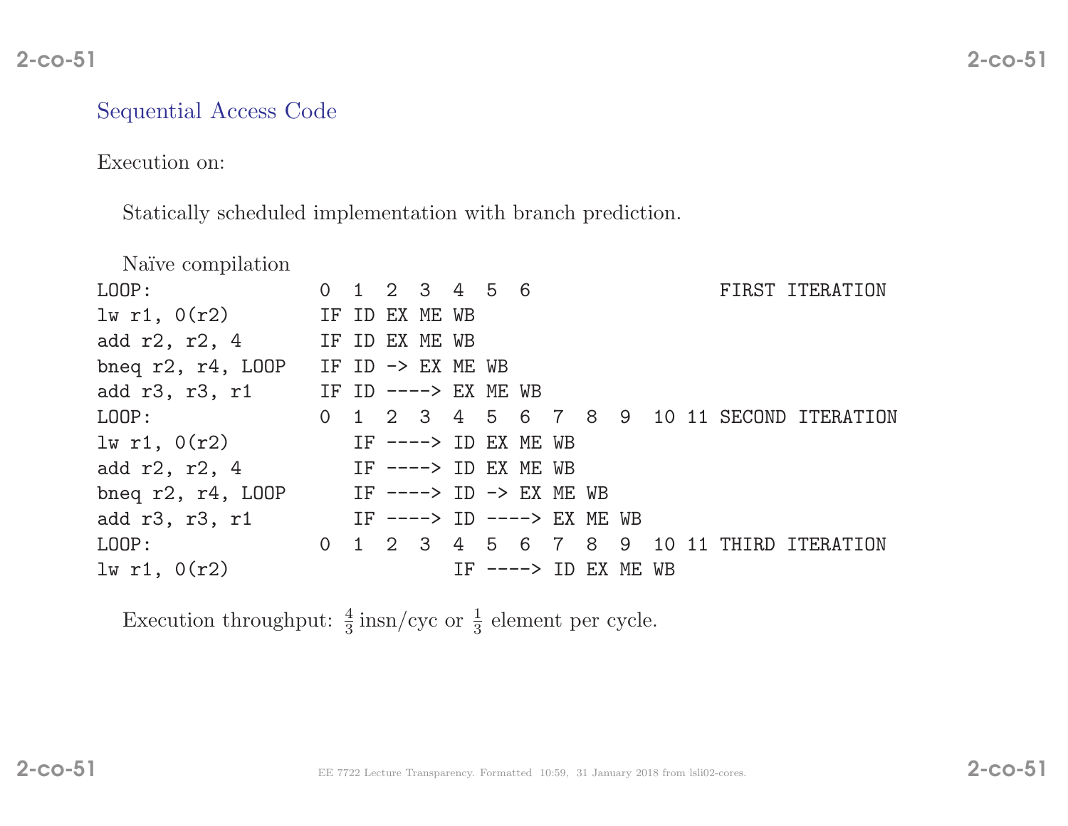## Sequential Access Code

Execution on:

Statically scheduled implementation with branch prediction.

Naïve compilation

```
LOOP:              0  1  2  3  4  5  6                  FIRST ITERATION
lw r1, 0(r2)       IF ID EX ME WB
add r2, r2, 4      IF ID EX ME WB
bneq r2, r4, LOOP  IF ID -> EX ME WB
add r3, r3, r1     IF ID ----> EX ME WB
LOOP:              0  1  2  3  4  5  6  7  8  9  10 11 SECOND ITERATION
lw r1, 0(r2)          IF ----> ID EX ME WB
add r2, r2, 4         IF ----> ID EX ME WB
bneq r2, r4, LOOP     IF ----> ID -> EX ME WB
add r3, r3, r1        IF ----> ID ----> EX ME WB
LOOP:              0  1  2  3  4  5  6  7  8  9  10 11 THIRD ITERATION
lw r1, 0(r2)                   IF ----> ID EX ME WB
```

Execution throughput: $\frac{4}{3}$ insn/cyc or $\frac{1}{3}$ element per cycle.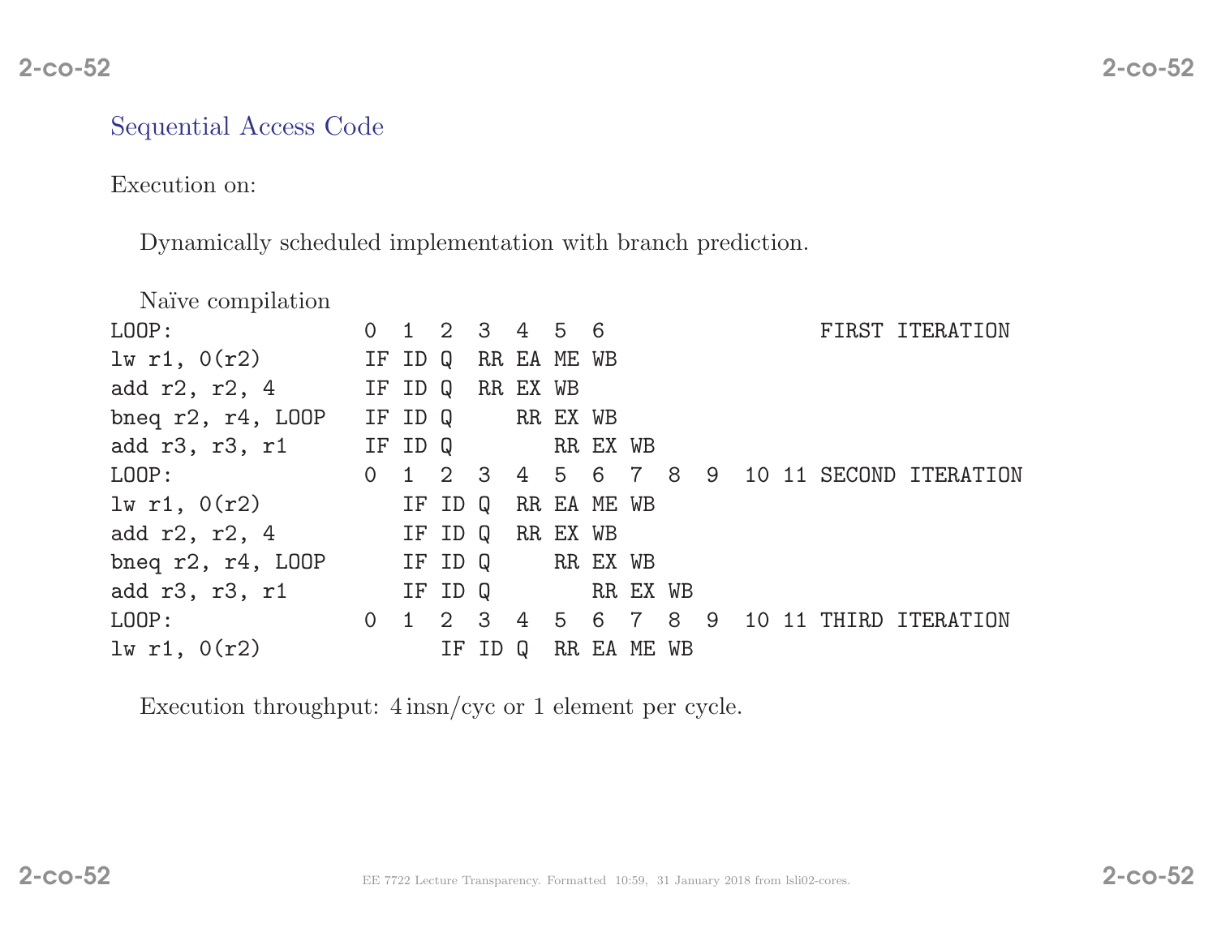## Sequential Access Code

Execution on:

Dynamically scheduled implementation with branch prediction.

Naïve compilation

```
LOOP:              0  1  2  3  4  5  6                 FIRST ITERATION
lw r1, 0(r2)       IF ID Q  RR EA ME WB
add r2, r2, 4      IF ID Q  RR EX WB
bneq r2, r4, LOOP  IF ID Q     RR EX WB
add r3, r3, r1     IF ID Q        RR EX WB
LOOP:              0  1  2  3  4  5  6  7  8  9  10 11 SECOND ITERATION
lw r1, 0(r2)          IF ID Q  RR EA ME WB
add r2, r2, 4         IF ID Q  RR EX WB
bneq r2, r4, LOOP     IF ID Q     RR EX WB
add r3, r3, r1        IF ID Q        RR EX WB
LOOP:              0  1  2  3  4  5  6  7  8  9  10 11 THIRD ITERATION
lw r1, 0(r2)             IF ID Q  RR EA ME WB
```

Execution throughput: 4 insn/cyc or 1 element per cycle.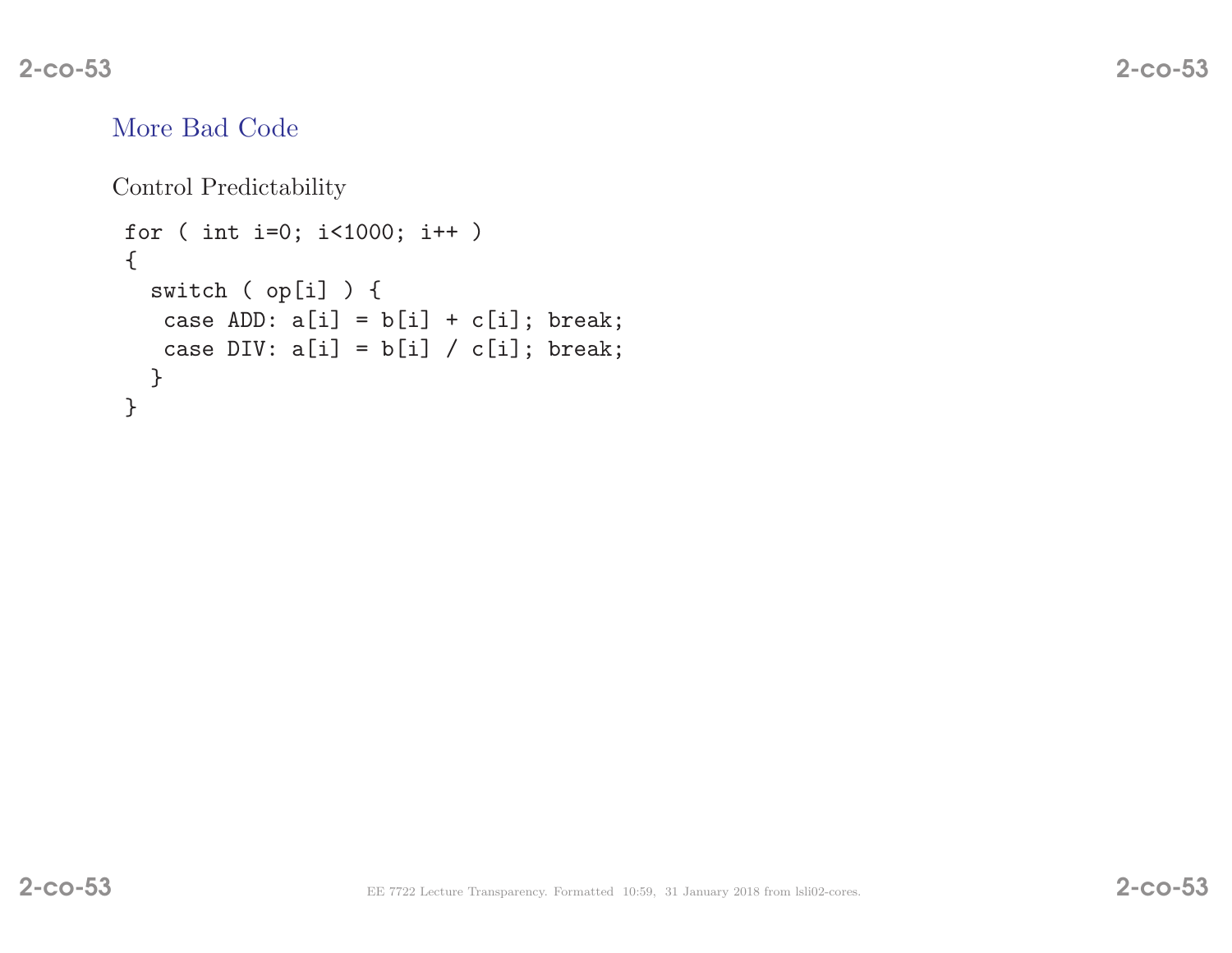## More Bad Code

Control Predictability

```
for ( int i=0; i<1000; i++ )
{
  switch ( op[i] ) {
   case ADD: a[i] = b[i] + c[i]; break;
   case DIV: a[i] = b[i] / c[i]; break;
  }
}
```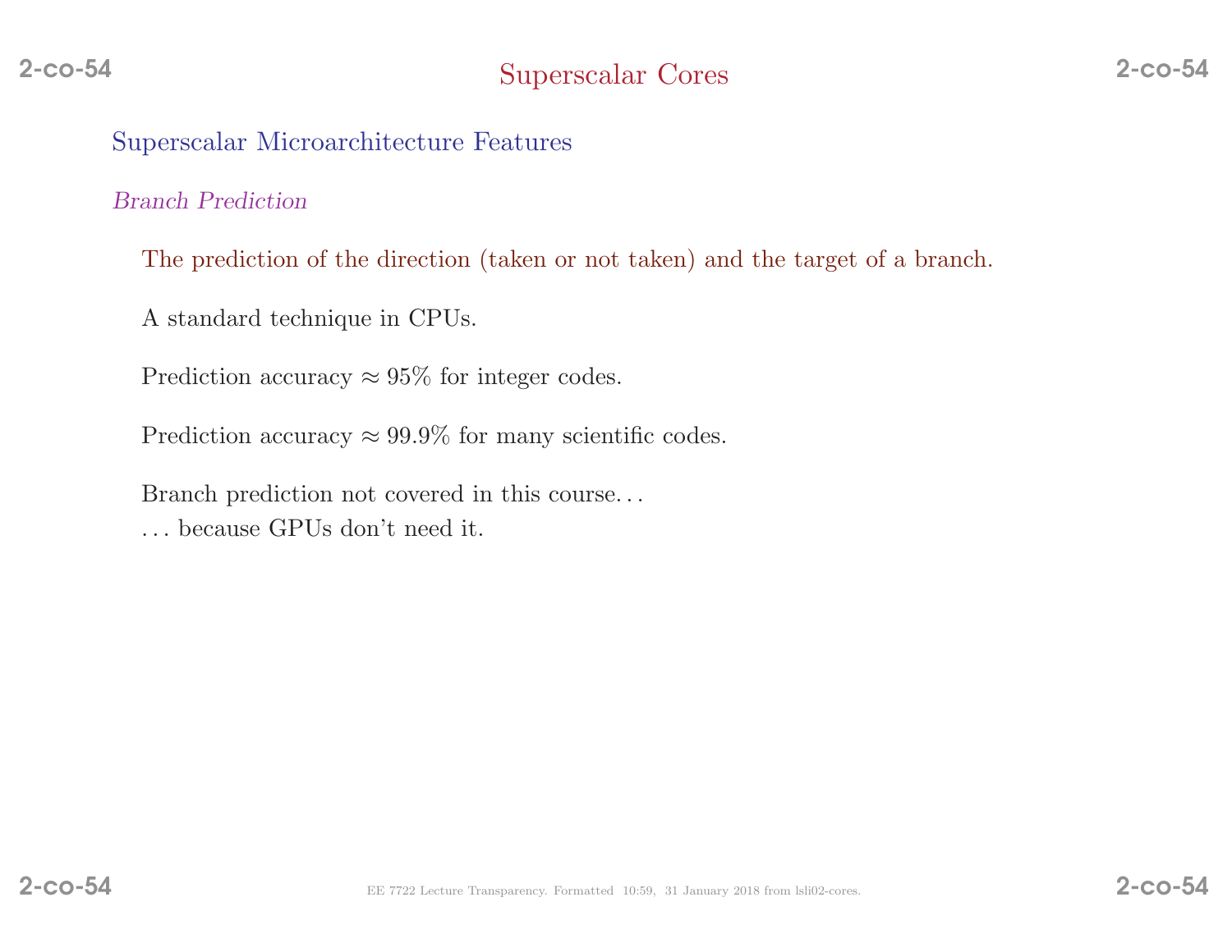# Superscalar Cores

## Superscalar Microarchitecture Features

### *Branch Prediction*

The prediction of the direction (taken or not taken) and the target of a branch.

A standard technique in CPUs.

Prediction accuracy $\approx 95\%$ for integer codes.

Prediction accuracy $\approx 99.9\%$ for many scientific codes.

Branch prediction not covered in this course...
... because GPUs don't need it.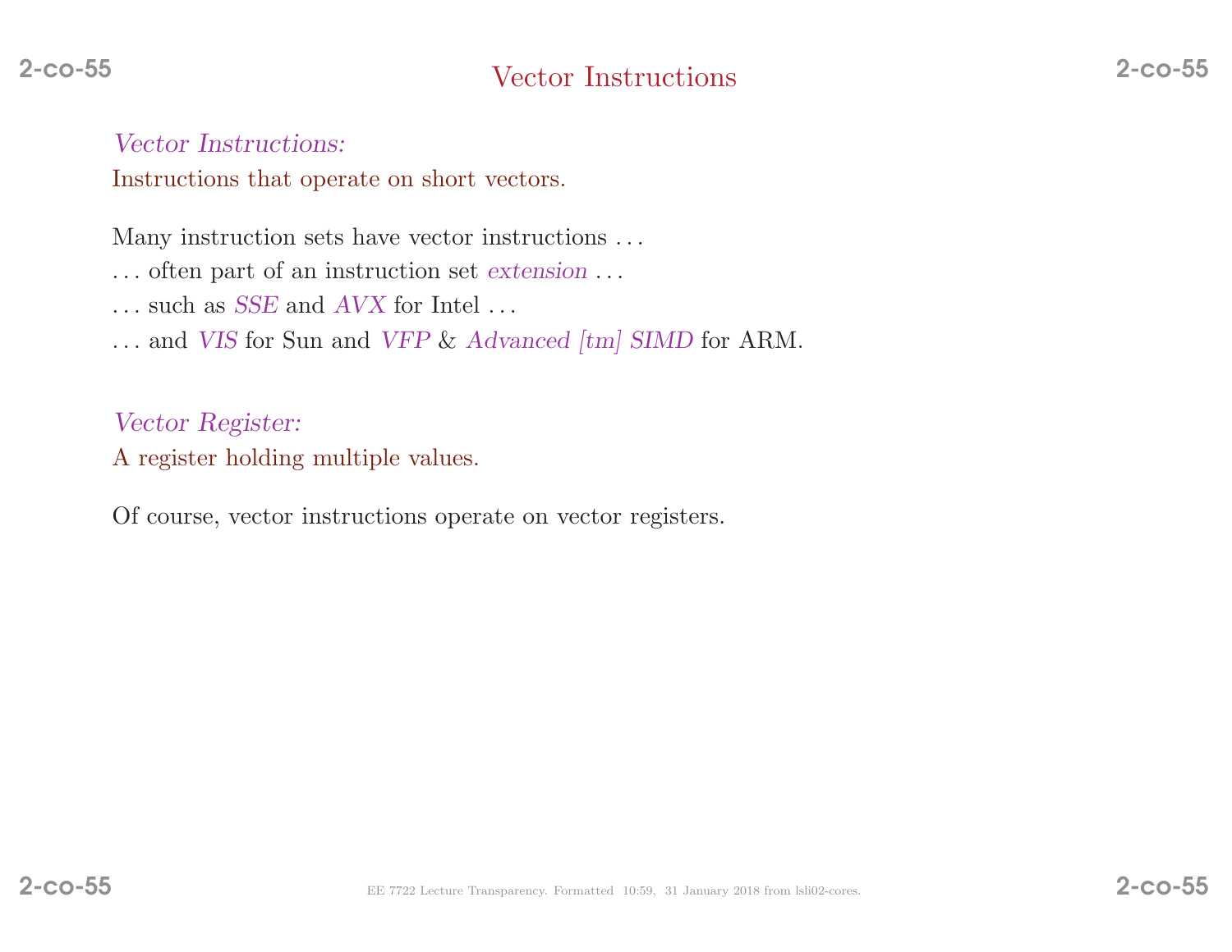# Vector Instructions

*Vector Instructions:*
Instructions that operate on short vectors.

Many instruction sets have vector instructions . . .
. . . often part of an instruction set *extension* . . .
. . . such as *SSE* and *AVX* for Intel . . .
. . . and *VIS* for Sun and *VFP* & *Advanced [tm] SIMD* for ARM.

*Vector Register:*
A register holding multiple values.

Of course, vector instructions operate on vector registers.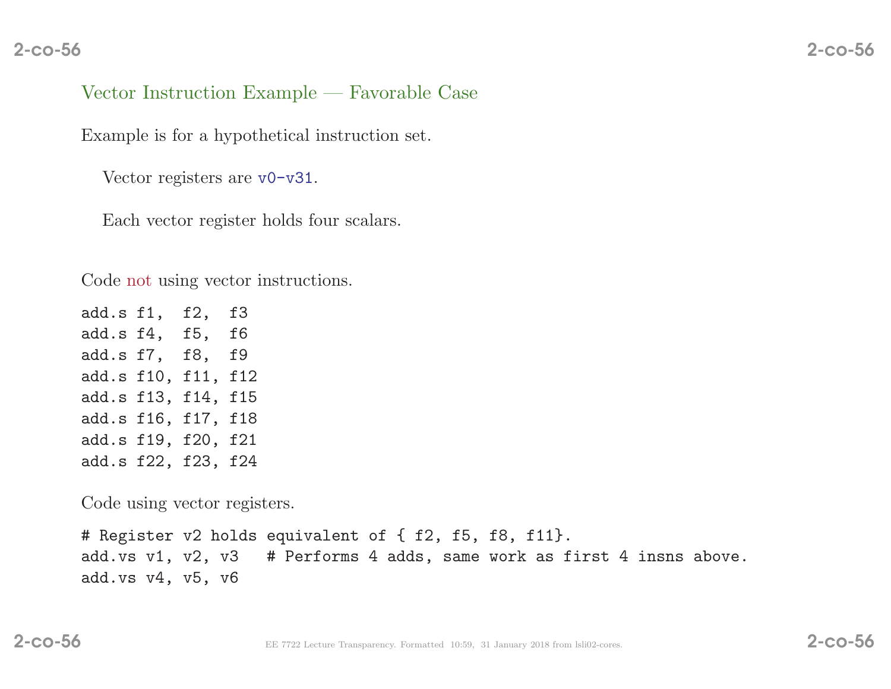## Vector Instruction Example — Favorable Case

Example is for a hypothetical instruction set.

Vector registers are `v0-v31`.

Each vector register holds four scalars.

Code not using vector instructions.

```
add.s f1,  f2,  f3
add.s f4,  f5,  f6
add.s f7,  f8,  f9
add.s f10, f11, f12
add.s f13, f14, f15
add.s f16, f17, f18
add.s f19, f20, f21
add.s f22, f23, f24
```

Code using vector registers.

```
# Register v2 holds equivalent of { f2, f5, f8, f11}.
add.vs v1, v2, v3   # Performs 4 adds, same work as first 4 insns above.
add.vs v4, v5, v6
```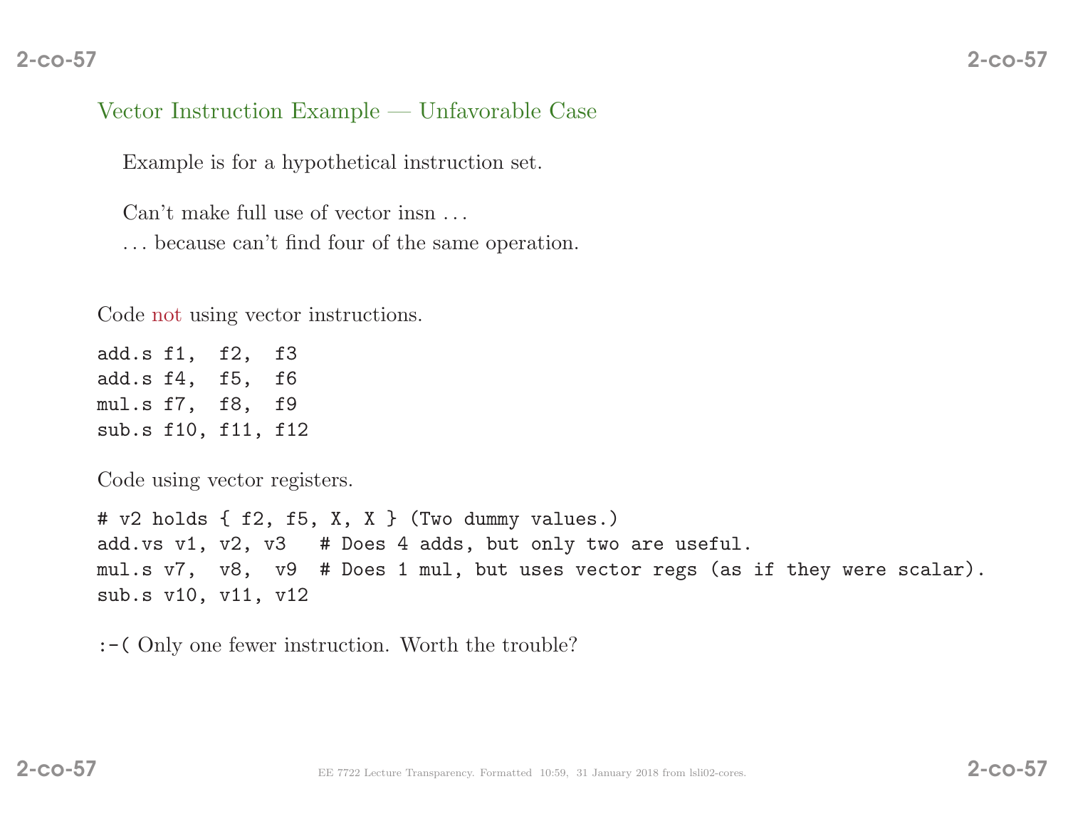## Vector Instruction Example — Unfavorable Case

Example is for a hypothetical instruction set.

Can't make full use of vector insn ...
... because can't find four of the same operation.

Code not using vector instructions.

```
add.s f1,  f2,  f3
add.s f4,  f5,  f6
mul.s f7,  f8,  f9
sub.s f10, f11, f12
```

Code using vector registers.

```
# v2 holds { f2, f5, X, X } (Two dummy values.)
add.vs v1, v2, v3   # Does 4 adds, but only two are useful.
mul.s v7,  v8,  v9  # Does 1 mul, but uses vector regs (as if they were scalar).
sub.s v10, v11, v12
```

:-( Only one fewer instruction. Worth the trouble?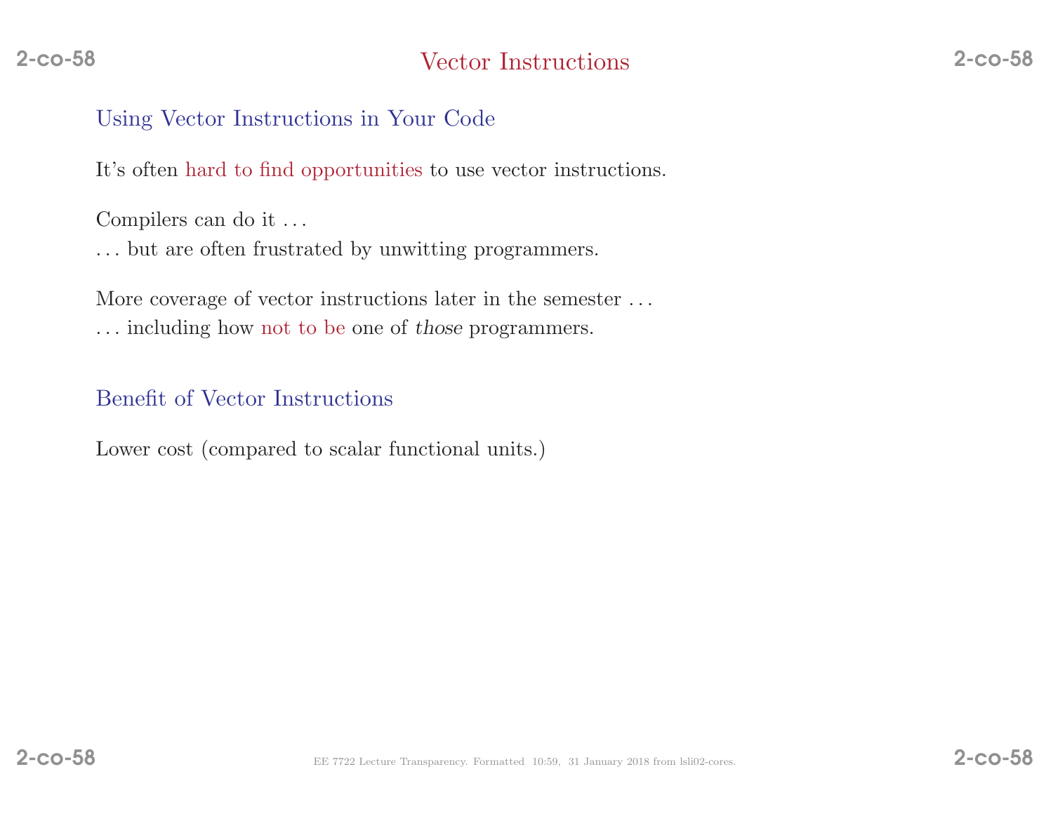# Vector Instructions

## Using Vector Instructions in Your Code

It's often hard to find opportunities to use vector instructions.

Compilers can do it ...
... but are often frustrated by unwitting programmers.

More coverage of vector instructions later in the semester ...
... including how not to be one of *those* programmers.

## Benefit of Vector Instructions

Lower cost (compared to scalar functional units.)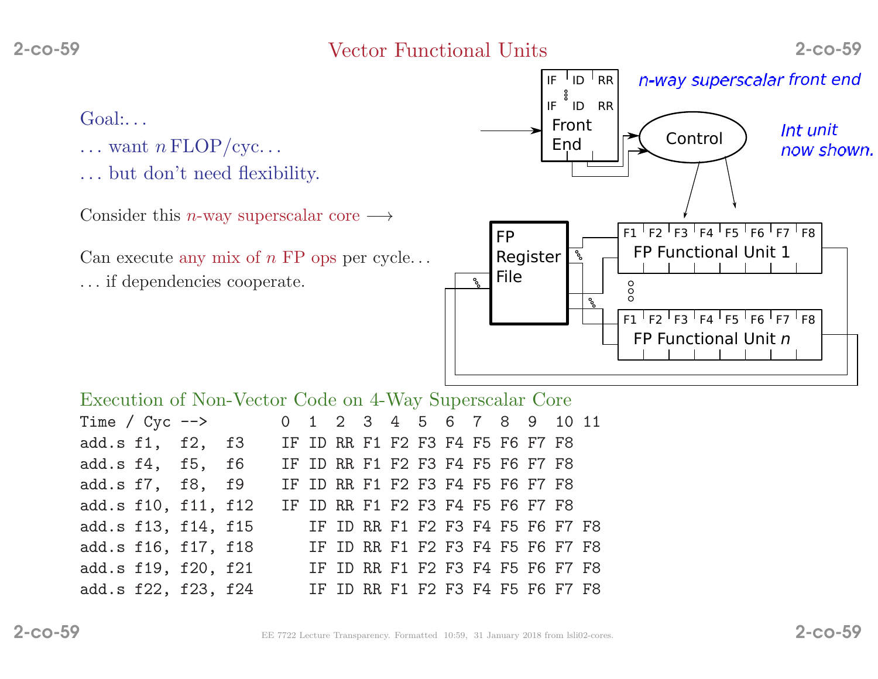# Vector Functional Units

Goal:. . .

. . . want $n$ FLOP/cyc. . .

. . . but don't need flexibility.

Consider this *n*-way superscalar core ⟶

Can execute any mix of $n$ FP ops per cycle. . .

. . . if dependencies cooperate.

*n-way superscalar front end*

*Int unit now shown.*

Front End: IF ID RR … IF ID RR

Control

FP Register File

FP Functional Unit 1: F1 F2 F3 F4 F5 F6 F7 F8

FP Functional Unit $n$: F1 F2 F3 F4 F5 F6 F7 F8

## Execution of Non-Vector Code on 4-Way Superscalar Core

```
Time / Cyc -->        0  1  2  3  4  5  6  7  8  9  10 11
add.s f1,  f2,  f3    IF ID RR F1 F2 F3 F4 F5 F6 F7 F8
add.s f4,  f5,  f6    IF ID RR F1 F2 F3 F4 F5 F6 F7 F8
add.s f7,  f8,  f9    IF ID RR F1 F2 F3 F4 F5 F6 F7 F8
add.s f10, f11, f12   IF ID RR F1 F2 F3 F4 F5 F6 F7 F8
add.s f13, f14, f15      IF ID RR F1 F2 F3 F4 F5 F6 F7 F8
add.s f16, f17, f18      IF ID RR F1 F2 F3 F4 F5 F6 F7 F8
add.s f19, f20, f21      IF ID RR F1 F2 F3 F4 F5 F6 F7 F8
add.s f22, f23, f24      IF ID RR F1 F2 F3 F4 F5 F6 F7 F8
```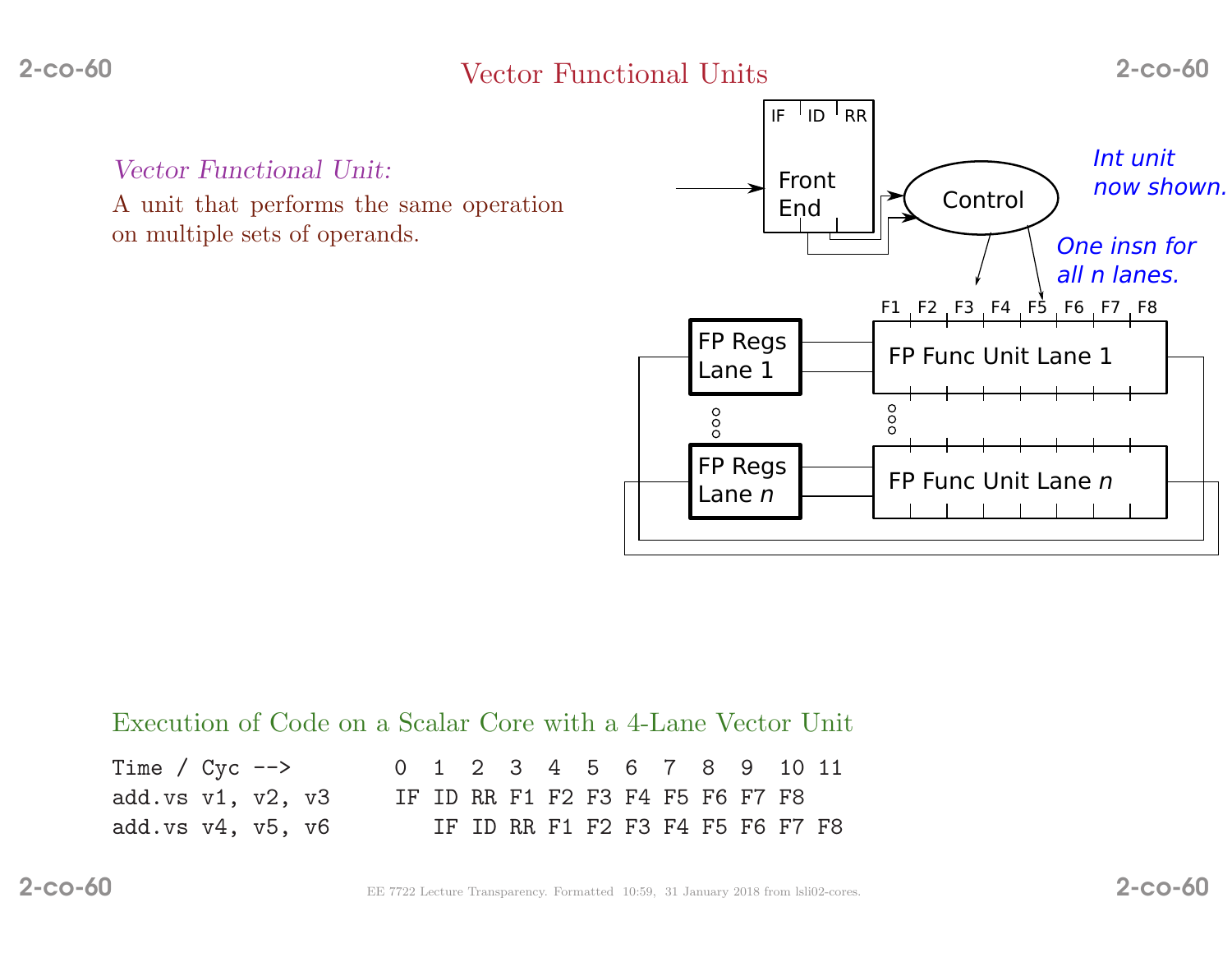# Vector Functional Units

*Vector Functional Unit:*

A unit that performs the same operation on multiple sets of operands.

Int unit now shown.

One insn for all n lanes.

## Execution of Code on a Scalar Core with a 4-Lane Vector Unit

```
Time / Cyc -->        0  1  2  3  4  5  6  7  8  9  10 11
add.vs v1, v2, v3     IF ID RR F1 F2 F3 F4 F5 F6 F7 F8
add.vs v4, v5, v6        IF ID RR F1 F2 F3 F4 F5 F6 F7 F8
```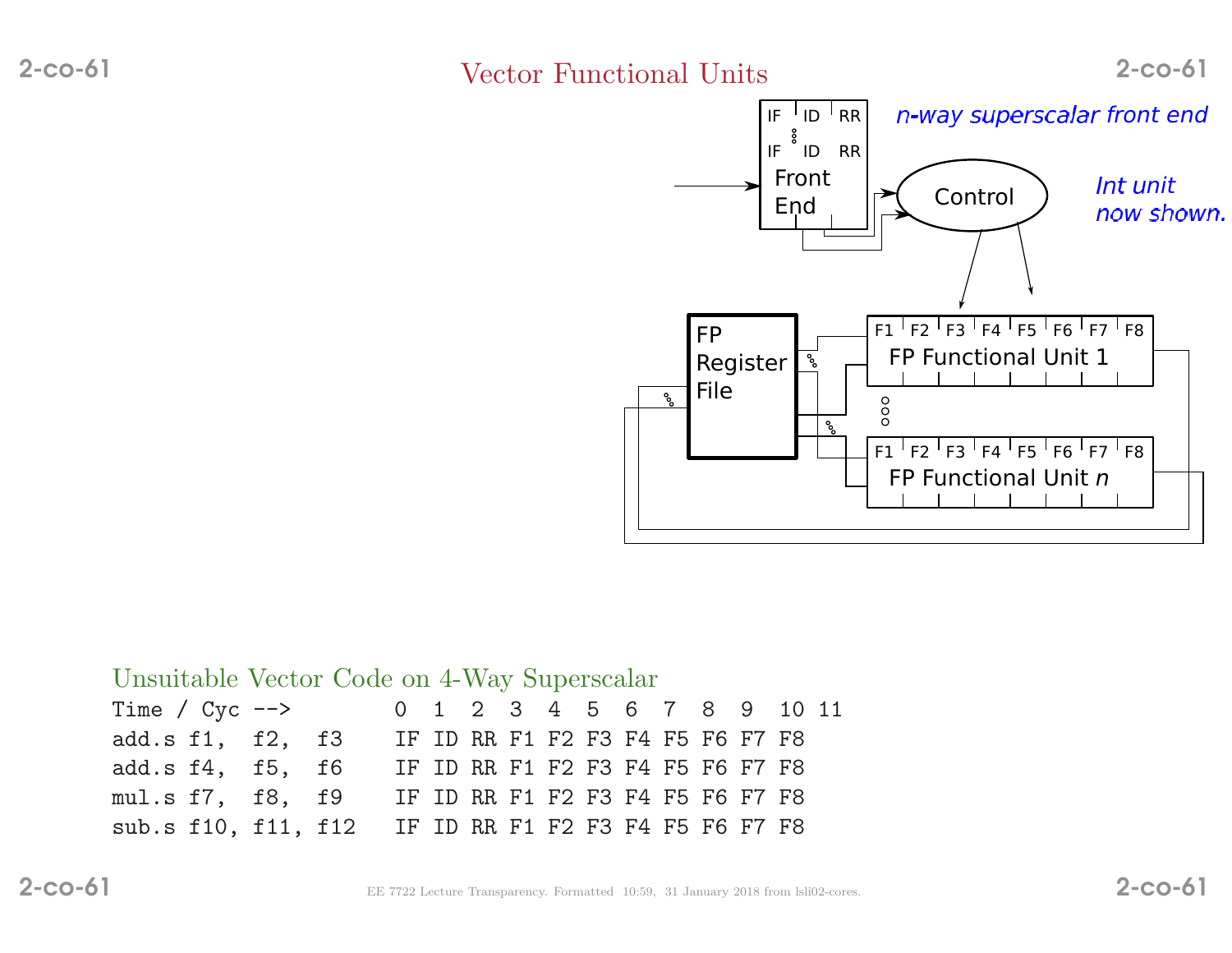# Vector Functional Units

*n-way superscalar front end*

*Int unit now shown.*

## Unsuitable Vector Code on 4-Way Superscalar

```
Time / Cyc -->         0  1  2  3  4  5  6  7  8  9  10 11
add.s f1,  f2,  f3     IF ID RR F1 F2 F3 F4 F5 F6 F7 F8
add.s f4,  f5,  f6     IF ID RR F1 F2 F3 F4 F5 F6 F7 F8
mul.s f7,  f8,  f9     IF ID RR F1 F2 F3 F4 F5 F6 F7 F8
sub.s f10, f11, f12    IF ID RR F1 F2 F3 F4 F5 F6 F7 F8
```

EE 7722 Lecture Transparency. Formatted 10:59, 31 January 2018 from lsli02-cores.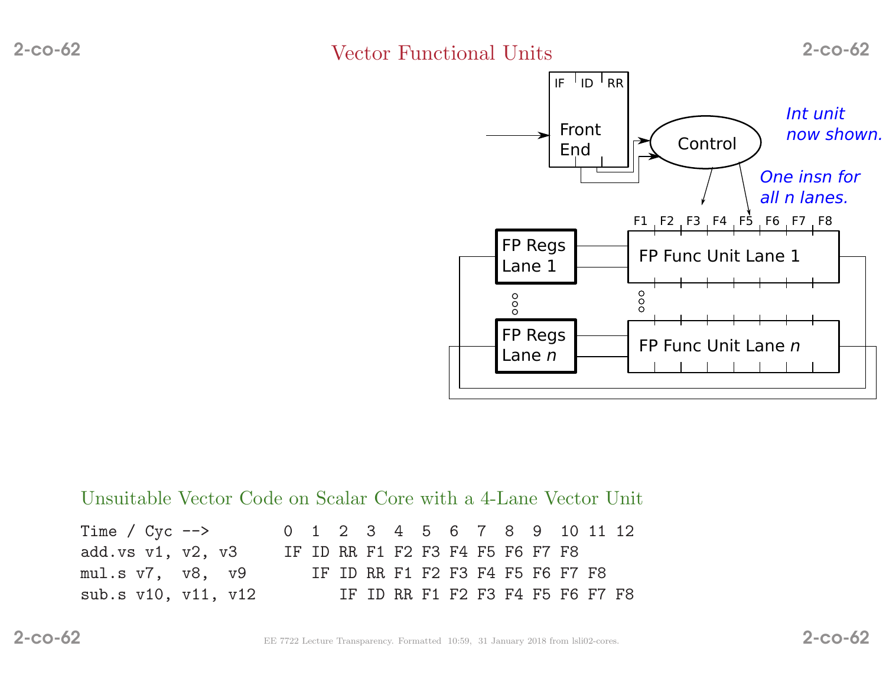# Vector Functional Units

*Int unit now shown.*

*One insn for all n lanes.*

## Unsuitable Vector Code on Scalar Core with a 4-Lane Vector Unit

```
Time / Cyc -->        0  1  2  3  4  5  6  7  8  9  10 11 12
add.vs v1, v2, v3     IF ID RR F1 F2 F3 F4 F5 F6 F7 F8
mul.s v7,  v8,  v9       IF ID RR F1 F2 F3 F4 F5 F6 F7 F8
sub.s v10, v11, v12         IF ID RR F1 F2 F3 F4 F5 F6 F7 F8
```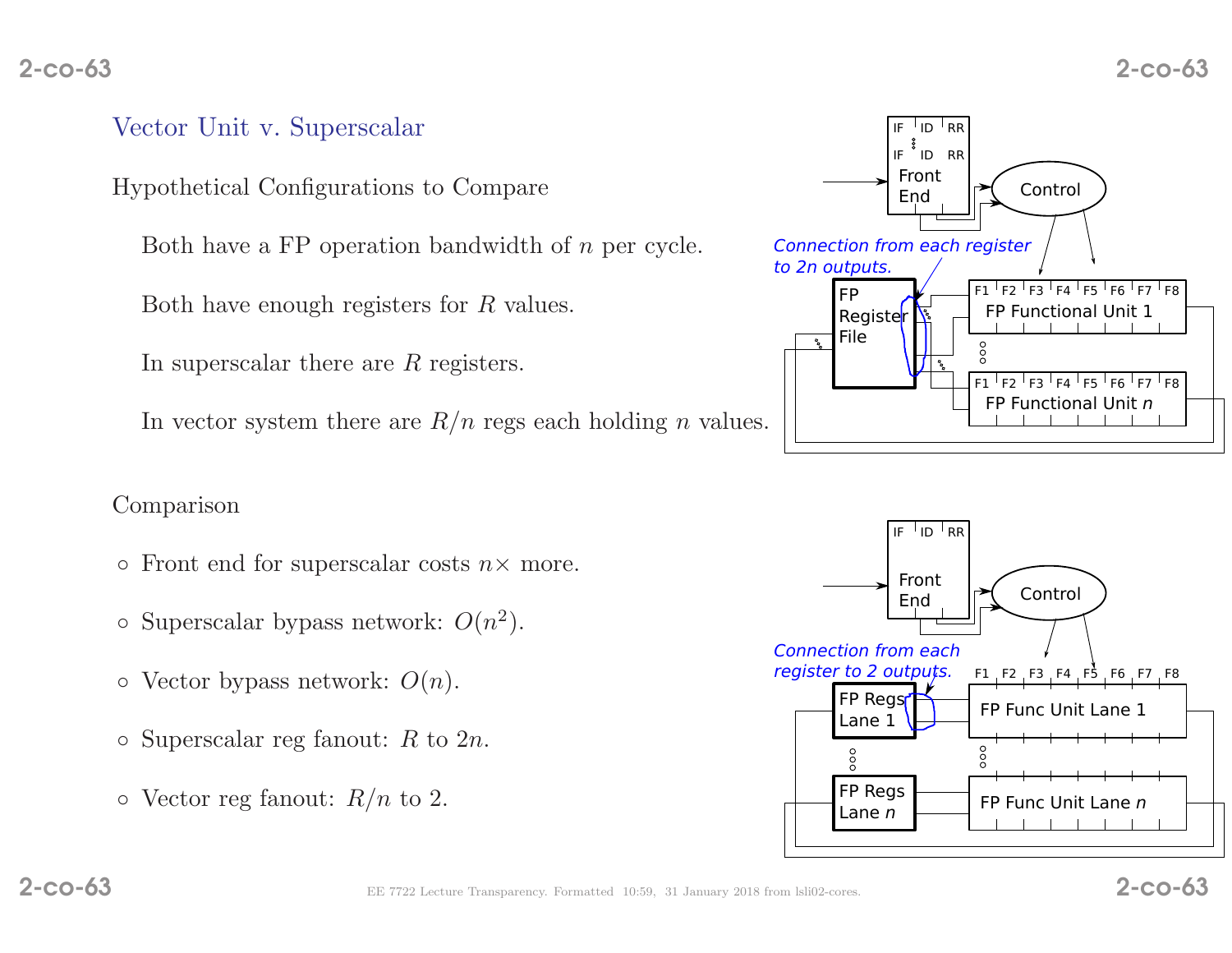## Vector Unit v. Superscalar

Hypothetical Configurations to Compare

Both have a FP operation bandwidth of $n$ per cycle.

Both have enough registers for $R$ values.

In superscalar there are $R$ registers.

In vector system there are $R/n$ regs each holding $n$ values.

Comparison

- Front end for superscalar costs $n\times$ more.
- Superscalar bypass network: $O(n^2)$.
- Vector bypass network: $O(n)$.
- Superscalar reg fanout: $R$ to $2n$.
- Vector reg fanout: $R/n$ to 2.

*Connection from each register to 2n outputs.*

*Connection from each register to 2 outputs.*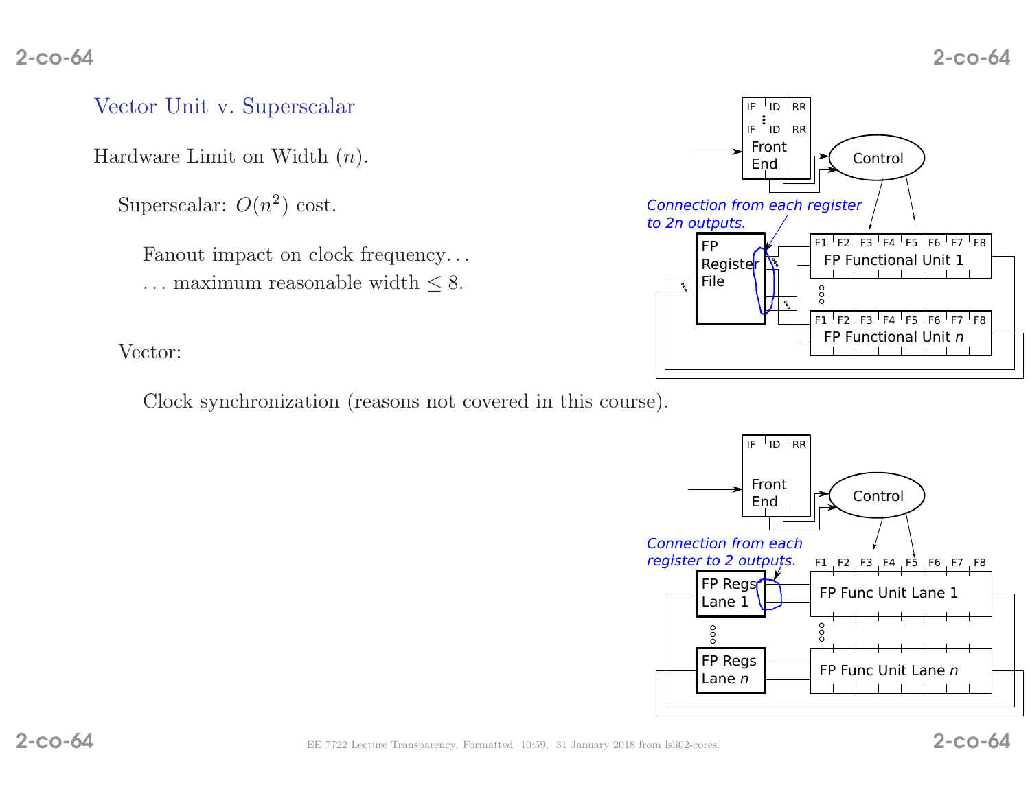## Vector Unit v. Superscalar

Hardware Limit on Width ($n$).

Superscalar: $O(n^2)$ cost.

Fanout impact on clock frequency…
… maximum reasonable width $\leq 8$.

Vector:

Clock synchronization (reasons not covered in this course).

Connection from each register to 2n outputs.

Connection from each register to 2 outputs.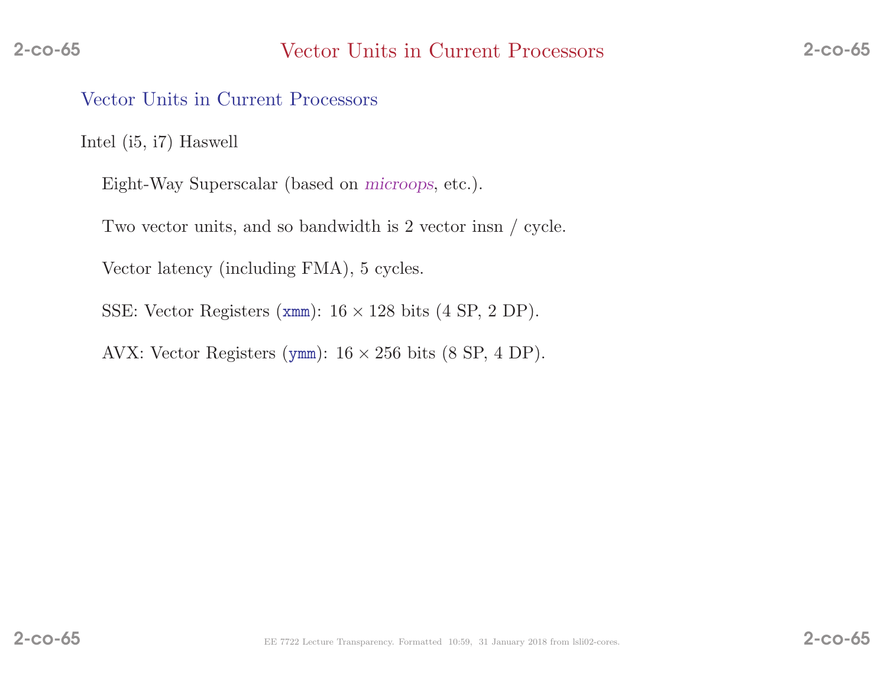# Vector Units in Current Processors

## Vector Units in Current Processors

Intel (i5, i7) Haswell

Eight-Way Superscalar (based on *microops*, etc.).

Two vector units, and so bandwidth is 2 vector insn / cycle.

Vector latency (including FMA), 5 cycles.

SSE: Vector Registers (`xmm`): $16 \times 128$ bits (4 SP, 2 DP).

AVX: Vector Registers (`ymm`): $16 \times 256$ bits (8 SP, 4 DP).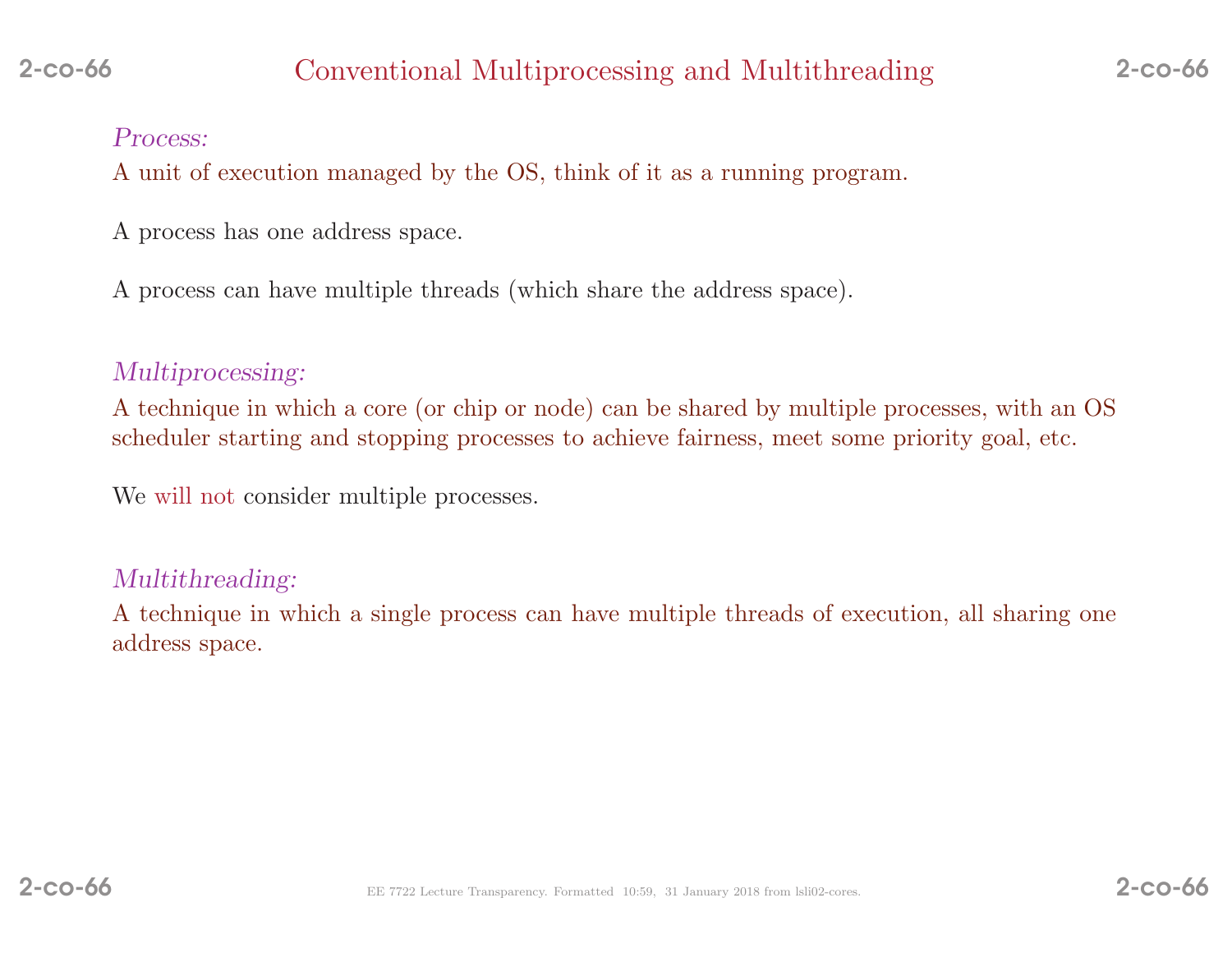# Conventional Multiprocessing and Multithreading

*Process:*

A unit of execution managed by the OS, think of it as a running program.

A process has one address space.

A process can have multiple threads (which share the address space).

*Multiprocessing:*

A technique in which a core (or chip or node) can be shared by multiple processes, with an OS scheduler starting and stopping processes to achieve fairness, meet some priority goal, etc.

We will not consider multiple processes.

*Multithreading:*

A technique in which a single process can have multiple threads of execution, all sharing one address space.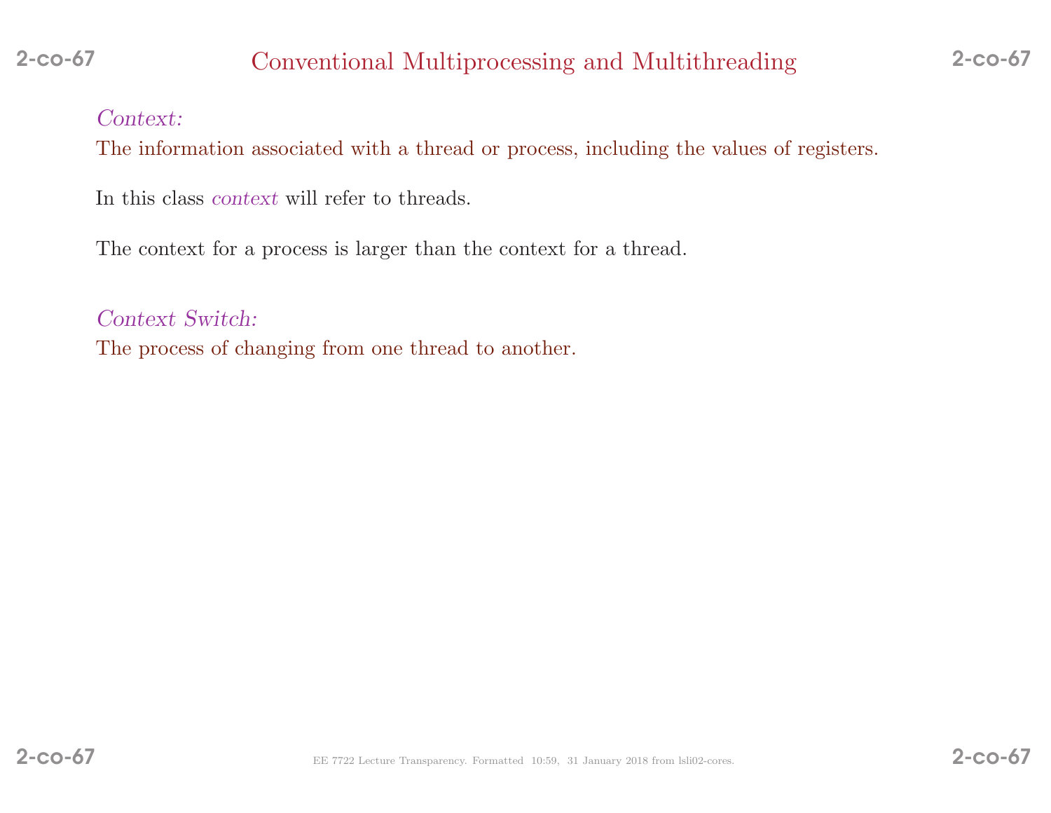## Conventional Multiprocessing and Multithreading

*Context:*
The information associated with a thread or process, including the values of registers.

In this class *context* will refer to threads.

The context for a process is larger than the context for a thread.

*Context Switch:*
The process of changing from one thread to another.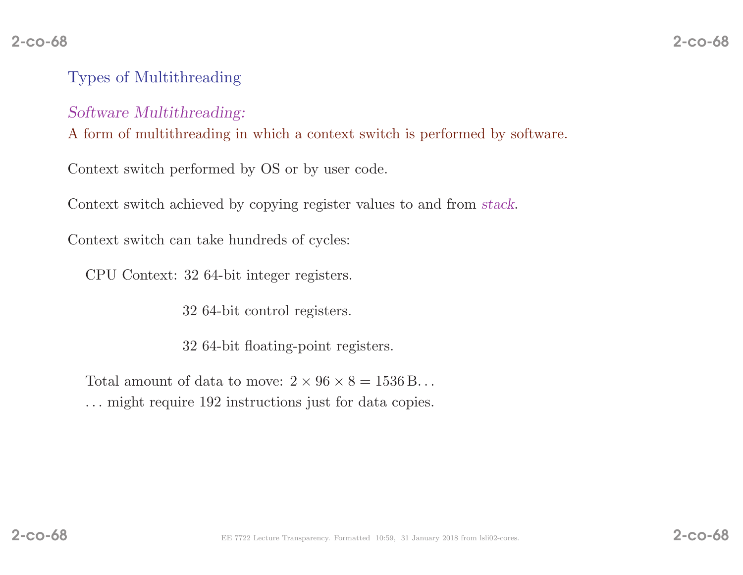## Types of Multithreading

*Software Multithreading:*

A form of multithreading in which a context switch is performed by software.

Context switch performed by OS or by user code.

Context switch achieved by copying register values to and from *stack*.

Context switch can take hundreds of cycles:

CPU Context: 32 64-bit integer registers.

32 64-bit control registers.

32 64-bit floating-point registers.

Total amount of data to move: $2 \times 96 \times 8 = 1536\,\mathrm{B}$...

... might require 192 instructions just for data copies.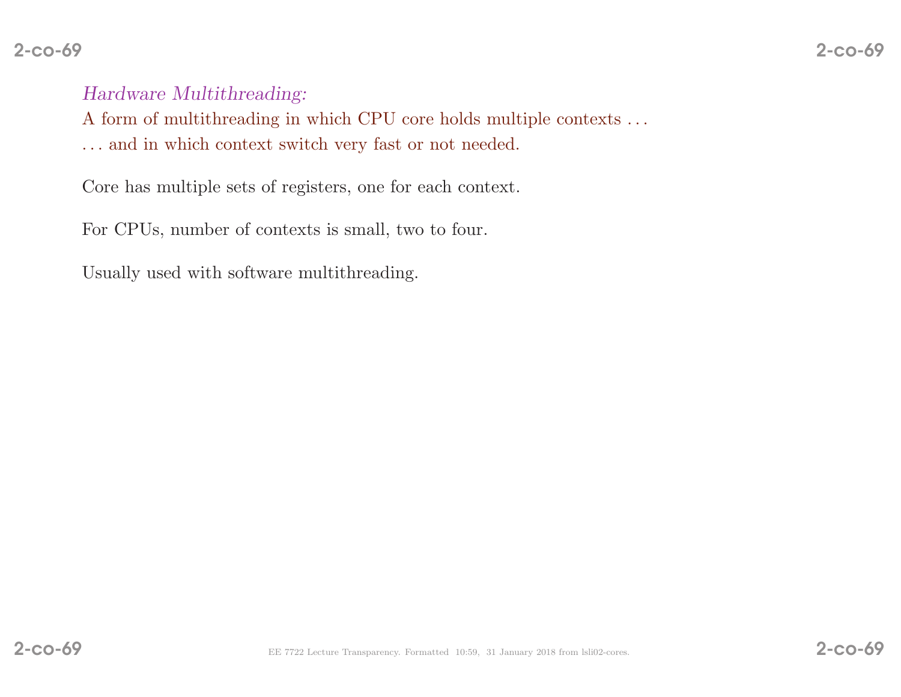*Hardware Multithreading:*

A form of multithreading in which CPU core holds multiple contexts . . .

. . . and in which context switch very fast or not needed.

Core has multiple sets of registers, one for each context.

For CPUs, number of contexts is small, two to four.

Usually used with software multithreading.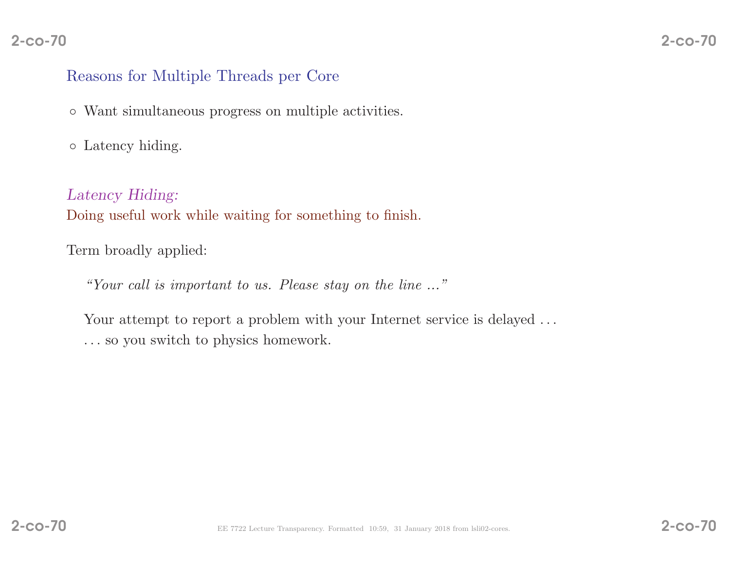## Reasons for Multiple Threads per Core

- Want simultaneous progress on multiple activities.
- Latency hiding.

*Latency Hiding:*
Doing useful work while waiting for something to finish.

Term broadly applied:

> *"Your call is important to us. Please stay on the line ..."*

> Your attempt to report a problem with your Internet service is delayed . . .
> . . . so you switch to physics homework.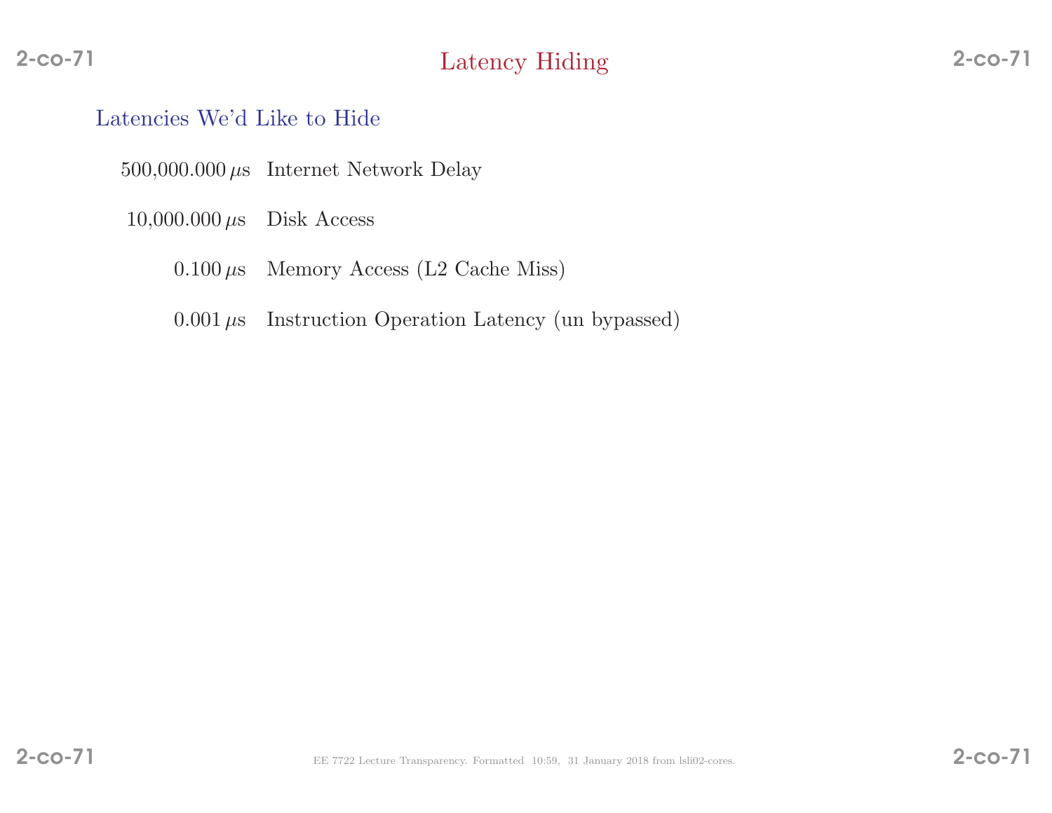# Latency Hiding

## Latencies We'd Like to Hide

| | |
|---|---|
| 500,000.000 $\mu$s | Internet Network Delay |
| 10,000.000 $\mu$s | Disk Access |
| 0.100 $\mu$s | Memory Access (L2 Cache Miss) |
| 0.001 $\mu$s | Instruction Operation Latency (un bypassed) |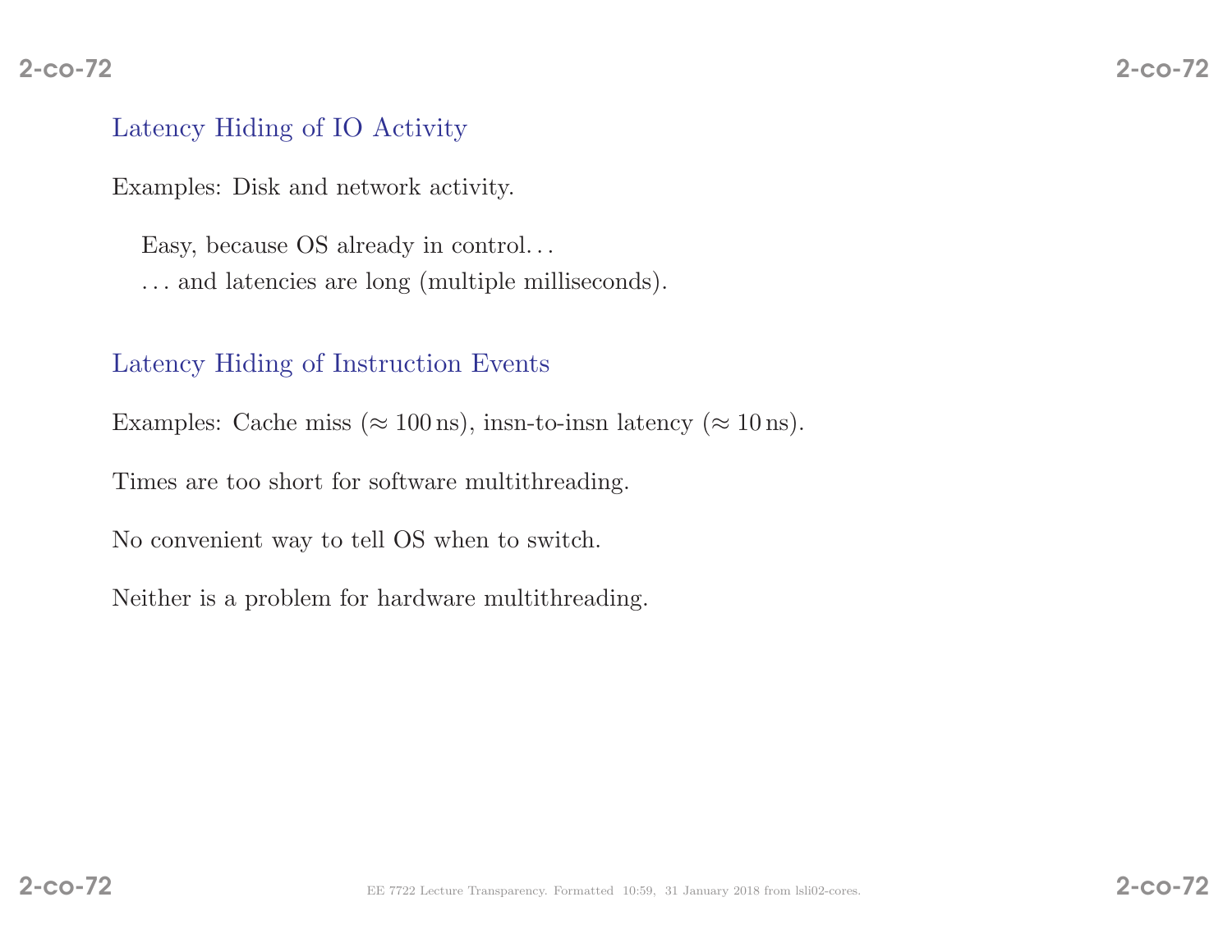## Latency Hiding of IO Activity

Examples: Disk and network activity.

Easy, because OS already in control...
... and latencies are long (multiple milliseconds).

## Latency Hiding of Instruction Events

Examples: Cache miss ($\approx 100\,\mathrm{ns}$), insn-to-insn latency ($\approx 10\,\mathrm{ns}$).

Times are too short for software multithreading.

No convenient way to tell OS when to switch.

Neither is a problem for hardware multithreading.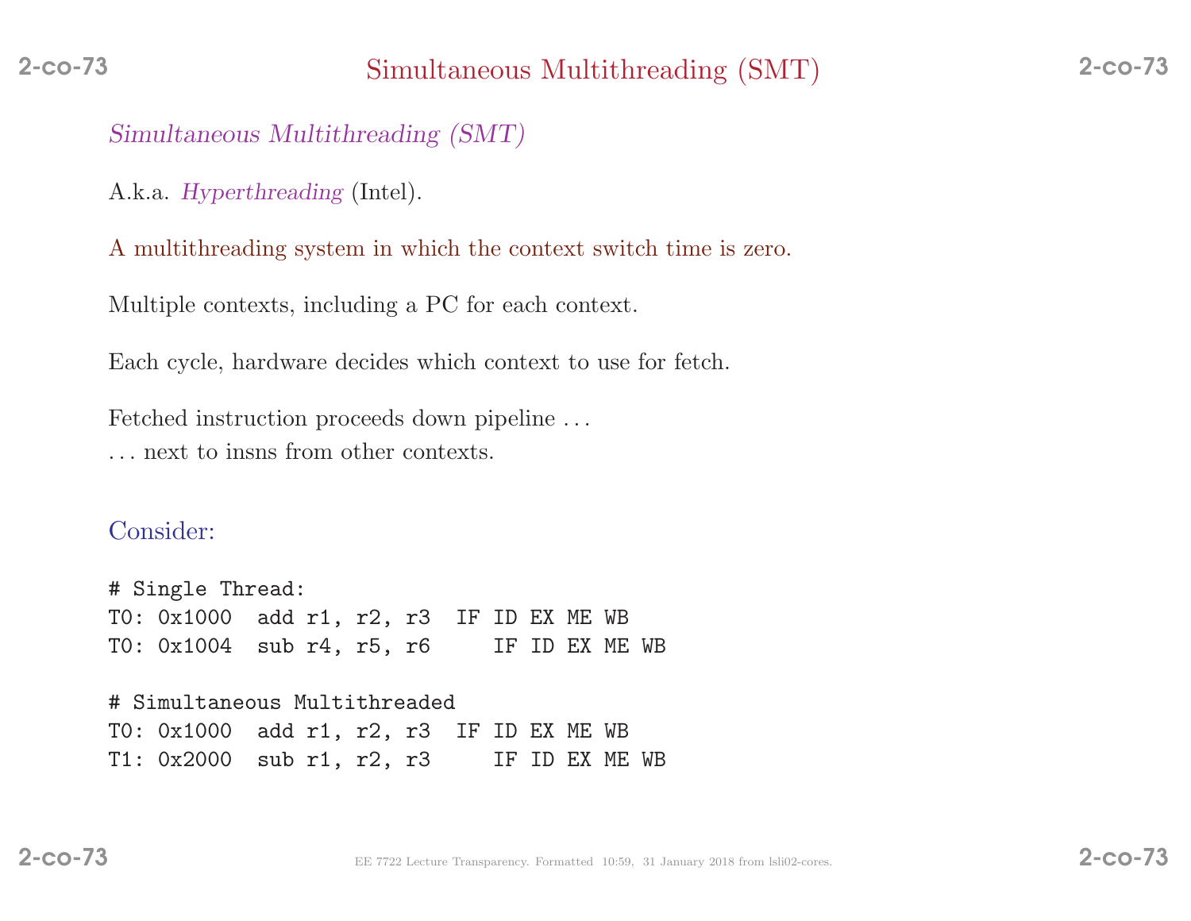# Simultaneous Multithreading (SMT)

*Simultaneous Multithreading (SMT)*

A.k.a. *Hyperthreading* (Intel).

A multithreading system in which the context switch time is zero.

Multiple contexts, including a PC for each context.

Each cycle, hardware decides which context to use for fetch.

Fetched instruction proceeds down pipeline . . .
. . . next to insns from other contexts.

Consider:

```
# Single Thread:
T0: 0x1000  add r1, r2, r3  IF ID EX ME WB
T0: 0x1004  sub r4, r5, r6     IF ID EX ME WB

# Simultaneous Multithreaded
T0: 0x1000  add r1, r2, r3  IF ID EX ME WB
T1: 0x2000  sub r1, r2, r3     IF ID EX ME WB
```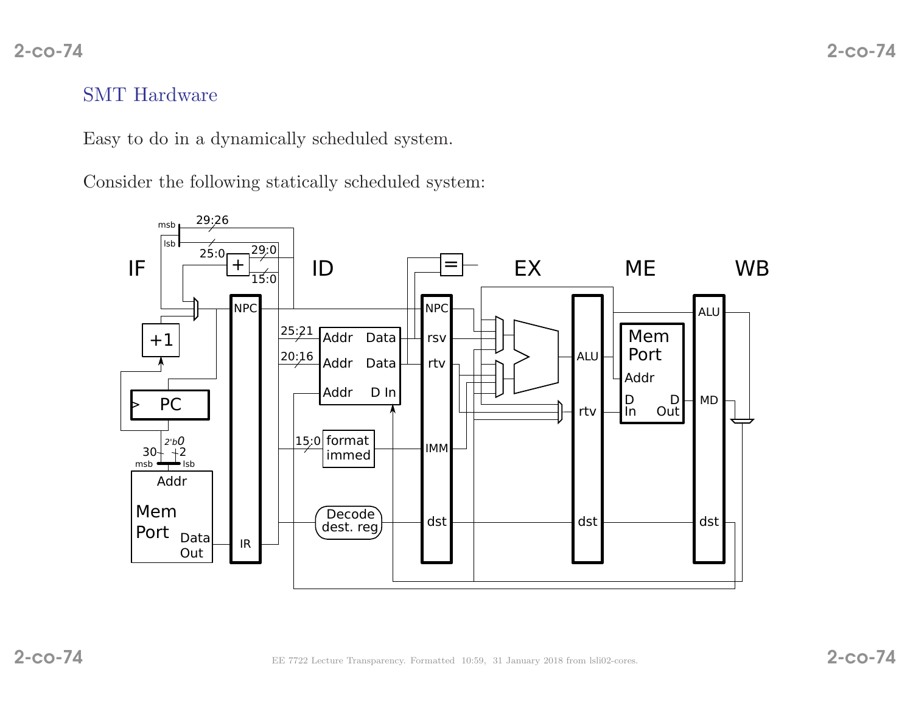## SMT Hardware

Easy to do in a dynamically scheduled system.

Consider the following statically scheduled system: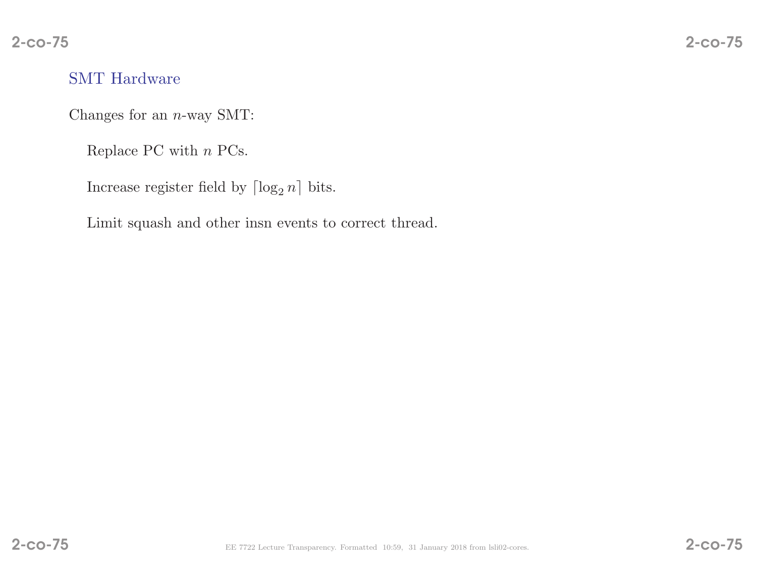## SMT Hardware

Changes for an $n$-way SMT:

Replace PC with $n$ PCs.

Increase register field by $\lceil \log_2 n \rceil$ bits.

Limit squash and other insn events to correct thread.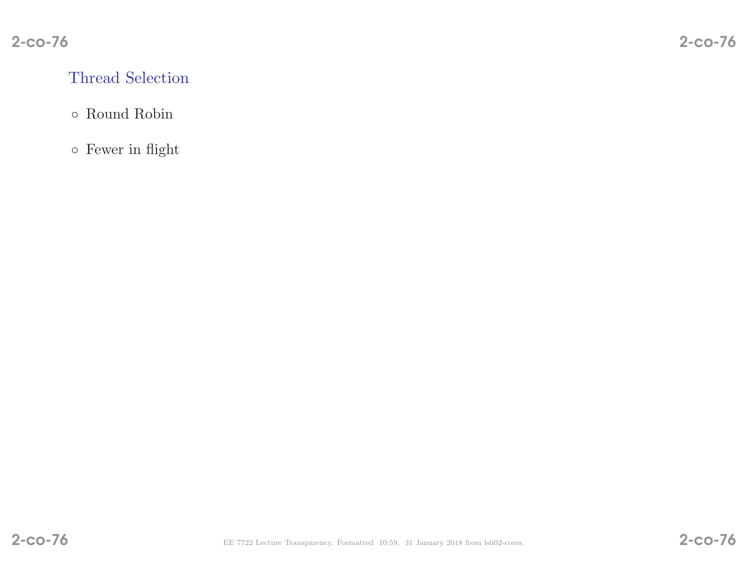## Thread Selection

- Round Robin
- Fewer in flight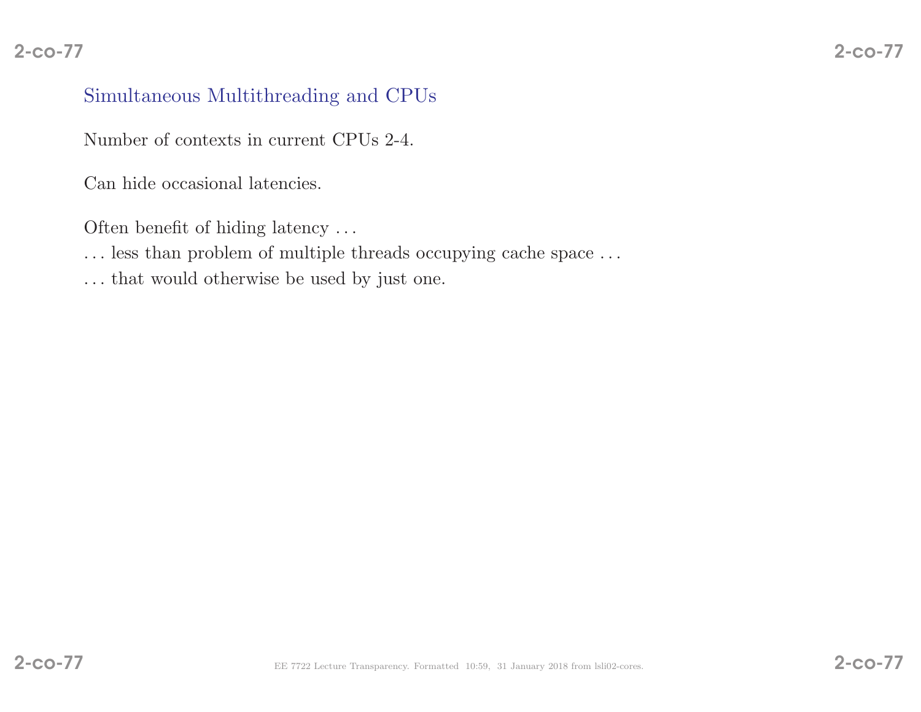## Simultaneous Multithreading and CPUs

Number of contexts in current CPUs 2-4.

Can hide occasional latencies.

Often benefit of hiding latency . . .
. . . less than problem of multiple threads occupying cache space . . .
. . . that would otherwise be used by just one.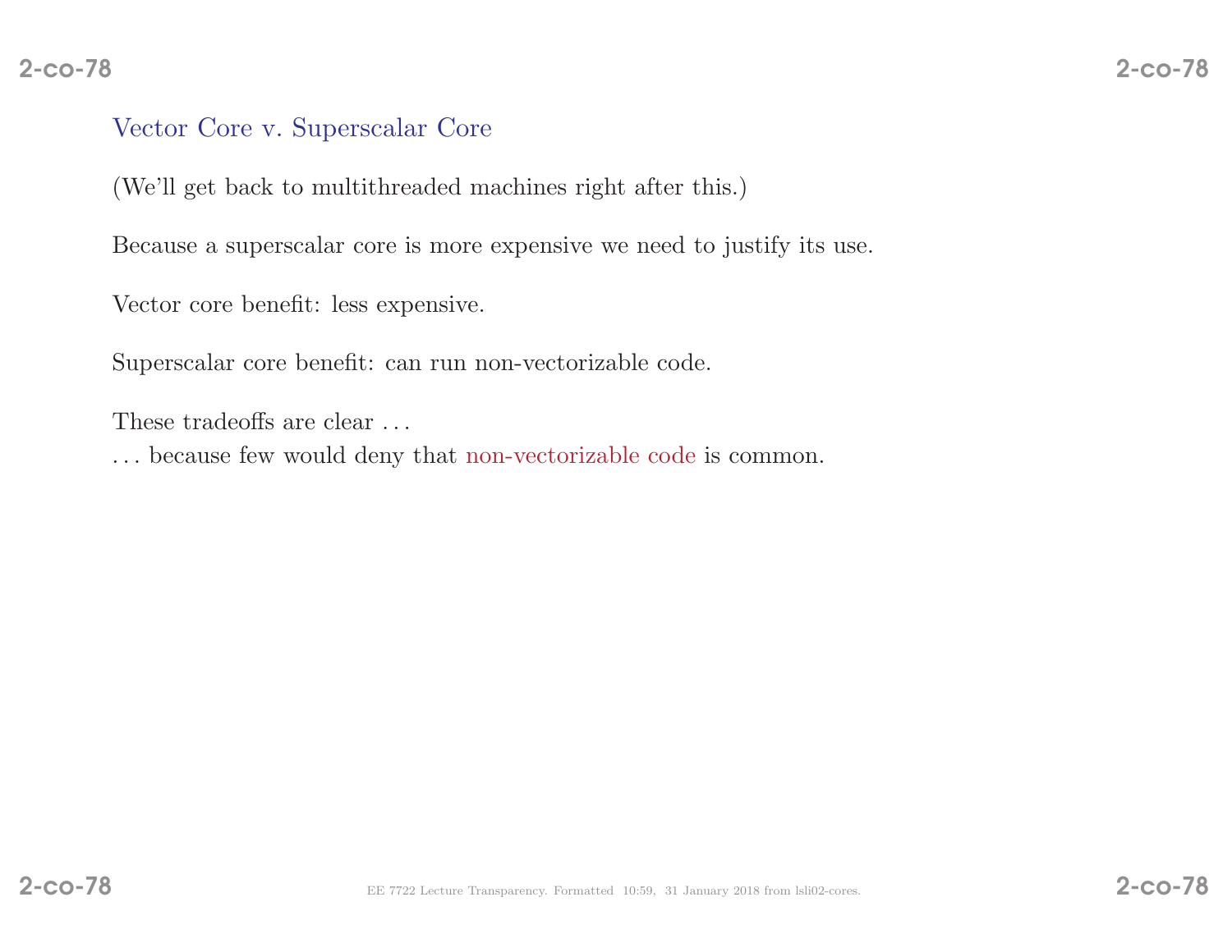## Vector Core v. Superscalar Core

(We'll get back to multithreaded machines right after this.)

Because a superscalar core is more expensive we need to justify its use.

Vector core benefit: less expensive.

Superscalar core benefit: can run non-vectorizable code.

These tradeoffs are clear . . .
. . . because few would deny that non-vectorizable code is common.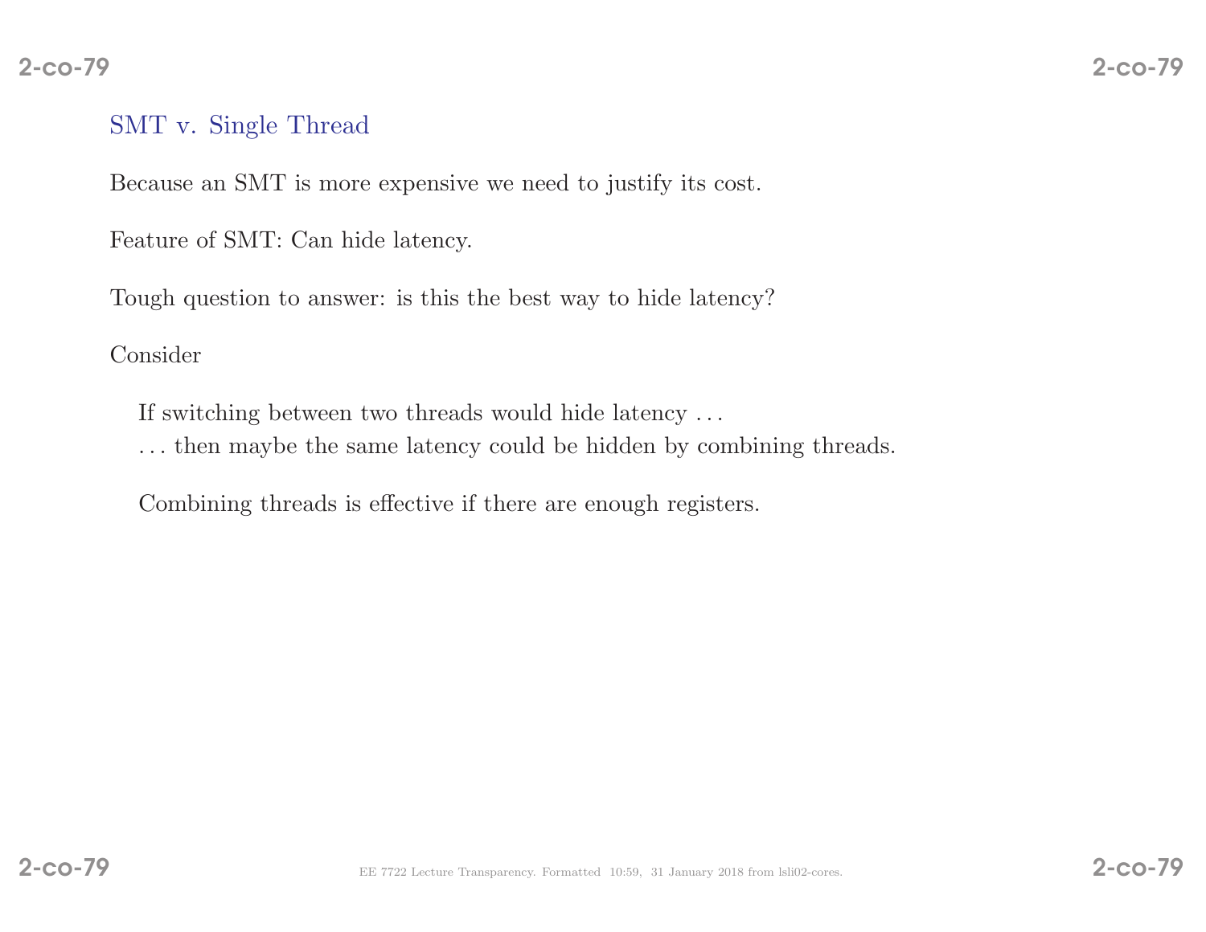## SMT v. Single Thread

Because an SMT is more expensive we need to justify its cost.

Feature of SMT: Can hide latency.

Tough question to answer: is this the best way to hide latency?

Consider

If switching between two threads would hide latency . . .
. . . then maybe the same latency could be hidden by combining threads.

Combining threads is effective if there are enough registers.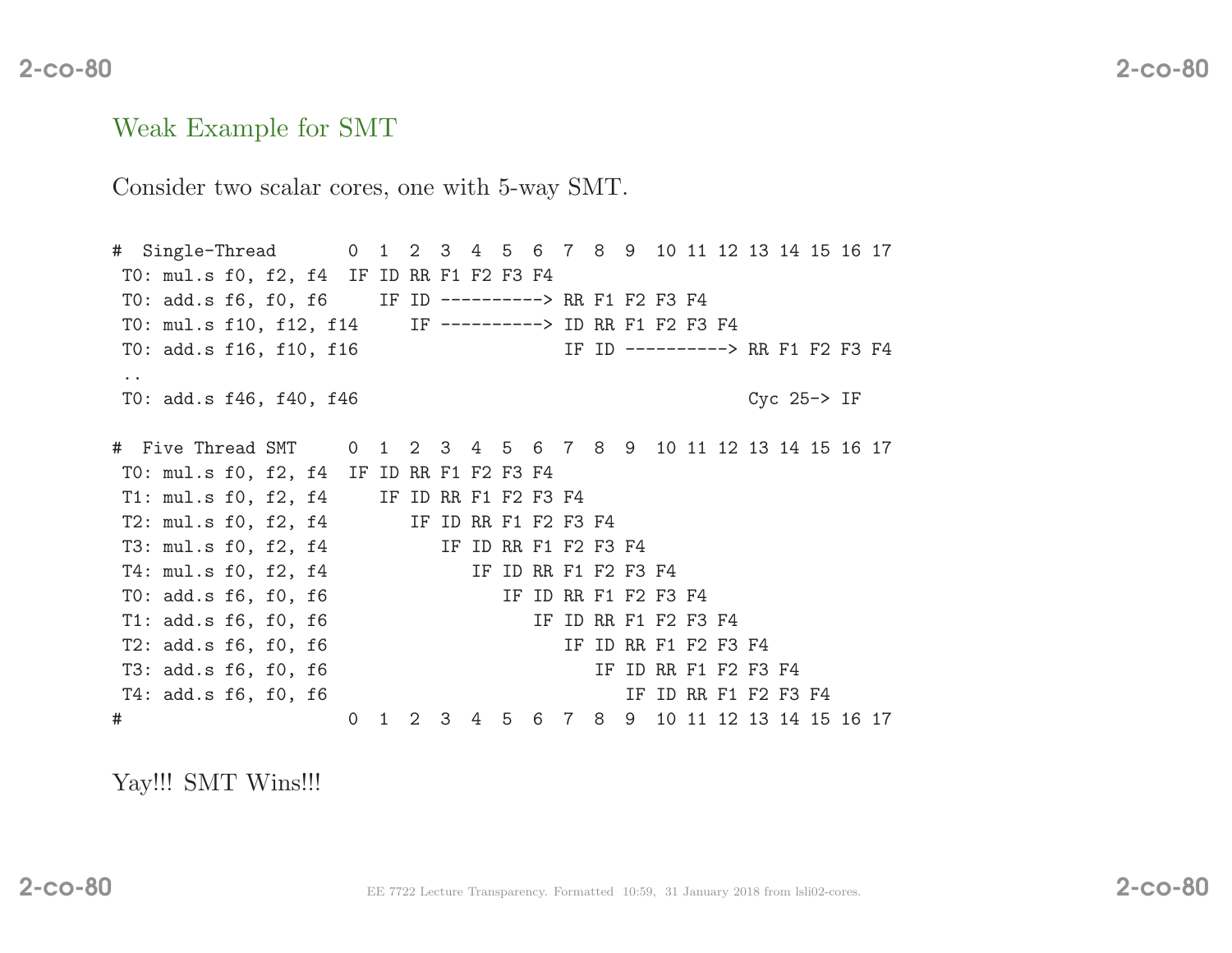## Weak Example for SMT

Consider two scalar cores, one with 5-way SMT.

```
#  Single-Thread       0  1  2  3  4  5  6  7  8  9  10 11 12 13 14 15 16 17
 T0: mul.s f0, f2, f4  IF ID RR F1 F2 F3 F4
 T0: add.s f6, f0, f6     IF ID ----------> RR F1 F2 F3 F4
 T0: mul.s f10, f12, f14     IF ----------> ID RR F1 F2 F3 F4
 T0: add.s f16, f10, f16                    IF ID ----------> RR F1 F2 F3 F4
 ..
 T0: add.s f46, f40, f46                                      Cyc 25-> IF

#  Five Thread SMT     0  1  2  3  4  5  6  7  8  9  10 11 12 13 14 15 16 17
 T0: mul.s f0, f2, f4  IF ID RR F1 F2 F3 F4
 T1: mul.s f0, f2, f4     IF ID RR F1 F2 F3 F4
 T2: mul.s f0, f2, f4        IF ID RR F1 F2 F3 F4
 T3: mul.s f0, f2, f4           IF ID RR F1 F2 F3 F4
 T4: mul.s f0, f2, f4              IF ID RR F1 F2 F3 F4
 T0: add.s f6, f0, f6                 IF ID RR F1 F2 F3 F4
 T1: add.s f6, f0, f6                    IF ID RR F1 F2 F3 F4
 T2: add.s f6, f0, f6                       IF ID RR F1 F2 F3 F4
 T3: add.s f6, f0, f6                          IF ID RR F1 F2 F3 F4
 T4: add.s f6, f0, f6                             IF ID RR F1 F2 F3 F4
#                      0  1  2  3  4  5  6  7  8  9  10 11 12 13 14 15 16 17
```

Yay!!! SMT Wins!!!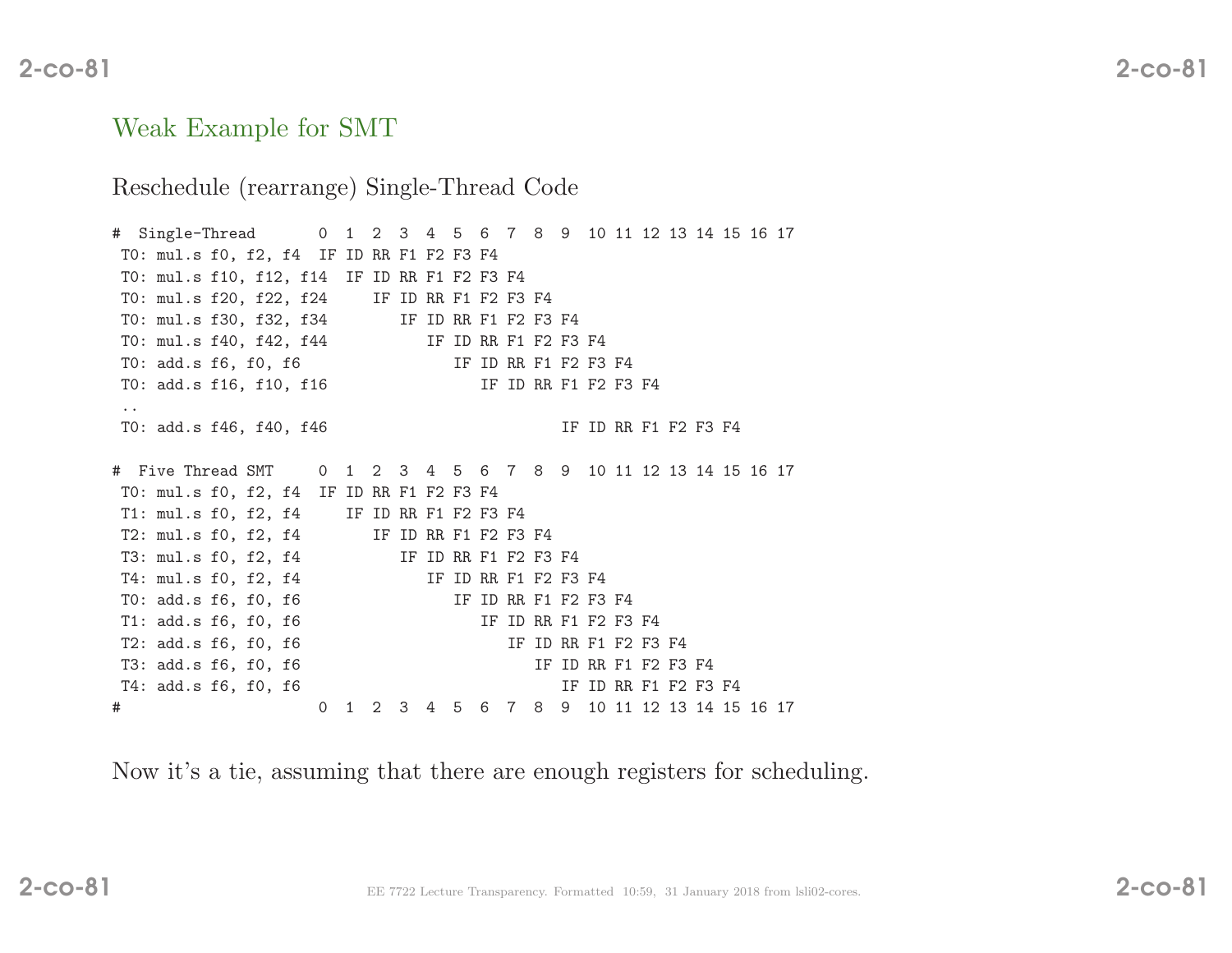## Weak Example for SMT

Reschedule (rearrange) Single-Thread Code

```
#  Single-Thread       0  1  2  3  4  5  6  7  8  9  10 11 12 13 14 15 16 17
 T0: mul.s f0, f2, f4  IF ID RR F1 F2 F3 F4
 T0: mul.s f10, f12, f14  IF ID RR F1 F2 F3 F4
 T0: mul.s f20, f22, f24     IF ID RR F1 F2 F3 F4
 T0: mul.s f30, f32, f34        IF ID RR F1 F2 F3 F4
 T0: mul.s f40, f42, f44           IF ID RR F1 F2 F3 F4
 T0: add.s f6, f0, f6                 IF ID RR F1 F2 F3 F4
 T0: add.s f16, f10, f16                 IF ID RR F1 F2 F3 F4
 ..
 T0: add.s f46, f40, f46                          IF ID RR F1 F2 F3 F4

#  Five Thread SMT     0  1  2  3  4  5  6  7  8  9  10 11 12 13 14 15 16 17
 T0: mul.s f0, f2, f4  IF ID RR F1 F2 F3 F4
 T1: mul.s f0, f2, f4     IF ID RR F1 F2 F3 F4
 T2: mul.s f0, f2, f4        IF ID RR F1 F2 F3 F4
 T3: mul.s f0, f2, f4           IF ID RR F1 F2 F3 F4
 T4: mul.s f0, f2, f4              IF ID RR F1 F2 F3 F4
 T0: add.s f6, f0, f6                 IF ID RR F1 F2 F3 F4
 T1: add.s f6, f0, f6                    IF ID RR F1 F2 F3 F4
 T2: add.s f6, f0, f6                       IF ID RR F1 F2 F3 F4
 T3: add.s f6, f0, f6                          IF ID RR F1 F2 F3 F4
 T4: add.s f6, f0, f6                             IF ID RR F1 F2 F3 F4
#                      0  1  2  3  4  5  6  7  8  9  10 11 12 13 14 15 16 17
```

Now it's a tie, assuming that there are enough registers for scheduling.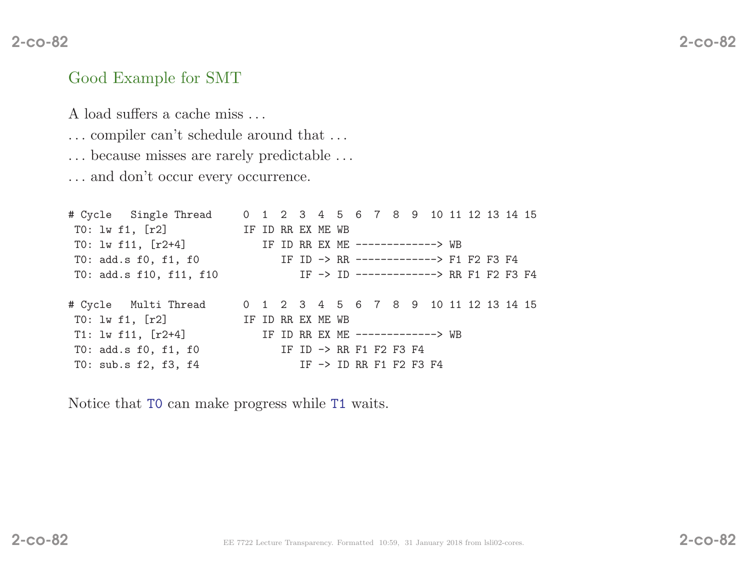## Good Example for SMT

A load suffers a cache miss ...

... compiler can't schedule around that ...

... because misses are rarely predictable ...

... and don't occur every occurrence.

```
# Cycle   Single Thread     0  1  2  3  4  5  6  7  8  9  10 11 12 13 14 15
 T0: lw f1, [r2]            IF ID RR EX ME WB
 T0: lw f11, [r2+4]            IF ID RR EX ME -------------> WB
 T0: add.s f0, f1, f0             IF ID -> RR -------------> F1 F2 F3 F4
 T0: add.s f10, f11, f10             IF -> ID -------------> RR F1 F2 F3 F4

# Cycle   Multi Thread      0  1  2  3  4  5  6  7  8  9  10 11 12 13 14 15
 T0: lw f1, [r2]            IF ID RR EX ME WB
 T1: lw f11, [r2+4]            IF ID RR EX ME -------------> WB
 T0: add.s f0, f1, f0             IF ID -> RR F1 F2 F3 F4
 T0: sub.s f2, f3, f4                IF -> ID RR F1 F2 F3 F4
```

Notice that `T0` can make progress while `T1` waits.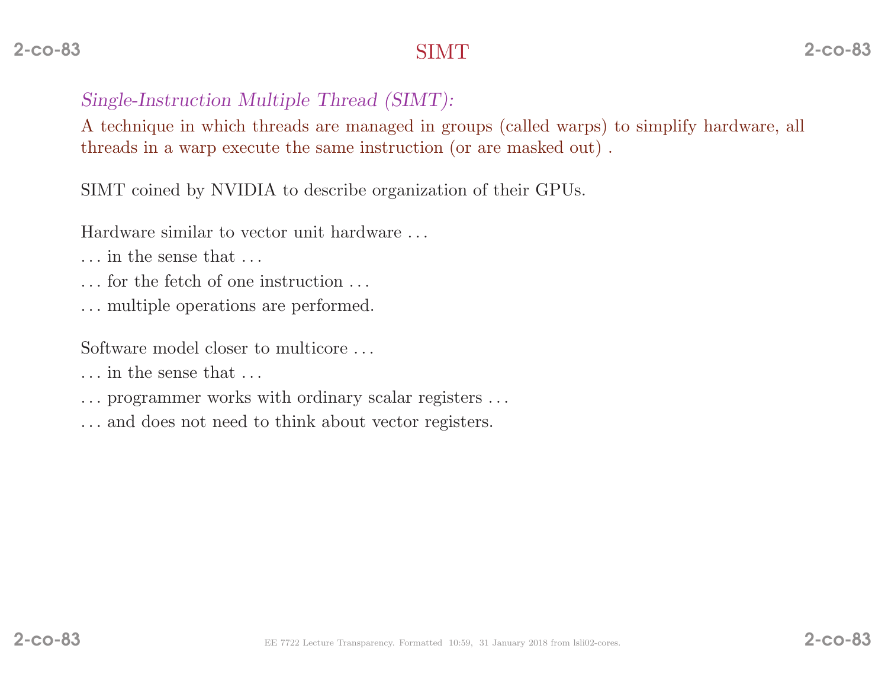# SIMT

*Single-Instruction Multiple Thread (SIMT):*

A technique in which threads are managed in groups (called warps) to simplify hardware, all threads in a warp execute the same instruction (or are masked out) .

SIMT coined by NVIDIA to describe organization of their GPUs.

Hardware similar to vector unit hardware . . .

. . . in the sense that . . .

. . . for the fetch of one instruction . . .

. . . multiple operations are performed.

Software model closer to multicore . . .

. . . in the sense that . . .

. . . programmer works with ordinary scalar registers . . .

. . . and does not need to think about vector registers.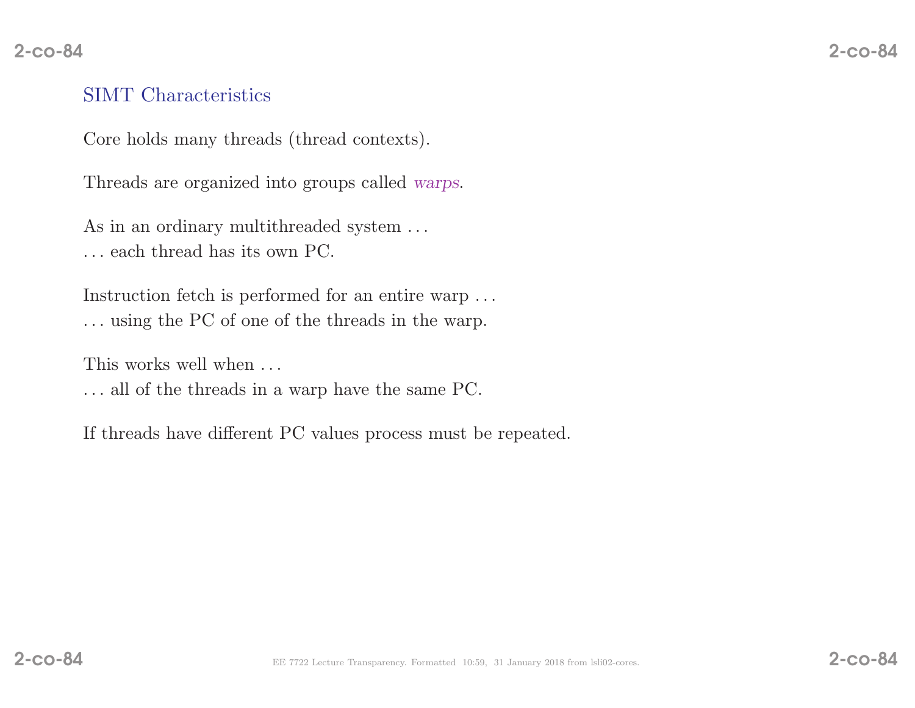## SIMT Characteristics

Core holds many threads (thread contexts).

Threads are organized into groups called *warps*.

As in an ordinary multithreaded system . . .
. . . each thread has its own PC.

Instruction fetch is performed for an entire warp . . .
. . . using the PC of one of the threads in the warp.

This works well when . . .
. . . all of the threads in a warp have the same PC.

If threads have different PC values process must be repeated.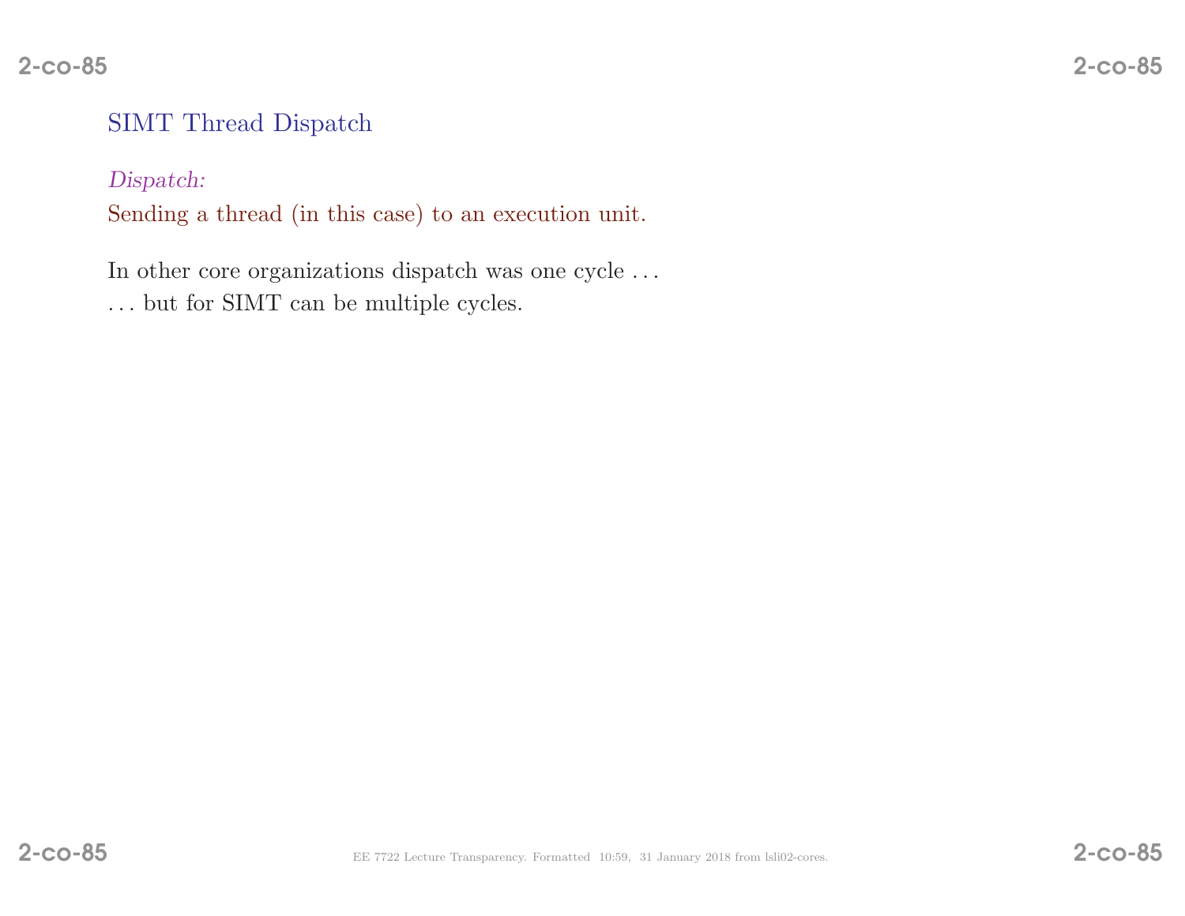## SIMT Thread Dispatch

*Dispatch:*
Sending a thread (in this case) to an execution unit.

In other core organizations dispatch was one cycle . . .
. . . but for SIMT can be multiple cycles.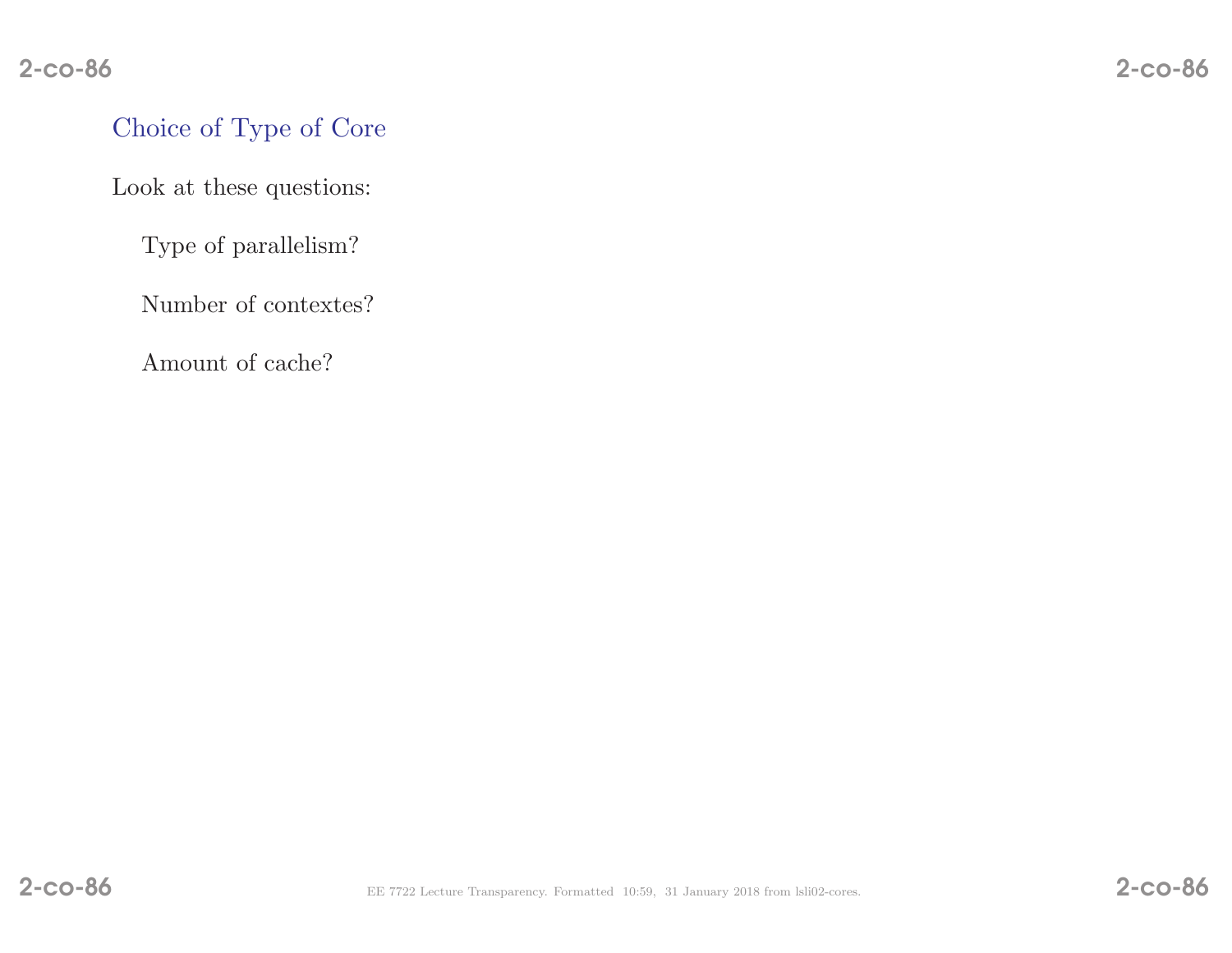## Choice of Type of Core

Look at these questions:

Type of parallelism?

Number of contextes?

Amount of cache?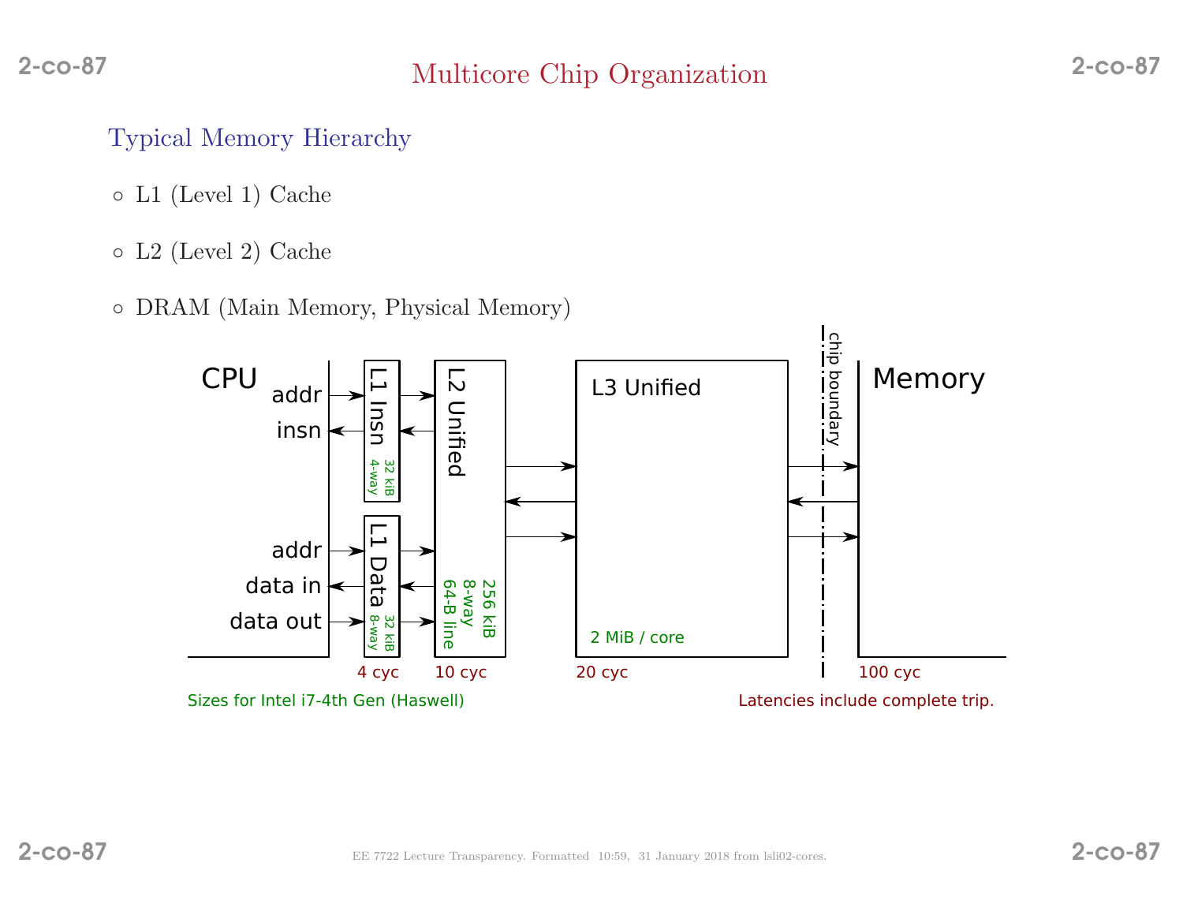# Multicore Chip Organization

## Typical Memory Hierarchy

- L1 (Level 1) Cache
- L2 (Level 2) Cache
- DRAM (Main Memory, Physical Memory)

CPU: addr, insn, addr, data in, data out

L1 Insn — 32 kiB, 4-way

L1 Data — 32 kiB, 8-way

L2 Unified — 256 kiB, 8-way, 64-B line

L3 Unified — 2 MiB / core

chip boundary

Memory

4 cyc | 10 cyc | 20 cyc | 100 cyc

Sizes for Intel i7-4th Gen (Haswell)

Latencies include complete trip.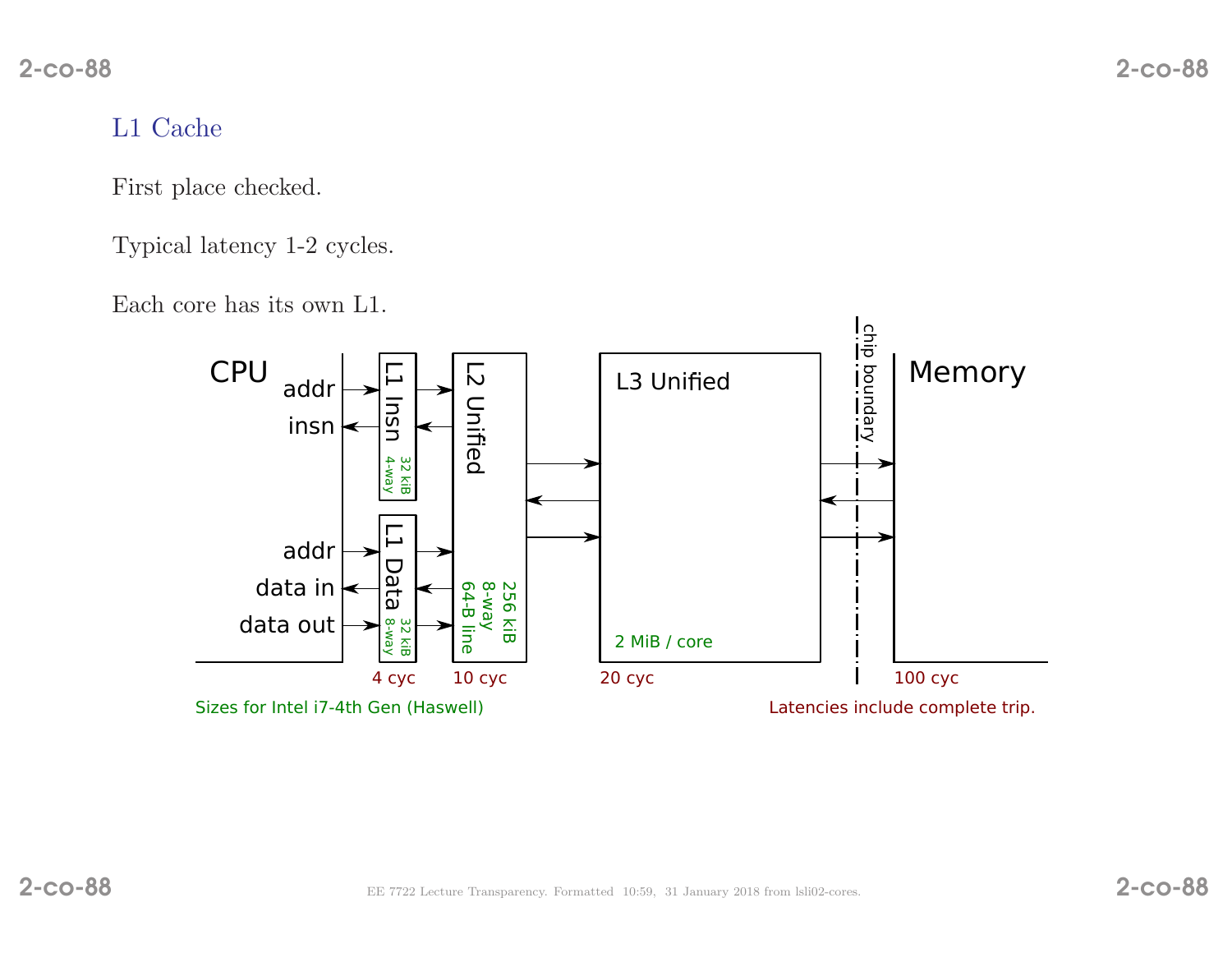## L1 Cache

First place checked.

Typical latency 1-2 cycles.

Each core has its own L1.

CPU — addr, insn, addr, data in, data out

L1 Insn — 32 kiB, 4-way

L1 Data — 32 kiB, 8-way

L2 Unified — 256 kiB, 8-way, 64-B line

L3 Unified — 2 MiB / core

chip boundary

Memory

4 cyc — 10 cyc — 20 cyc — 100 cyc

Sizes for Intel i7-4th Gen (Haswell)

Latencies include complete trip.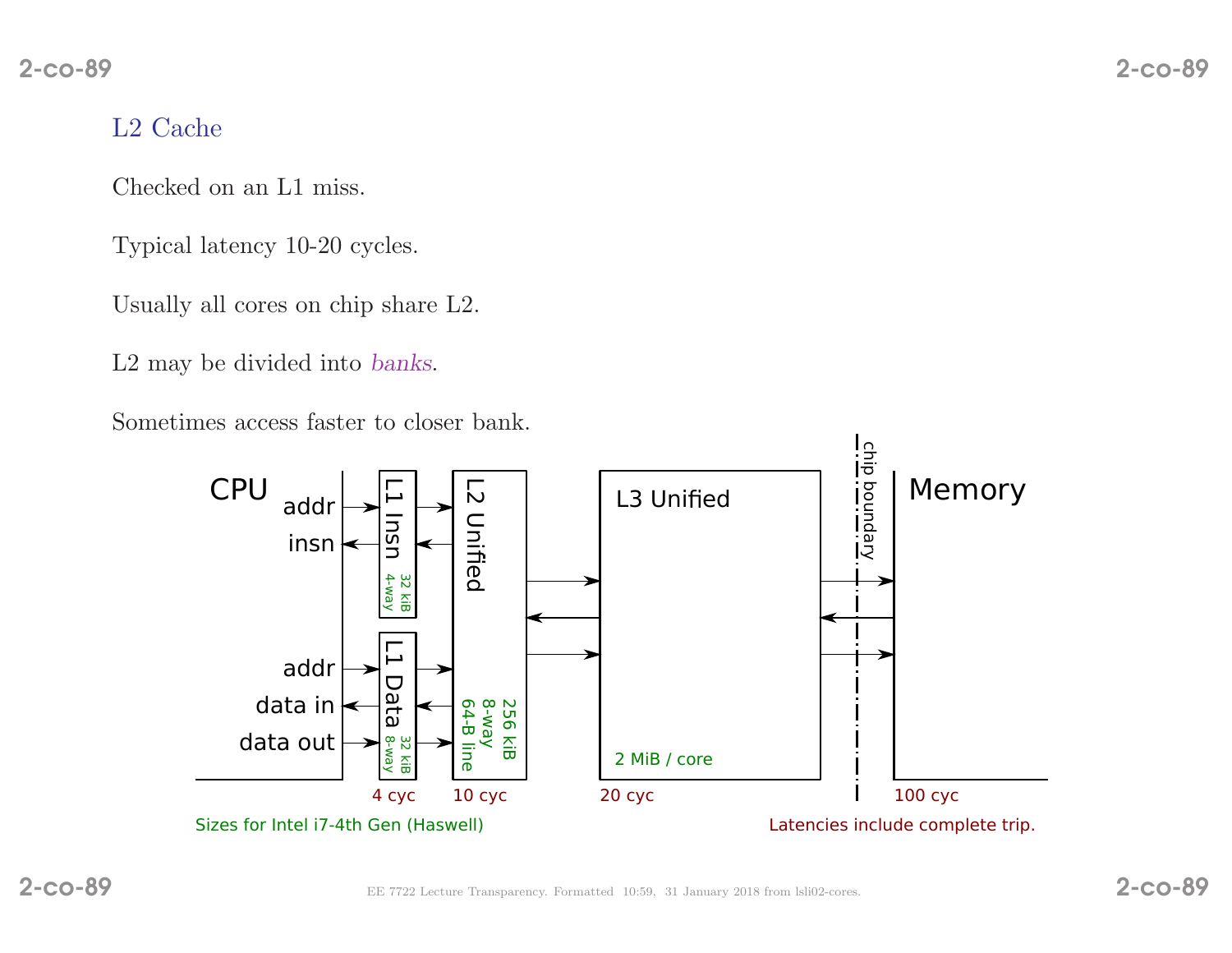## L2 Cache

Checked on an L1 miss.

Typical latency 10-20 cycles.

Usually all cores on chip share L2.

L2 may be divided into *banks*.

Sometimes access faster to closer bank.

CPU — addr, insn, addr, data in, data out

L1 Insn — 32 kiB 4-way

L1 Data — 32 kiB 8-way

L2 Unified — 256 kiB 8-way 64-B line

L3 Unified — 2 MiB / core

chip boundary

Memory

4 cyc — 10 cyc — 20 cyc — 100 cyc

Sizes for Intel i7-4th Gen (Haswell)

Latencies include complete trip.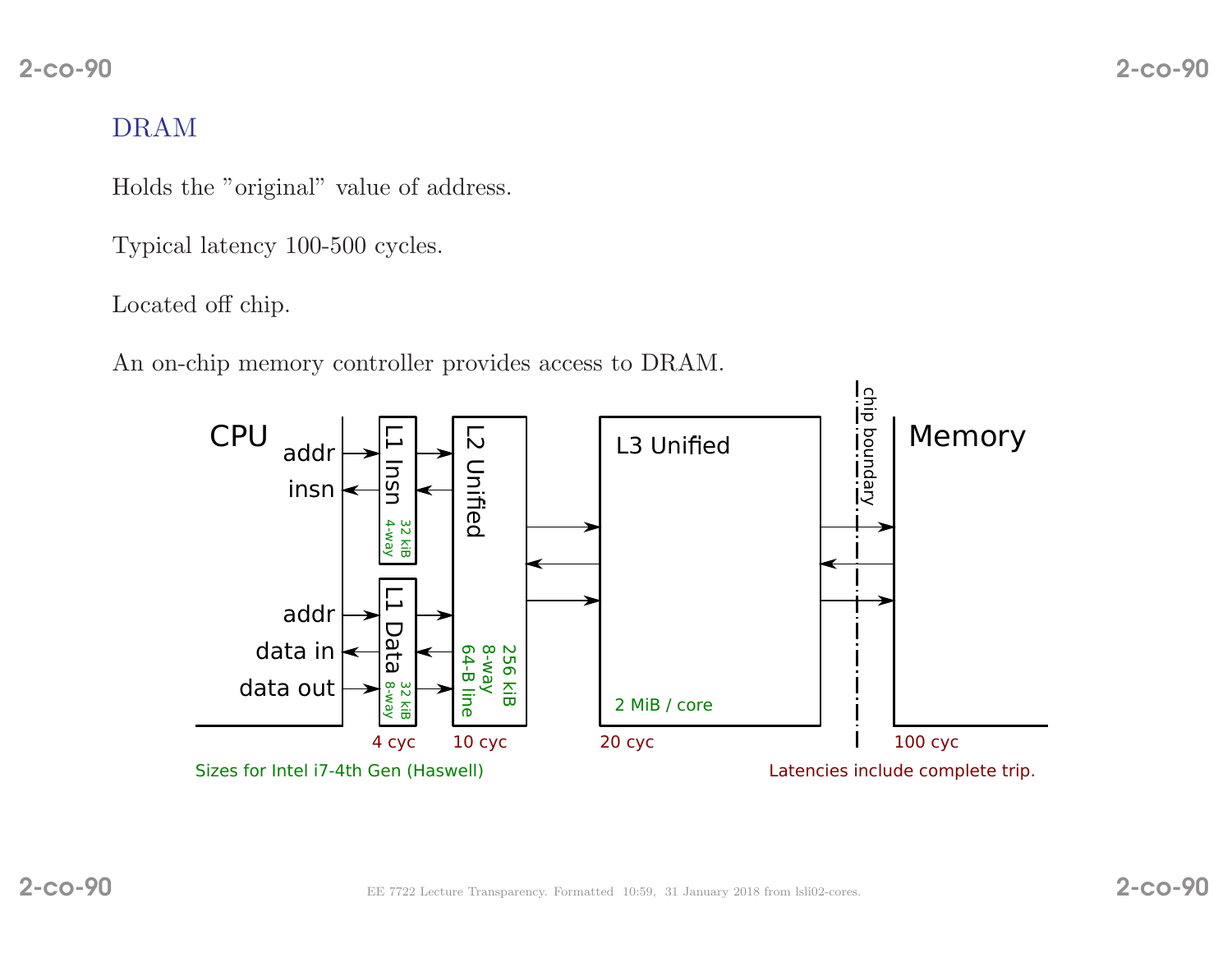## DRAM

Holds the "original" value of address.

Typical latency 100-500 cycles.

Located off chip.

An on-chip memory controller provides access to DRAM.

CPU | addr | insn | addr | data in | data out

L1 Insn (32 kiB, 4-way) | L1 Data (32 kiB, 8-way) | L2 Unified (256 kiB, 8-way, 64-B line) | L3 Unified (2 MiB / core) | chip boundary | Memory

4 cyc | 10 cyc | 20 cyc | 100 cyc

Sizes for Intel i7-4th Gen (Haswell)

Latencies include complete trip.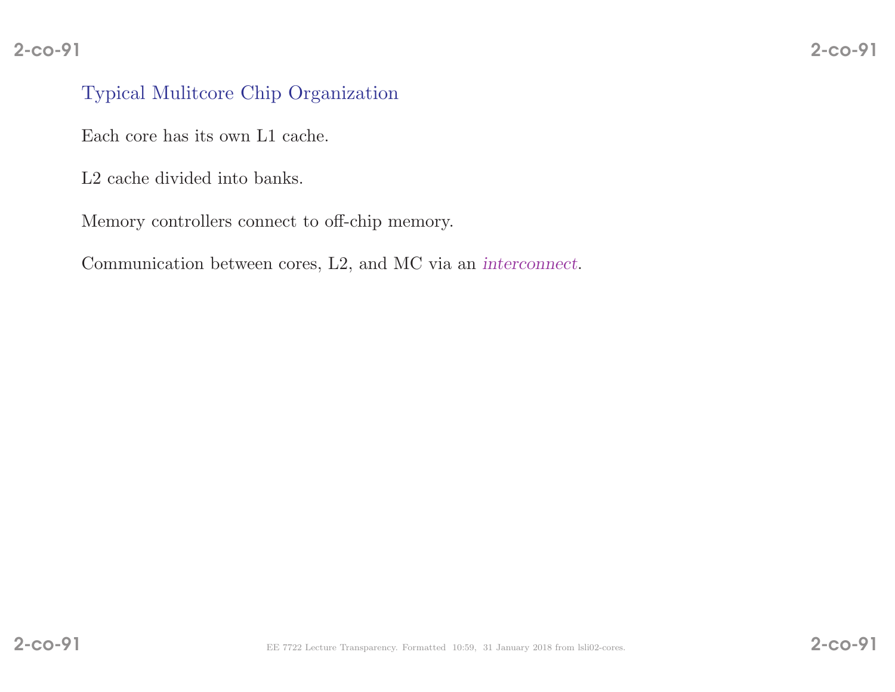## Typical Mulitcore Chip Organization

Each core has its own L1 cache.

L2 cache divided into banks.

Memory controllers connect to off-chip memory.

Communication between cores, L2, and MC via an *interconnect*.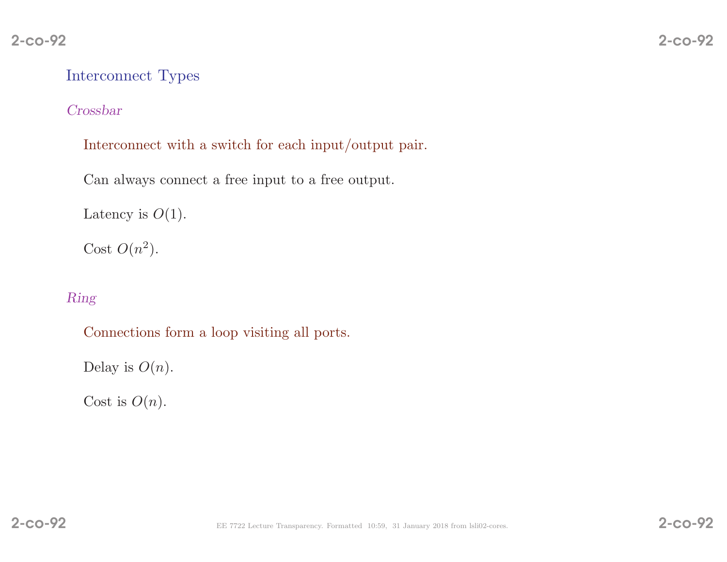## Interconnect Types

### *Crossbar*

Interconnect with a switch for each input/output pair.

Can always connect a free input to a free output.

Latency is $O(1)$.

Cost $O(n^2)$.

### *Ring*

Connections form a loop visiting all ports.

Delay is $O(n)$.

Cost is $O(n)$.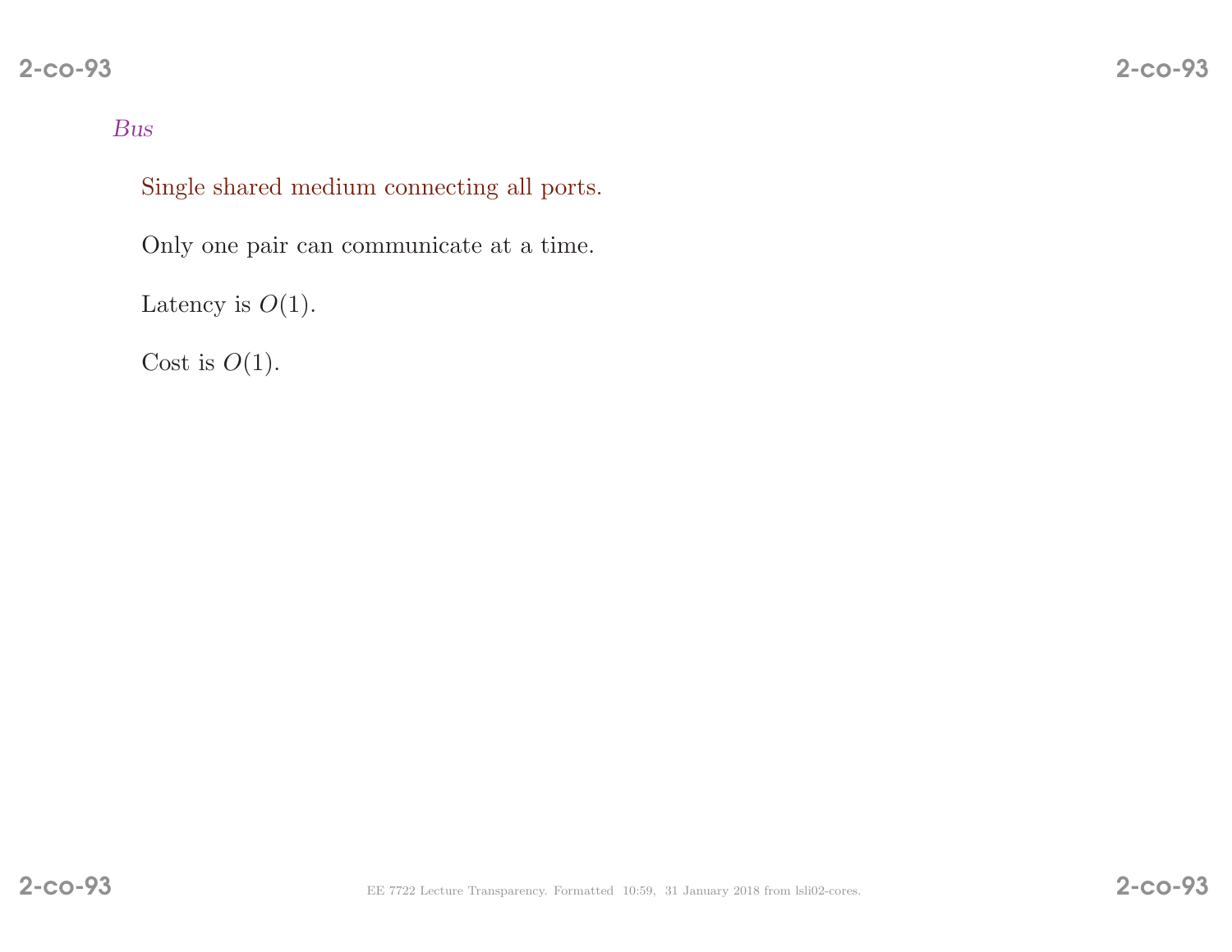*Bus*

Single shared medium connecting all ports.

Only one pair can communicate at a time.

Latency is $O(1)$.

Cost is $O(1)$.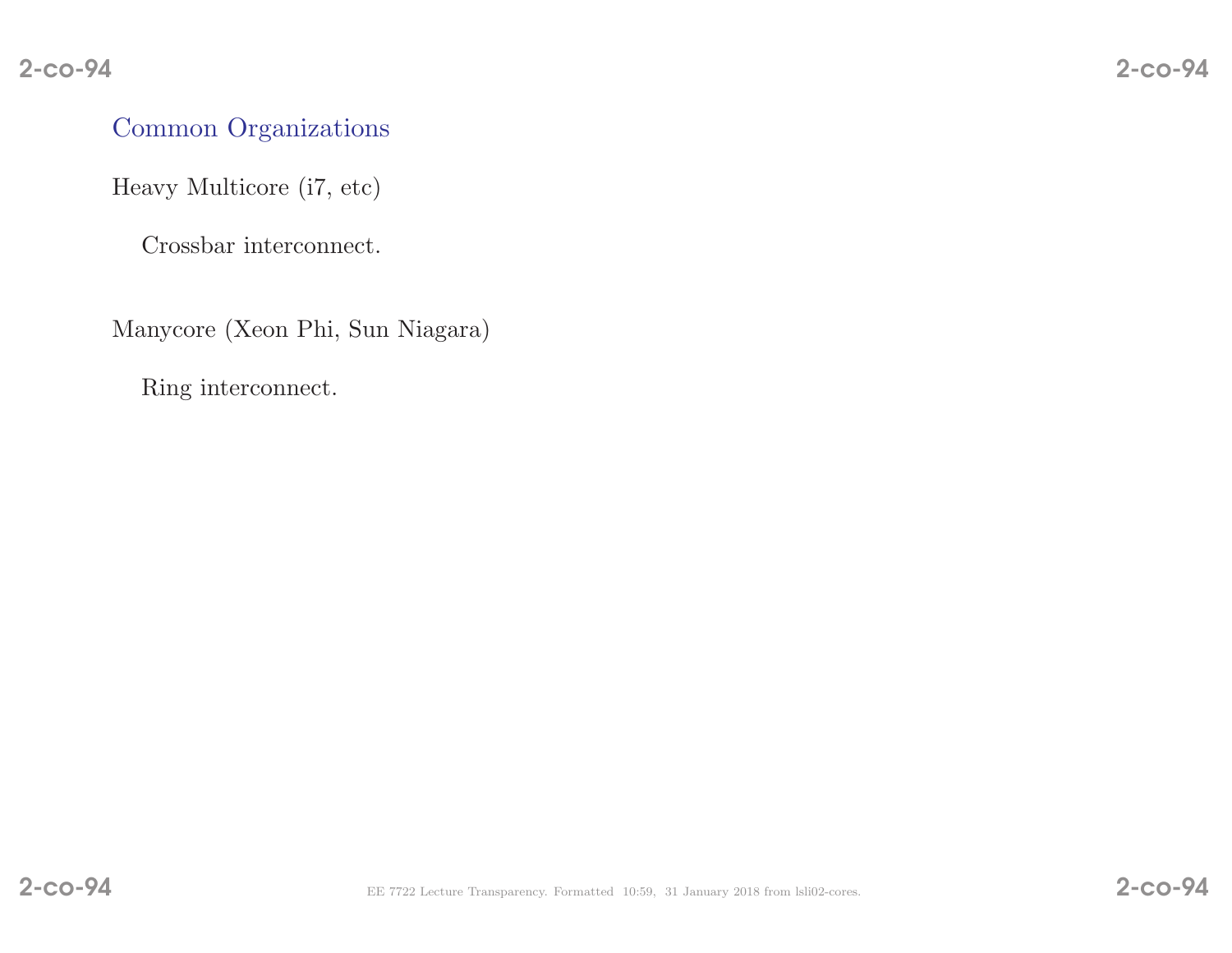## Common Organizations

Heavy Multicore (i7, etc)

Crossbar interconnect.

Manycore (Xeon Phi, Sun Niagara)

Ring interconnect.